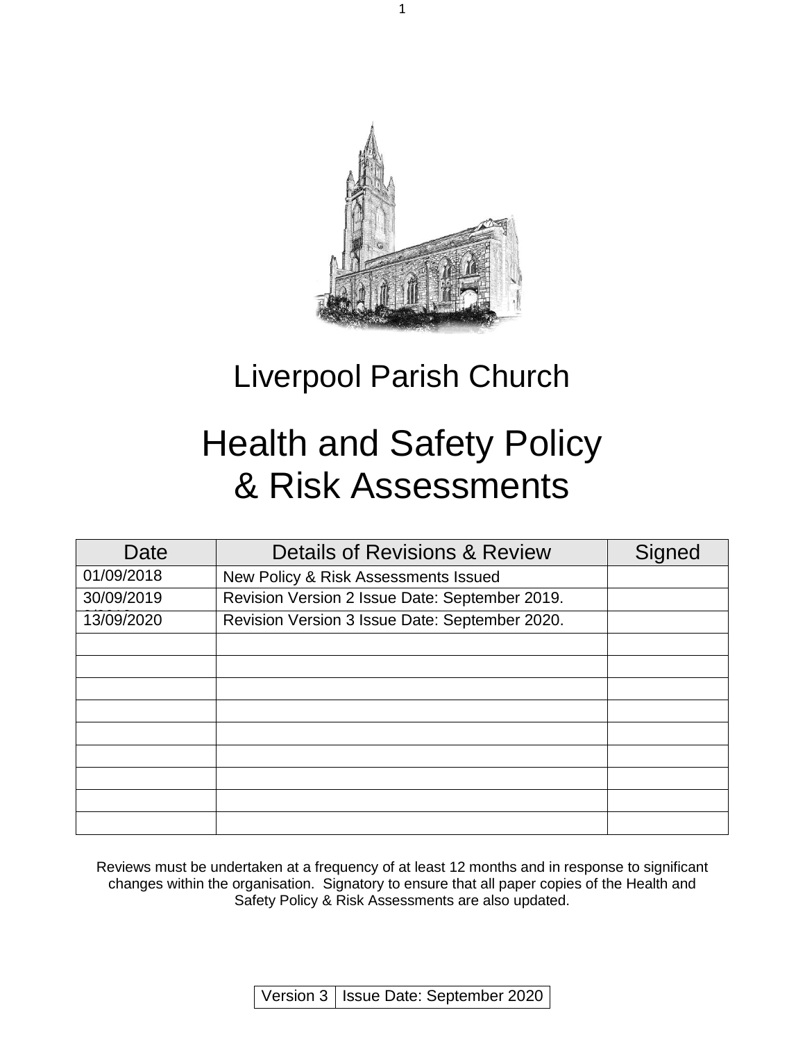# Liverpool Parish Church

# Health and Safety Policy & Risk Assessments

| Date | Details of Revisions & Review | Signed |
|---|---|---|
| 01/09/2018 | New Policy & Risk Assessments Issued | |
| 30/09/2019 | Revision Version 2 Issue Date: September 2019. | |
| 13/09/2020 | Revision Version 3 Issue Date: September 2020. | |
| | | |
| | | |
| | | |
| | | |
| | | |
| | | |
| | | |
| | | |
| | | |

Reviews must be undertaken at a frequency of at least 12 months and in response to significant changes within the organisation. Signatory to ensure that all paper copies of the Health and Safety Policy & Risk Assessments are also updated.

| Version 3 | Issue Date: September 2020 |
|---|---|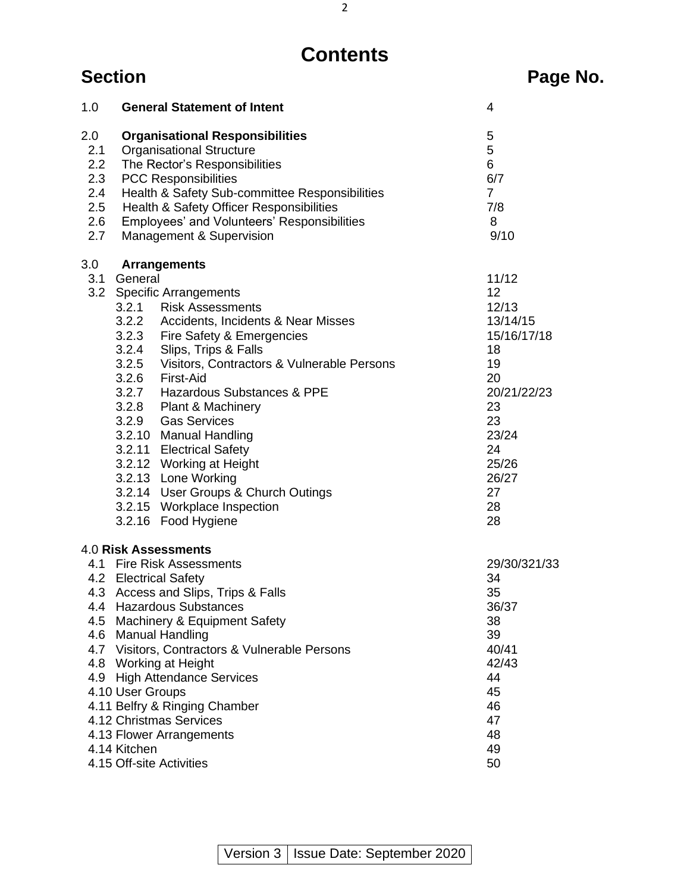# Contents

| Section | | Page No. |
|---|---|---|
| 1.0 | **General Statement of Intent** | 4 |
| 2.0 | **Organisational Responsibilities** | 5 |
| 2.1 | Organisational Structure | 5 |
| 2.2 | The Rector's Responsibilities | 6 |
| 2.3 | PCC Responsibilities | 6/7 |
| 2.4 | Health & Safety Sub-committee Responsibilities | 7 |
| 2.5 | Health & Safety Officer Responsibilities | 7/8 |
| 2.6 | Employees' and Volunteers' Responsibilities | 8 |
| 2.7 | Management & Supervision | 9/10 |
| 3.0 | **Arrangements** | |
| 3.1 | General | 11/12 |
| 3.2 | Specific Arrangements | 12 |
| 3.2.1 | Risk Assessments | 12/13 |
| 3.2.2 | Accidents, Incidents & Near Misses | 13/14/15 |
| 3.2.3 | Fire Safety & Emergencies | 15/16/17/18 |
| 3.2.4 | Slips, Trips & Falls | 18 |
| 3.2.5 | Visitors, Contractors & Vulnerable Persons | 19 |
| 3.2.6 | First-Aid | 20 |
| 3.2.7 | Hazardous Substances & PPE | 20/21/22/23 |
| 3.2.8 | Plant & Machinery | 23 |
| 3.2.9 | Gas Services | 23 |
| 3.2.10 | Manual Handling | 23/24 |
| 3.2.11 | Electrical Safety | 24 |
| 3.2.12 | Working at Height | 25/26 |
| 3.2.13 | Lone Working | 26/27 |
| 3.2.14 | User Groups & Church Outings | 27 |
| 3.2.15 | Workplace Inspection | 28 |
| 3.2.16 | Food Hygiene | 28 |
| 4.0 | **Risk Assessments** | |
| 4.1 | Fire Risk Assessments | 29/30/321/33 |
| 4.2 | Electrical Safety | 34 |
| 4.3 | Access and Slips, Trips & Falls | 35 |
| 4.4 | Hazardous Substances | 36/37 |
| 4.5 | Machinery & Equipment Safety | 38 |
| 4.6 | Manual Handling | 39 |
| 4.7 | Visitors, Contractors & Vulnerable Persons | 40/41 |
| 4.8 | Working at Height | 42/43 |
| 4.9 | High Attendance Services | 44 |
| 4.10 | User Groups | 45 |
| 4.11 | Belfry & Ringing Chamber | 46 |
| 4.12 | Christmas Services | 47 |
| 4.13 | Flower Arrangements | 48 |
| 4.14 | Kitchen | 49 |
| 4.15 | Off-site Activities | 50 |

| Version 3 | Issue Date: September 2020 |
|---|---|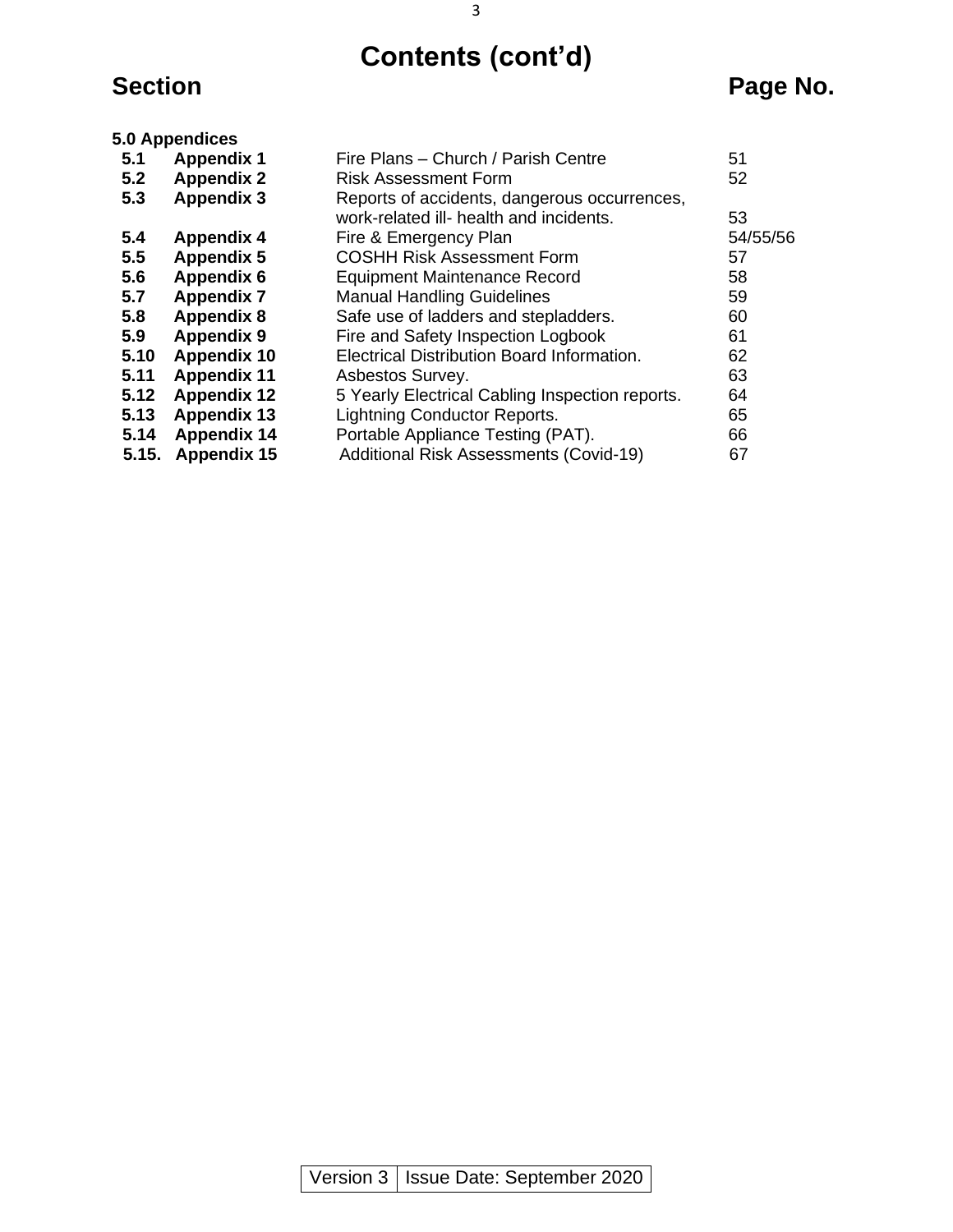# Contents (cont'd)

| Section | | | Page No. |
|---|---|---|---|
| **5.0 Appendices** | | | |
| **5.1** | **Appendix 1** | Fire Plans – Church / Parish Centre | 51 |
| **5.2** | **Appendix 2** | Risk Assessment Form | 52 |
| **5.3** | **Appendix 3** | Reports of accidents, dangerous occurrences, work-related ill- health and incidents. | 53 |
| **5.4** | **Appendix 4** | Fire & Emergency Plan | 54/55/56 |
| **5.5** | **Appendix 5** | COSHH Risk Assessment Form | 57 |
| **5.6** | **Appendix 6** | Equipment Maintenance Record | 58 |
| **5.7** | **Appendix 7** | Manual Handling Guidelines | 59 |
| **5.8** | **Appendix 8** | Safe use of ladders and stepladders. | 60 |
| **5.9** | **Appendix 9** | Fire and Safety Inspection Logbook | 61 |
| **5.10** | **Appendix 10** | Electrical Distribution Board Information. | 62 |
| **5.11** | **Appendix 11** | Asbestos Survey. | 63 |
| **5.12** | **Appendix 12** | 5 Yearly Electrical Cabling Inspection reports. | 64 |
| **5.13** | **Appendix 13** | Lightning Conductor Reports. | 65 |
| **5.14** | **Appendix 14** | Portable Appliance Testing (PAT). | 66 |
| **5.15.** | **Appendix 15** | Additional Risk Assessments (Covid-19) | 67 |

| Version 3 | Issue Date: September 2020 |
|---|---|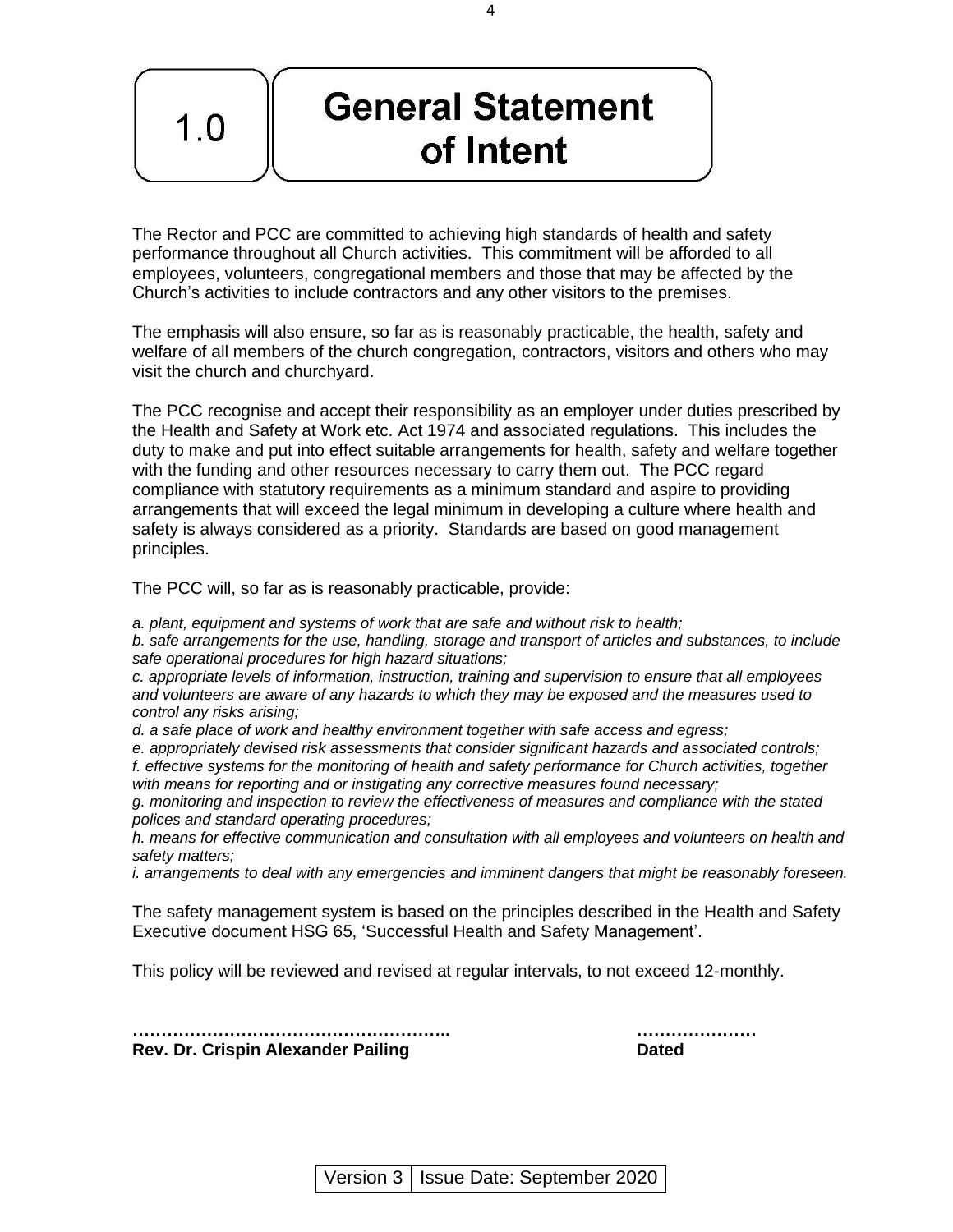# 1.0 General Statement of Intent

The Rector and PCC are committed to achieving high standards of health and safety performance throughout all Church activities. This commitment will be afforded to all employees, volunteers, congregational members and those that may be affected by the Church's activities to include contractors and any other visitors to the premises.

The emphasis will also ensure, so far as is reasonably practicable, the health, safety and welfare of all members of the church congregation, contractors, visitors and others who may visit the church and churchyard.

The PCC recognise and accept their responsibility as an employer under duties prescribed by the Health and Safety at Work etc. Act 1974 and associated regulations. This includes the duty to make and put into effect suitable arrangements for health, safety and welfare together with the funding and other resources necessary to carry them out. The PCC regard compliance with statutory requirements as a minimum standard and aspire to providing arrangements that will exceed the legal minimum in developing a culture where health and safety is always considered as a priority. Standards are based on good management principles.

The PCC will, so far as is reasonably practicable, provide:

*a. plant, equipment and systems of work that are safe and without risk to health;*
*b. safe arrangements for the use, handling, storage and transport of articles and substances, to include safe operational procedures for high hazard situations;*
*c. appropriate levels of information, instruction, training and supervision to ensure that all employees and volunteers are aware of any hazards to which they may be exposed and the measures used to control any risks arising;*
*d. a safe place of work and healthy environment together with safe access and egress;*
*e. appropriately devised risk assessments that consider significant hazards and associated controls;*
*f. effective systems for the monitoring of health and safety performance for Church activities, together with means for reporting and or instigating any corrective measures found necessary;*
*g. monitoring and inspection to review the effectiveness of measures and compliance with the stated polices and standard operating procedures;*
*h. means for effective communication and consultation with all employees and volunteers on health and safety matters;*
*i. arrangements to deal with any emergencies and imminent dangers that might be reasonably foreseen.*

The safety management system is based on the principles described in the Health and Safety Executive document HSG 65, 'Successful Health and Safety Management'.

This policy will be reviewed and revised at regular intervals, to not exceed 12-monthly.

**………………………………………………..** **…………………**
**Rev. Dr. Crispin Alexander Pailing** **Dated**

| Version 3 | Issue Date: September 2020 |
|---|---|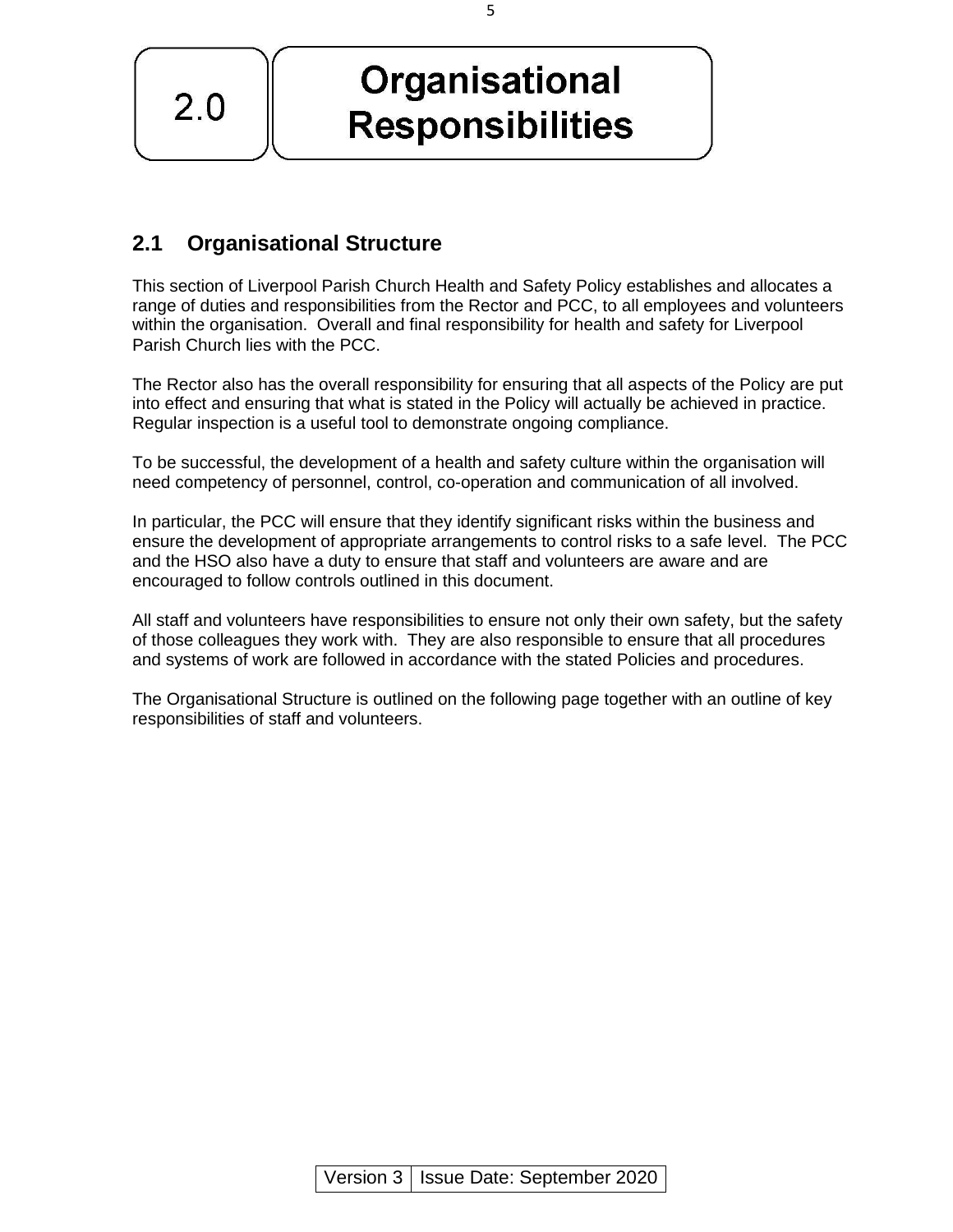# 2.0 Organisational Responsibilities

## 2.1 Organisational Structure

This section of Liverpool Parish Church Health and Safety Policy establishes and allocates a range of duties and responsibilities from the Rector and PCC, to all employees and volunteers within the organisation. Overall and final responsibility for health and safety for Liverpool Parish Church lies with the PCC.

The Rector also has the overall responsibility for ensuring that all aspects of the Policy are put into effect and ensuring that what is stated in the Policy will actually be achieved in practice. Regular inspection is a useful tool to demonstrate ongoing compliance.

To be successful, the development of a health and safety culture within the organisation will need competency of personnel, control, co-operation and communication of all involved.

In particular, the PCC will ensure that they identify significant risks within the business and ensure the development of appropriate arrangements to control risks to a safe level. The PCC and the HSO also have a duty to ensure that staff and volunteers are aware and are encouraged to follow controls outlined in this document.

All staff and volunteers have responsibilities to ensure not only their own safety, but the safety of those colleagues they work with. They are also responsible to ensure that all procedures and systems of work are followed in accordance with the stated Policies and procedures.

The Organisational Structure is outlined on the following page together with an outline of key responsibilities of staff and volunteers.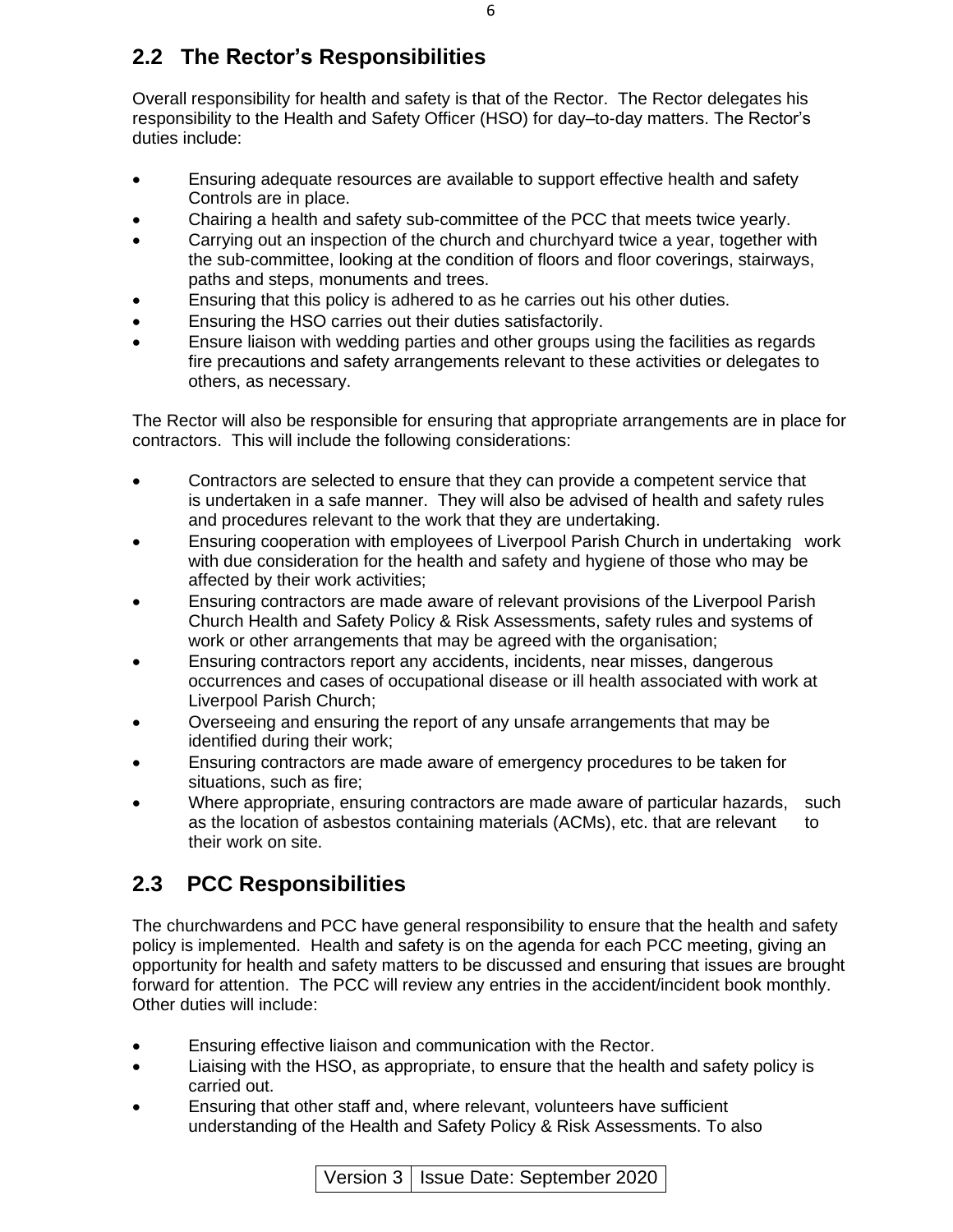## 2.2 The Rector's Responsibilities

Overall responsibility for health and safety is that of the Rector. The Rector delegates his responsibility to the Health and Safety Officer (HSO) for day–to-day matters. The Rector's duties include:

- Ensuring adequate resources are available to support effective health and safety Controls are in place.
- Chairing a health and safety sub-committee of the PCC that meets twice yearly.
- Carrying out an inspection of the church and churchyard twice a year, together with the sub-committee, looking at the condition of floors and floor coverings, stairways, paths and steps, monuments and trees.
- Ensuring that this policy is adhered to as he carries out his other duties.
- Ensuring the HSO carries out their duties satisfactorily.
- Ensure liaison with wedding parties and other groups using the facilities as regards fire precautions and safety arrangements relevant to these activities or delegates to others, as necessary.

The Rector will also be responsible for ensuring that appropriate arrangements are in place for contractors. This will include the following considerations:

- Contractors are selected to ensure that they can provide a competent service that is undertaken in a safe manner. They will also be advised of health and safety rules and procedures relevant to the work that they are undertaking.
- Ensuring cooperation with employees of Liverpool Parish Church in undertaking work with due consideration for the health and safety and hygiene of those who may be affected by their work activities;
- Ensuring contractors are made aware of relevant provisions of the Liverpool Parish Church Health and Safety Policy & Risk Assessments, safety rules and systems of work or other arrangements that may be agreed with the organisation;
- Ensuring contractors report any accidents, incidents, near misses, dangerous occurrences and cases of occupational disease or ill health associated with work at Liverpool Parish Church;
- Overseeing and ensuring the report of any unsafe arrangements that may be identified during their work;
- Ensuring contractors are made aware of emergency procedures to be taken for situations, such as fire;
- Where appropriate, ensuring contractors are made aware of particular hazards, such as the location of asbestos containing materials (ACMs), etc. that are relevant to their work on site.

## 2.3 PCC Responsibilities

The churchwardens and PCC have general responsibility to ensure that the health and safety policy is implemented. Health and safety is on the agenda for each PCC meeting, giving an opportunity for health and safety matters to be discussed and ensuring that issues are brought forward for attention. The PCC will review any entries in the accident/incident book monthly. Other duties will include:

- Ensuring effective liaison and communication with the Rector.
- Liaising with the HSO, as appropriate, to ensure that the health and safety policy is carried out.
- Ensuring that other staff and, where relevant, volunteers have sufficient understanding of the Health and Safety Policy & Risk Assessments. To also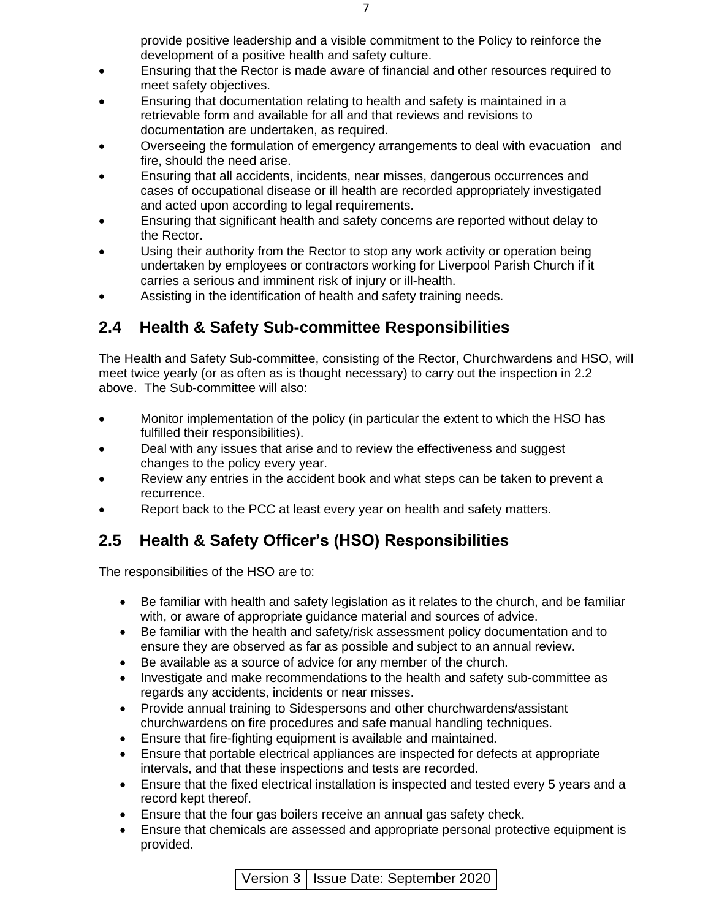provide positive leadership and a visible commitment to the Policy to reinforce the development of a positive health and safety culture.

- Ensuring that the Rector is made aware of financial and other resources required to meet safety objectives.
- Ensuring that documentation relating to health and safety is maintained in a retrievable form and available for all and that reviews and revisions to documentation are undertaken, as required.
- Overseeing the formulation of emergency arrangements to deal with evacuation and fire, should the need arise.
- Ensuring that all accidents, incidents, near misses, dangerous occurrences and cases of occupational disease or ill health are recorded appropriately investigated and acted upon according to legal requirements.
- Ensuring that significant health and safety concerns are reported without delay to the Rector.
- Using their authority from the Rector to stop any work activity or operation being undertaken by employees or contractors working for Liverpool Parish Church if it carries a serious and imminent risk of injury or ill-health.
- Assisting in the identification of health and safety training needs.

## 2.4 Health & Safety Sub-committee Responsibilities

The Health and Safety Sub-committee, consisting of the Rector, Churchwardens and HSO, will meet twice yearly (or as often as is thought necessary) to carry out the inspection in 2.2 above. The Sub-committee will also:

- Monitor implementation of the policy (in particular the extent to which the HSO has fulfilled their responsibilities).
- Deal with any issues that arise and to review the effectiveness and suggest changes to the policy every year.
- Review any entries in the accident book and what steps can be taken to prevent a recurrence.
- Report back to the PCC at least every year on health and safety matters.

## 2.5 Health & Safety Officer's (HSO) Responsibilities

The responsibilities of the HSO are to:

- Be familiar with health and safety legislation as it relates to the church, and be familiar with, or aware of appropriate guidance material and sources of advice.
- Be familiar with the health and safety/risk assessment policy documentation and to ensure they are observed as far as possible and subject to an annual review.
- Be available as a source of advice for any member of the church.
- Investigate and make recommendations to the health and safety sub-committee as regards any accidents, incidents or near misses.
- Provide annual training to Sidespersons and other churchwardens/assistant churchwardens on fire procedures and safe manual handling techniques.
- Ensure that fire-fighting equipment is available and maintained.
- Ensure that portable electrical appliances are inspected for defects at appropriate intervals, and that these inspections and tests are recorded.
- Ensure that the fixed electrical installation is inspected and tested every 5 years and a record kept thereof.
- Ensure that the four gas boilers receive an annual gas safety check.
- Ensure that chemicals are assessed and appropriate personal protective equipment is provided.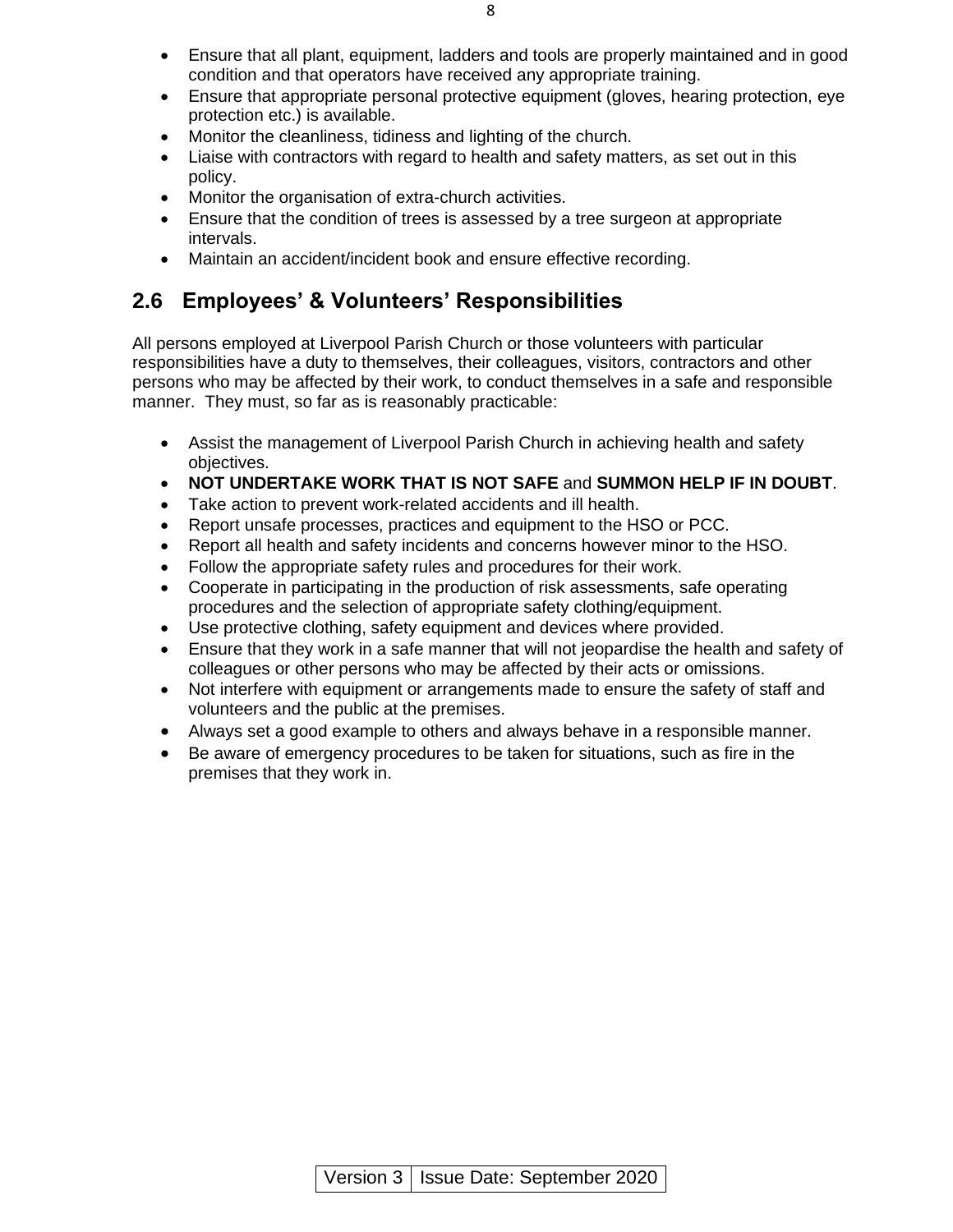- Ensure that all plant, equipment, ladders and tools are properly maintained and in good condition and that operators have received any appropriate training.
- Ensure that appropriate personal protective equipment (gloves, hearing protection, eye protection etc.) is available.
- Monitor the cleanliness, tidiness and lighting of the church.
- Liaise with contractors with regard to health and safety matters, as set out in this policy.
- Monitor the organisation of extra-church activities.
- Ensure that the condition of trees is assessed by a tree surgeon at appropriate intervals.
- Maintain an accident/incident book and ensure effective recording.

## 2.6 Employees' & Volunteers' Responsibilities

All persons employed at Liverpool Parish Church or those volunteers with particular responsibilities have a duty to themselves, their colleagues, visitors, contractors and other persons who may be affected by their work, to conduct themselves in a safe and responsible manner. They must, so far as is reasonably practicable:

- Assist the management of Liverpool Parish Church in achieving health and safety objectives.
- **NOT UNDERTAKE WORK THAT IS NOT SAFE** and **SUMMON HELP IF IN DOUBT**.
- Take action to prevent work-related accidents and ill health.
- Report unsafe processes, practices and equipment to the HSO or PCC.
- Report all health and safety incidents and concerns however minor to the HSO.
- Follow the appropriate safety rules and procedures for their work.
- Cooperate in participating in the production of risk assessments, safe operating procedures and the selection of appropriate safety clothing/equipment.
- Use protective clothing, safety equipment and devices where provided.
- Ensure that they work in a safe manner that will not jeopardise the health and safety of colleagues or other persons who may be affected by their acts or omissions.
- Not interfere with equipment or arrangements made to ensure the safety of staff and volunteers and the public at the premises.
- Always set a good example to others and always behave in a responsible manner.
- Be aware of emergency procedures to be taken for situations, such as fire in the premises that they work in.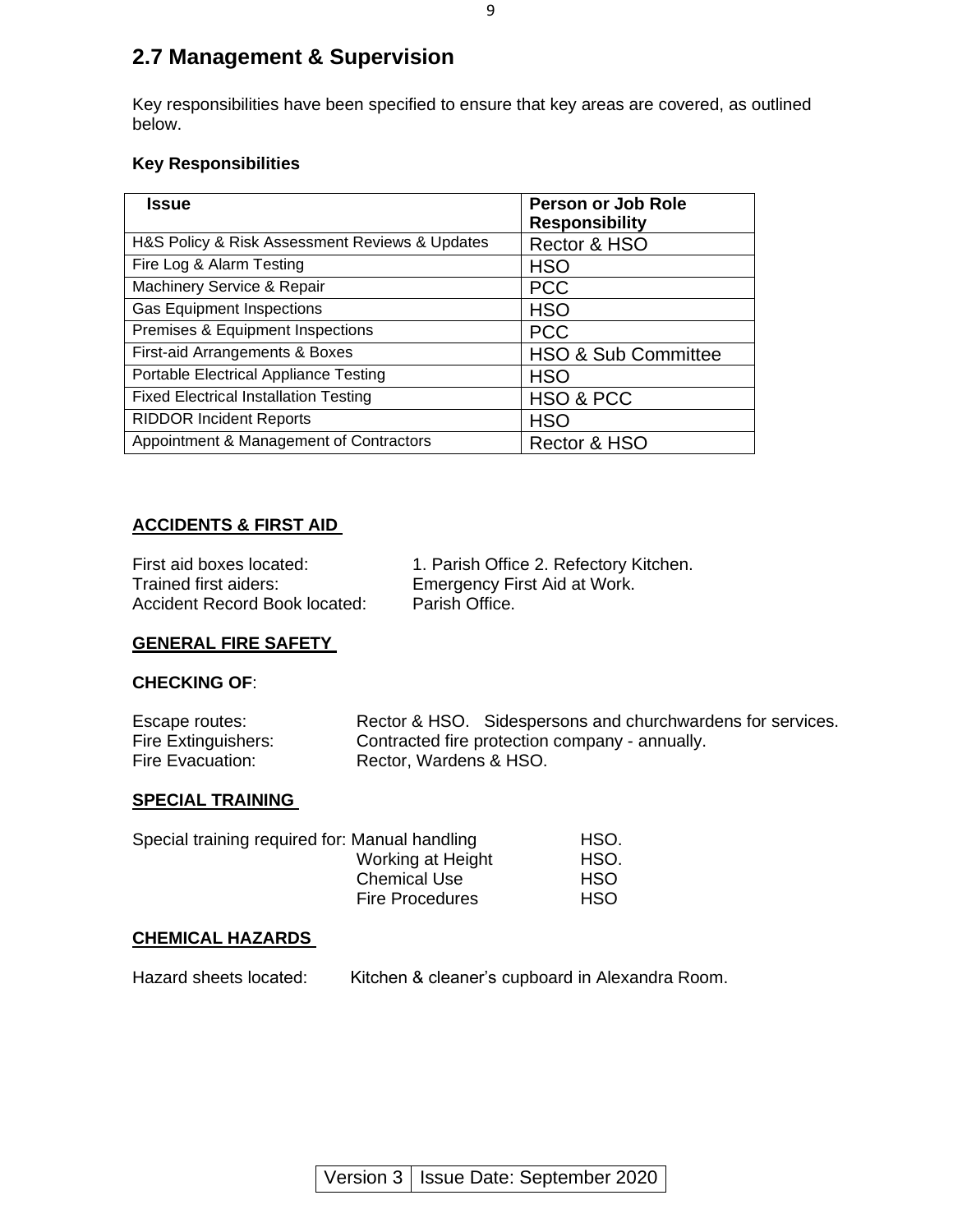## 2.7 Management & Supervision

Key responsibilities have been specified to ensure that key areas are covered, as outlined below.

**Key Responsibilities**

| Issue | Person or Job Role Responsibility |
|---|---|
| H&S Policy & Risk Assessment Reviews & Updates | Rector & HSO |
| Fire Log & Alarm Testing | HSO |
| Machinery Service & Repair | PCC |
| Gas Equipment Inspections | HSO |
| Premises & Equipment Inspections | PCC |
| First-aid Arrangements & Boxes | HSO & Sub Committee |
| Portable Electrical Appliance Testing | HSO |
| Fixed Electrical Installation Testing | HSO & PCC |
| RIDDOR Incident Reports | HSO |
| Appointment & Management of Contractors | Rector & HSO |

**ACCIDENTS & FIRST AID**

First aid boxes located: 1. Parish Office 2. Refectory Kitchen.
Trained first aiders: Emergency First Aid at Work.
Accident Record Book located: Parish Office.

**GENERAL FIRE SAFETY**

**CHECKING OF**:

Escape routes: Rector & HSO. Sidespersons and churchwardens for services.
Fire Extinguishers: Contracted fire protection company - annually.
Fire Evacuation: Rector, Wardens & HSO.

**SPECIAL TRAINING**

| Special training required for: | | |
|---|---|---|
| | Manual handling | HSO. |
| | Working at Height | HSO. |
| | Chemical Use | HSO |
| | Fire Procedures | HSO |

**CHEMICAL HAZARDS**

Hazard sheets located: Kitchen & cleaner's cupboard in Alexandra Room.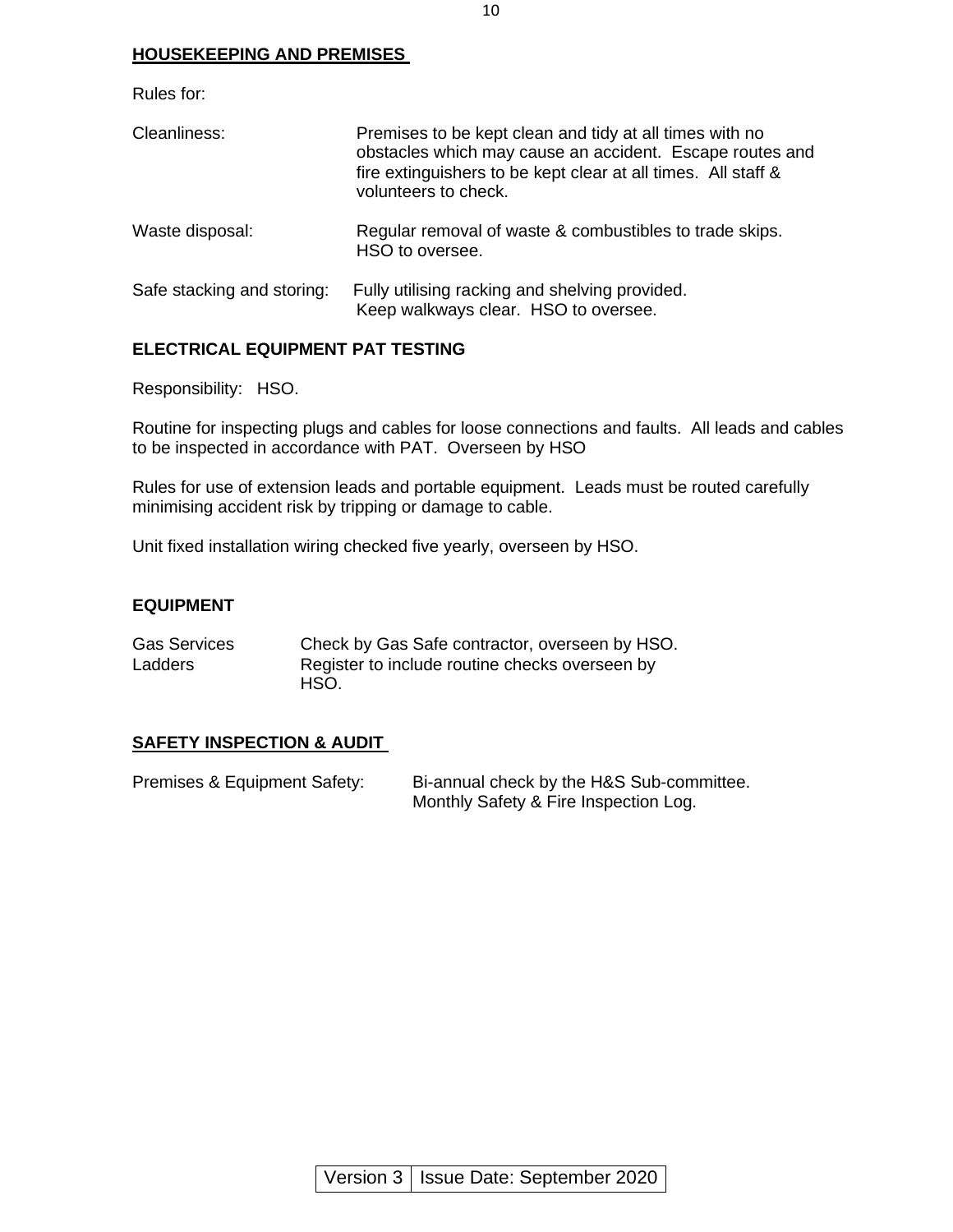## HOUSEKEEPING AND PREMISES

Rules for:

| | |
|---|---|
| Cleanliness: | Premises to be kept clean and tidy at all times with no obstacles which may cause an accident. Escape routes and fire extinguishers to be kept clear at all times. All staff & volunteers to check. |
| Waste disposal: | Regular removal of waste & combustibles to trade skips. HSO to oversee. |
| Safe stacking and storing: | Fully utilising racking and shelving provided. Keep walkways clear. HSO to oversee. |

## ELECTRICAL EQUIPMENT PAT TESTING

Responsibility: HSO.

Routine for inspecting plugs and cables for loose connections and faults. All leads and cables to be inspected in accordance with PAT. Overseen by HSO

Rules for use of extension leads and portable equipment. Leads must be routed carefully minimising accident risk by tripping or damage to cable.

Unit fixed installation wiring checked five yearly, overseen by HSO.

## EQUIPMENT

| | |
|---|---|
| Gas Services | Check by Gas Safe contractor, overseen by HSO. |
| Ladders | Register to include routine checks overseen by HSO. |

## SAFETY INSPECTION & AUDIT

| | |
|---|---|
| Premises & Equipment Safety: | Bi-annual check by the H&S Sub-committee.<br>Monthly Safety & Fire Inspection Log. |

| Version 3 | Issue Date: September 2020 |
|---|---|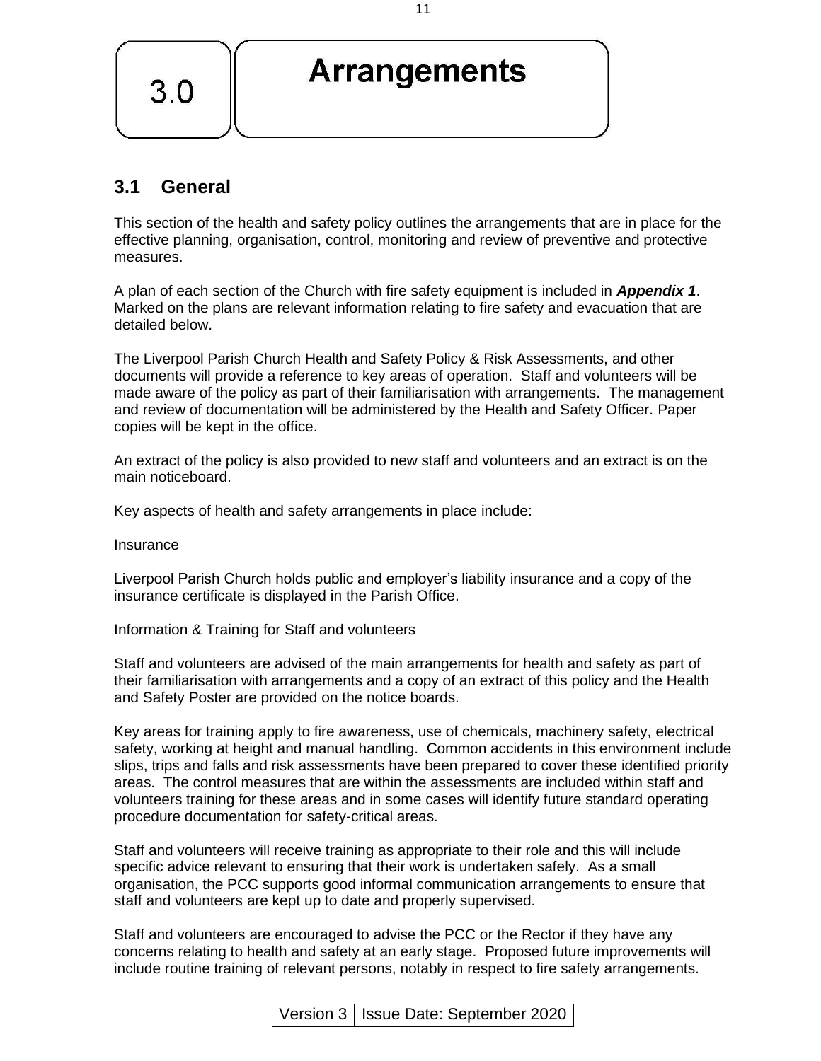# 3.0 Arrangements

## 3.1 General

This section of the health and safety policy outlines the arrangements that are in place for the effective planning, organisation, control, monitoring and review of preventive and protective measures.

A plan of each section of the Church with fire safety equipment is included in ***Appendix 1***. Marked on the plans are relevant information relating to fire safety and evacuation that are detailed below.

The Liverpool Parish Church Health and Safety Policy & Risk Assessments, and other documents will provide a reference to key areas of operation. Staff and volunteers will be made aware of the policy as part of their familiarisation with arrangements. The management and review of documentation will be administered by the Health and Safety Officer. Paper copies will be kept in the office.

An extract of the policy is also provided to new staff and volunteers and an extract is on the main noticeboard.

Key aspects of health and safety arrangements in place include:

Insurance

Liverpool Parish Church holds public and employer's liability insurance and a copy of the insurance certificate is displayed in the Parish Office.

Information & Training for Staff and volunteers

Staff and volunteers are advised of the main arrangements for health and safety as part of their familiarisation with arrangements and a copy of an extract of this policy and the Health and Safety Poster are provided on the notice boards.

Key areas for training apply to fire awareness, use of chemicals, machinery safety, electrical safety, working at height and manual handling. Common accidents in this environment include slips, trips and falls and risk assessments have been prepared to cover these identified priority areas. The control measures that are within the assessments are included within staff and volunteers training for these areas and in some cases will identify future standard operating procedure documentation for safety-critical areas.

Staff and volunteers will receive training as appropriate to their role and this will include specific advice relevant to ensuring that their work is undertaken safely. As a small organisation, the PCC supports good informal communication arrangements to ensure that staff and volunteers are kept up to date and properly supervised.

Staff and volunteers are encouraged to advise the PCC or the Rector if they have any concerns relating to health and safety at an early stage. Proposed future improvements will include routine training of relevant persons, notably in respect to fire safety arrangements.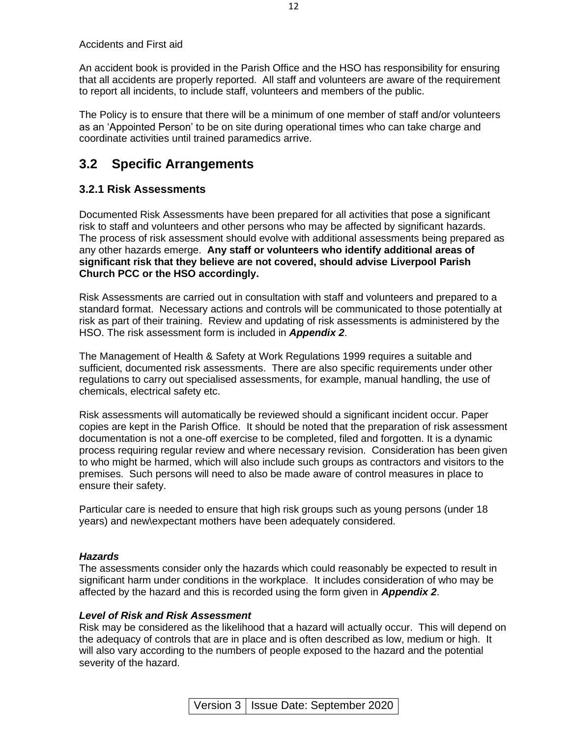Accidents and First aid

An accident book is provided in the Parish Office and the HSO has responsibility for ensuring that all accidents are properly reported. All staff and volunteers are aware of the requirement to report all incidents, to include staff, volunteers and members of the public.

The Policy is to ensure that there will be a minimum of one member of staff and/or volunteers as an 'Appointed Person' to be on site during operational times who can take charge and coordinate activities until trained paramedics arrive.

## 3.2 Specific Arrangements

### 3.2.1 Risk Assessments

Documented Risk Assessments have been prepared for all activities that pose a significant risk to staff and volunteers and other persons who may be affected by significant hazards. The process of risk assessment should evolve with additional assessments being prepared as any other hazards emerge. **Any staff or volunteers who identify additional areas of significant risk that they believe are not covered, should advise Liverpool Parish Church PCC or the HSO accordingly.**

Risk Assessments are carried out in consultation with staff and volunteers and prepared to a standard format. Necessary actions and controls will be communicated to those potentially at risk as part of their training. Review and updating of risk assessments is administered by the HSO. The risk assessment form is included in ***Appendix 2***.

The Management of Health & Safety at Work Regulations 1999 requires a suitable and sufficient, documented risk assessments. There are also specific requirements under other regulations to carry out specialised assessments, for example, manual handling, the use of chemicals, electrical safety etc.

Risk assessments will automatically be reviewed should a significant incident occur. Paper copies are kept in the Parish Office. It should be noted that the preparation of risk assessment documentation is not a one-off exercise to be completed, filed and forgotten. It is a dynamic process requiring regular review and where necessary revision. Consideration has been given to who might be harmed, which will also include such groups as contractors and visitors to the premises. Such persons will need to also be made aware of control measures in place to ensure their safety.

Particular care is needed to ensure that high risk groups such as young persons (under 18 years) and new\expectant mothers have been adequately considered.

***Hazards***

The assessments consider only the hazards which could reasonably be expected to result in significant harm under conditions in the workplace. It includes consideration of who may be affected by the hazard and this is recorded using the form given in ***Appendix 2***.

***Level of Risk and Risk Assessment***

Risk may be considered as the likelihood that a hazard will actually occur. This will depend on the adequacy of controls that are in place and is often described as low, medium or high. It will also vary according to the numbers of people exposed to the hazard and the potential severity of the hazard.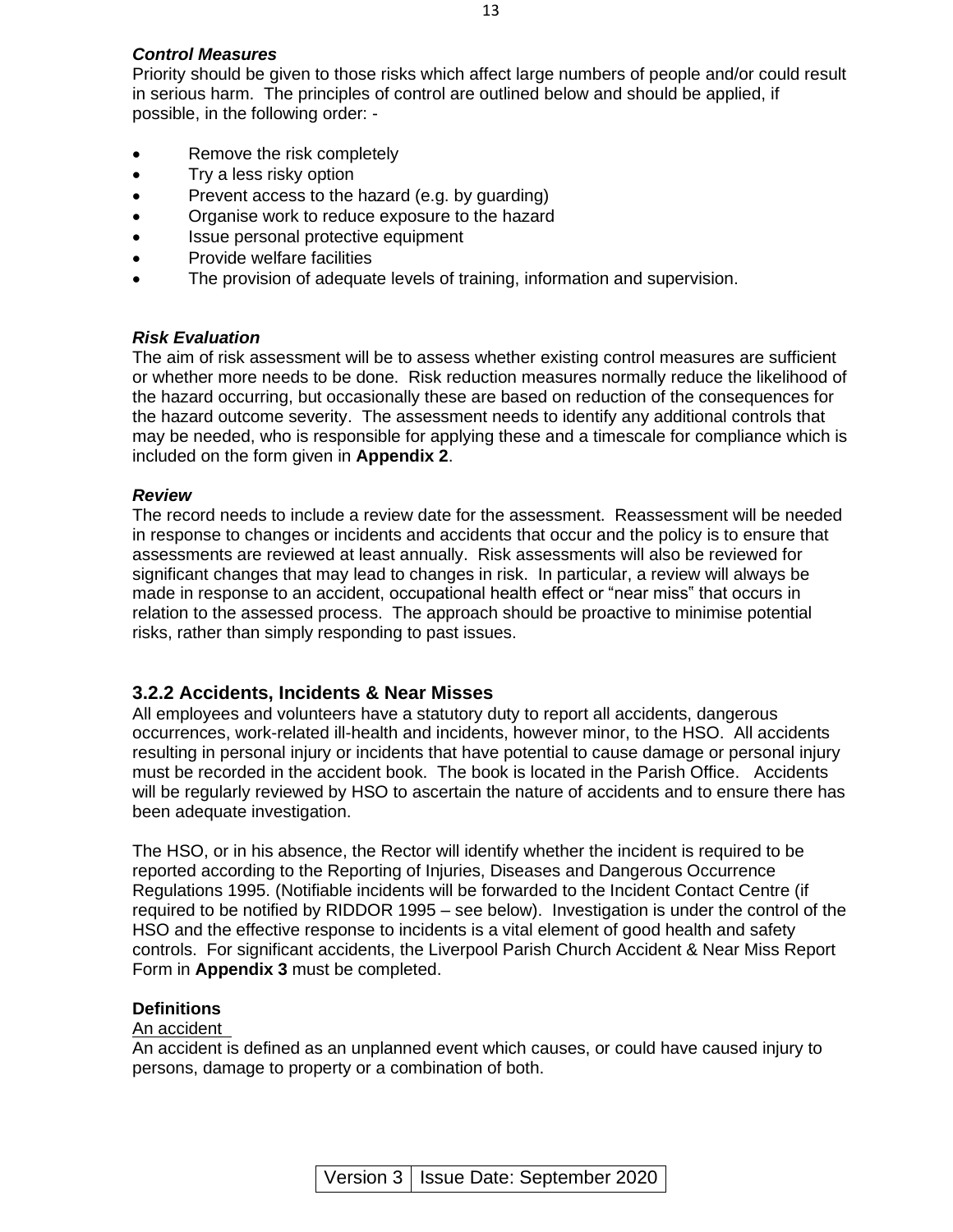***Control Measures***

Priority should be given to those risks which affect large numbers of people and/or could result in serious harm. The principles of control are outlined below and should be applied, if possible, in the following order: -

- Remove the risk completely
- Try a less risky option
- Prevent access to the hazard (e.g. by guarding)
- Organise work to reduce exposure to the hazard
- Issue personal protective equipment
- Provide welfare facilities
- The provision of adequate levels of training, information and supervision.

***Risk Evaluation***

The aim of risk assessment will be to assess whether existing control measures are sufficient or whether more needs to be done. Risk reduction measures normally reduce the likelihood of the hazard occurring, but occasionally these are based on reduction of the consequences for the hazard outcome severity. The assessment needs to identify any additional controls that may be needed, who is responsible for applying these and a timescale for compliance which is included on the form given in **Appendix 2**.

***Review***

The record needs to include a review date for the assessment. Reassessment will be needed in response to changes or incidents and accidents that occur and the policy is to ensure that assessments are reviewed at least annually. Risk assessments will also be reviewed for significant changes that may lead to changes in risk. In particular, a review will always be made in response to an accident, occupational health effect or "near miss" that occurs in relation to the assessed process. The approach should be proactive to minimise potential risks, rather than simply responding to past issues.

### 3.2.2 Accidents, Incidents & Near Misses

All employees and volunteers have a statutory duty to report all accidents, dangerous occurrences, work-related ill-health and incidents, however minor, to the HSO. All accidents resulting in personal injury or incidents that have potential to cause damage or personal injury must be recorded in the accident book. The book is located in the Parish Office. Accidents will be regularly reviewed by HSO to ascertain the nature of accidents and to ensure there has been adequate investigation.

The HSO, or in his absence, the Rector will identify whether the incident is required to be reported according to the Reporting of Injuries, Diseases and Dangerous Occurrence Regulations 1995. (Notifiable incidents will be forwarded to the Incident Contact Centre (if required to be notified by RIDDOR 1995 – see below). Investigation is under the control of the HSO and the effective response to incidents is a vital element of good health and safety controls. For significant accidents, the Liverpool Parish Church Accident & Near Miss Report Form in **Appendix 3** must be completed.

**Definitions**

<u>An accident</u>

An accident is defined as an unplanned event which causes, or could have caused injury to persons, damage to property or a combination of both.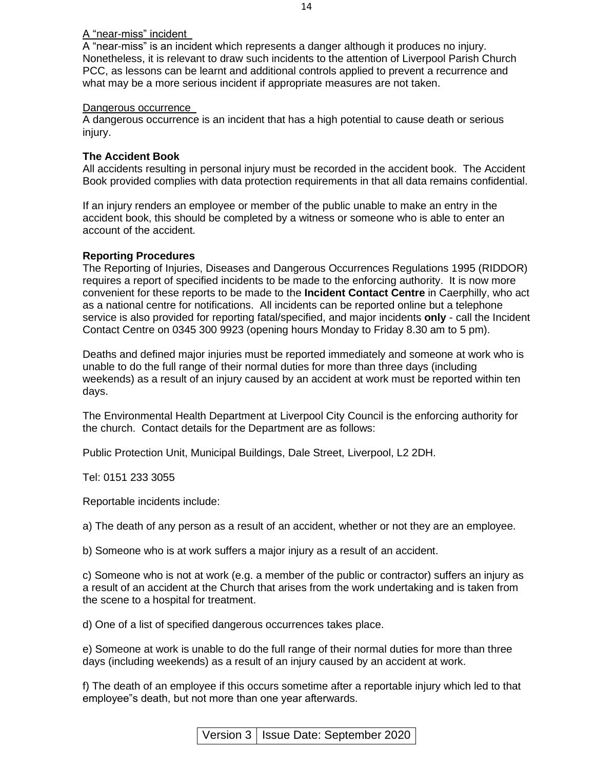A “near-miss” incident

A “near-miss” is an incident which represents a danger although it produces no injury. Nonetheless, it is relevant to draw such incidents to the attention of Liverpool Parish Church PCC, as lessons can be learnt and additional controls applied to prevent a recurrence and what may be a more serious incident if appropriate measures are not taken.

Dangerous occurrence

A dangerous occurrence is an incident that has a high potential to cause death or serious injury.

**The Accident Book**

All accidents resulting in personal injury must be recorded in the accident book. The Accident Book provided complies with data protection requirements in that all data remains confidential.

If an injury renders an employee or member of the public unable to make an entry in the accident book, this should be completed by a witness or someone who is able to enter an account of the accident.

**Reporting Procedures**

The Reporting of Injuries, Diseases and Dangerous Occurrences Regulations 1995 (RIDDOR) requires a report of specified incidents to be made to the enforcing authority. It is now more convenient for these reports to be made to the **Incident Contact Centre** in Caerphilly, who act as a national centre for notifications. All incidents can be reported online but a telephone service is also provided for reporting fatal/specified, and major incidents **only** - call the Incident Contact Centre on 0345 300 9923 (opening hours Monday to Friday 8.30 am to 5 pm).

Deaths and defined major injuries must be reported immediately and someone at work who is unable to do the full range of their normal duties for more than three days (including weekends) as a result of an injury caused by an accident at work must be reported within ten days.

The Environmental Health Department at Liverpool City Council is the enforcing authority for the church. Contact details for the Department are as follows:

Public Protection Unit, Municipal Buildings, Dale Street, Liverpool, L2 2DH.

Tel: 0151 233 3055

Reportable incidents include:

a) The death of any person as a result of an accident, whether or not they are an employee.

b) Someone who is at work suffers a major injury as a result of an accident.

c) Someone who is not at work (e.g. a member of the public or contractor) suffers an injury as a result of an accident at the Church that arises from the work undertaking and is taken from the scene to a hospital for treatment.

d) One of a list of specified dangerous occurrences takes place.

e) Someone at work is unable to do the full range of their normal duties for more than three days (including weekends) as a result of an injury caused by an accident at work.

f) The death of an employee if this occurs sometime after a reportable injury which led to that employee"s death, but not more than one year afterwards.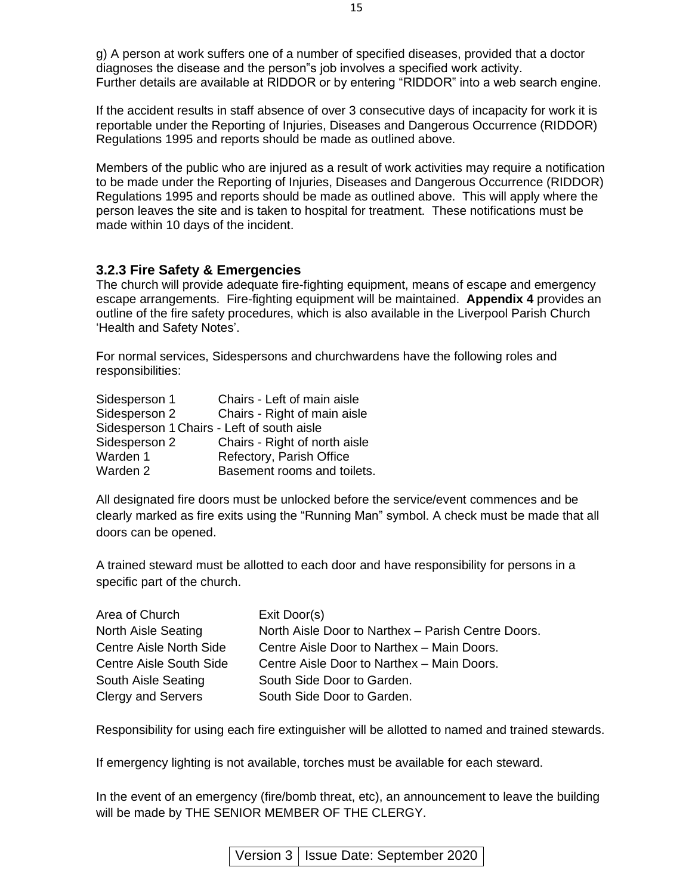g) A person at work suffers one of a number of specified diseases, provided that a doctor diagnoses the disease and the person"s job involves a specified work activity.
Further details are available at RIDDOR or by entering "RIDDOR" into a web search engine.

If the accident results in staff absence of over 3 consecutive days of incapacity for work it is reportable under the Reporting of Injuries, Diseases and Dangerous Occurrence (RIDDOR) Regulations 1995 and reports should be made as outlined above.

Members of the public who are injured as a result of work activities may require a notification to be made under the Reporting of Injuries, Diseases and Dangerous Occurrence (RIDDOR) Regulations 1995 and reports should be made as outlined above. This will apply where the person leaves the site and is taken to hospital for treatment. These notifications must be made within 10 days of the incident.

### 3.2.3 Fire Safety & Emergencies

The church will provide adequate fire-fighting equipment, means of escape and emergency escape arrangements. Fire-fighting equipment will be maintained. **Appendix 4** provides an outline of the fire safety procedures, which is also available in the Liverpool Parish Church 'Health and Safety Notes'.

For normal services, Sidespersons and churchwardens have the following roles and responsibilities:

| | |
|---|---|
| Sidesperson 1 | Chairs - Left of main aisle |
| Sidesperson 2 | Chairs - Right of main aisle |
| Sidesperson 1 | Chairs - Left of south aisle |
| Sidesperson 2 | Chairs - Right of north aisle |
| Warden 1 | Refectory, Parish Office |
| Warden 2 | Basement rooms and toilets. |

All designated fire doors must be unlocked before the service/event commences and be clearly marked as fire exits using the "Running Man" symbol. A check must be made that all doors can be opened.

A trained steward must be allotted to each door and have responsibility for persons in a specific part of the church.

| Area of Church | Exit Door(s) |
|---|---|
| North Aisle Seating | North Aisle Door to Narthex – Parish Centre Doors. |
| Centre Aisle North Side | Centre Aisle Door to Narthex – Main Doors. |
| Centre Aisle South Side | Centre Aisle Door to Narthex – Main Doors. |
| South Aisle Seating | South Side Door to Garden. |
| Clergy and Servers | South Side Door to Garden. |

Responsibility for using each fire extinguisher will be allotted to named and trained stewards.

If emergency lighting is not available, torches must be available for each steward.

In the event of an emergency (fire/bomb threat, etc), an announcement to leave the building will be made by THE SENIOR MEMBER OF THE CLERGY.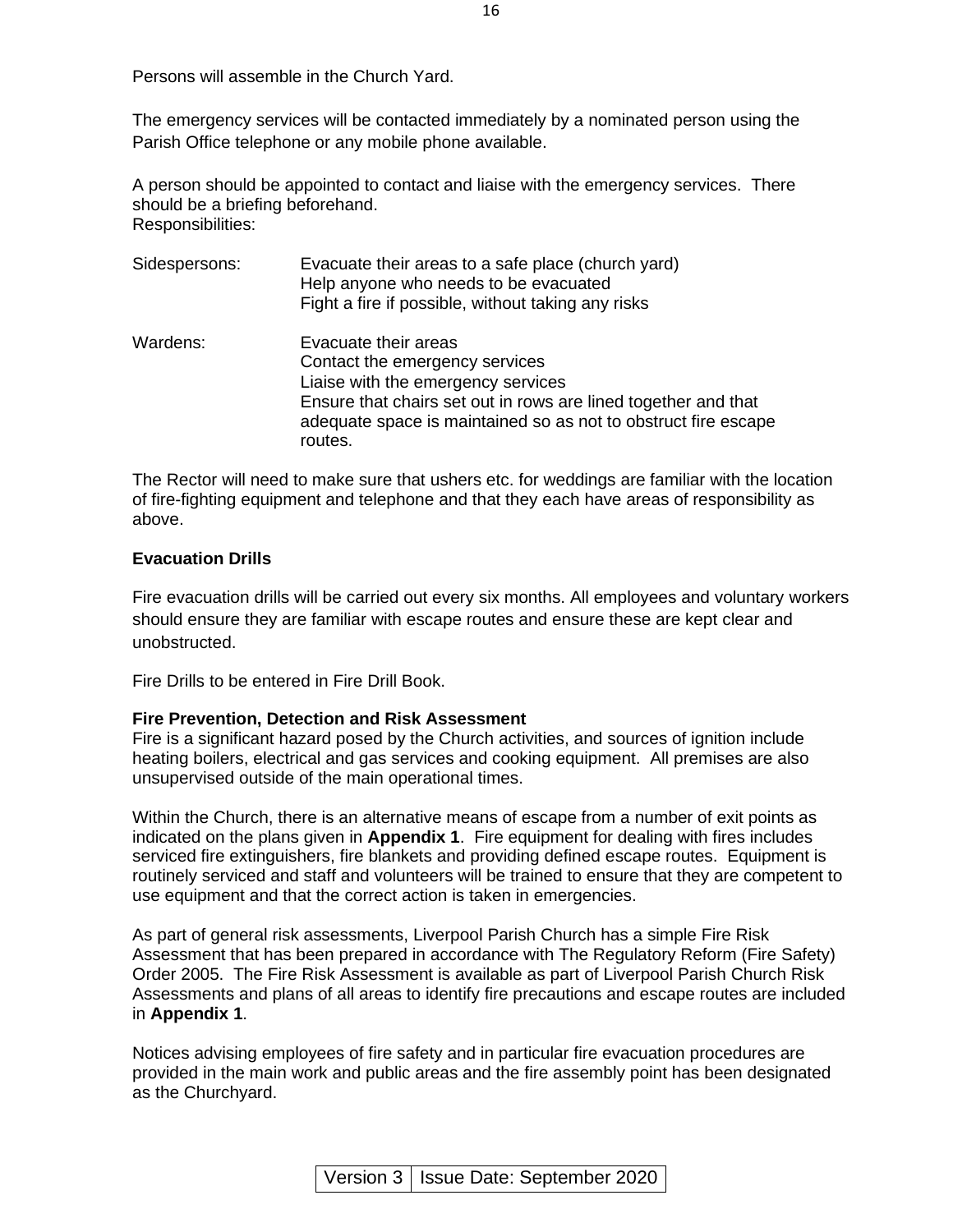Persons will assemble in the Church Yard.

The emergency services will be contacted immediately by a nominated person using the Parish Office telephone or any mobile phone available.

A person should be appointed to contact and liaise with the emergency services. There should be a briefing beforehand.
Responsibilities:

| | |
|---|---|
| Sidespersons: | Evacuate their areas to a safe place (church yard)<br>Help anyone who needs to be evacuated<br>Fight a fire if possible, without taking any risks |
| Wardens: | Evacuate their areas<br>Contact the emergency services<br>Liaise with the emergency services<br>Ensure that chairs set out in rows are lined together and that adequate space is maintained so as not to obstruct fire escape routes. |

The Rector will need to make sure that ushers etc. for weddings are familiar with the location of fire-fighting equipment and telephone and that they each have areas of responsibility as above.

**Evacuation Drills**

Fire evacuation drills will be carried out every six months. All employees and voluntary workers should ensure they are familiar with escape routes and ensure these are kept clear and unobstructed.

Fire Drills to be entered in Fire Drill Book.

**Fire Prevention, Detection and Risk Assessment**

Fire is a significant hazard posed by the Church activities, and sources of ignition include heating boilers, electrical and gas services and cooking equipment. All premises are also unsupervised outside of the main operational times.

Within the Church, there is an alternative means of escape from a number of exit points as indicated on the plans given in **Appendix 1**. Fire equipment for dealing with fires includes serviced fire extinguishers, fire blankets and providing defined escape routes. Equipment is routinely serviced and staff and volunteers will be trained to ensure that they are competent to use equipment and that the correct action is taken in emergencies.

As part of general risk assessments, Liverpool Parish Church has a simple Fire Risk Assessment that has been prepared in accordance with The Regulatory Reform (Fire Safety) Order 2005. The Fire Risk Assessment is available as part of Liverpool Parish Church Risk Assessments and plans of all areas to identify fire precautions and escape routes are included in **Appendix 1**.

Notices advising employees of fire safety and in particular fire evacuation procedures are provided in the main work and public areas and the fire assembly point has been designated as the Churchyard.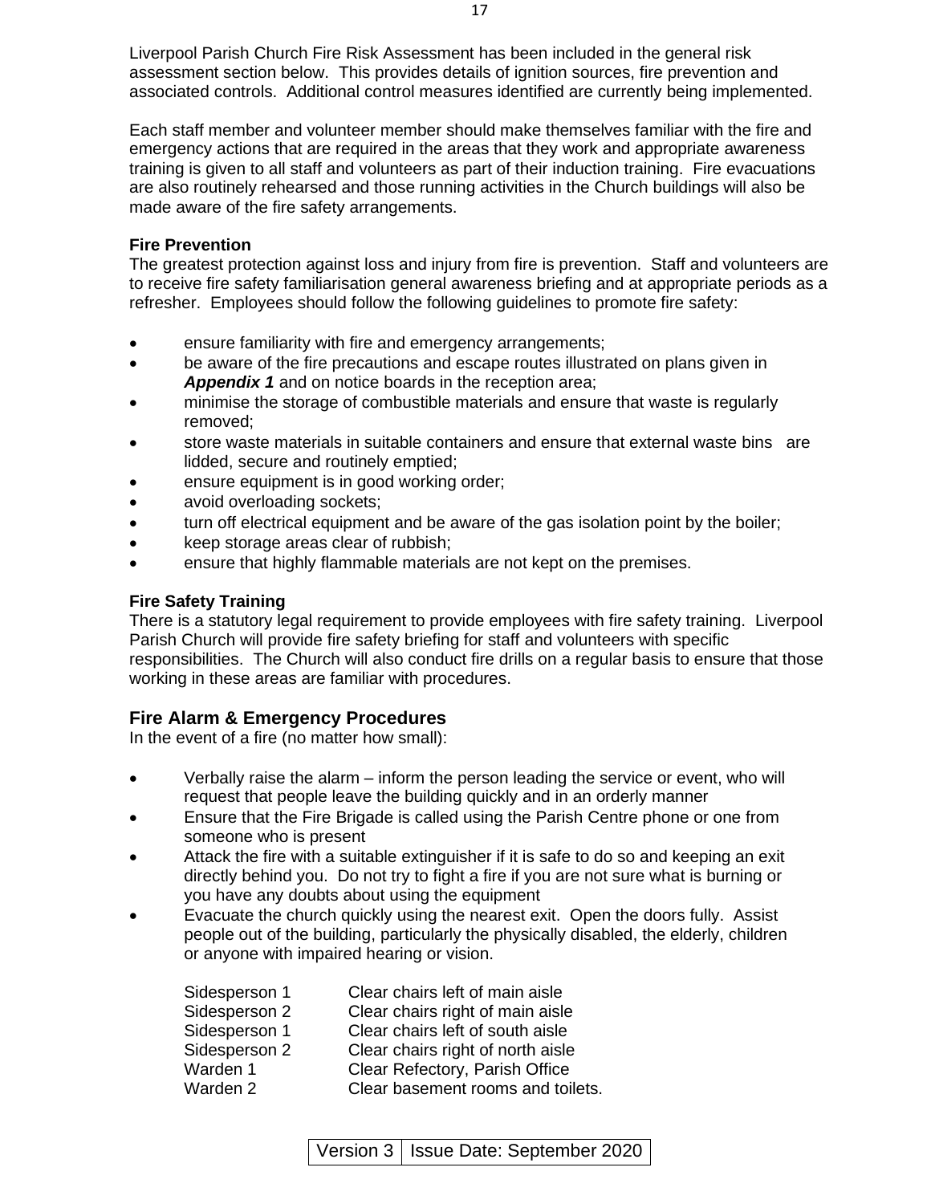Liverpool Parish Church Fire Risk Assessment has been included in the general risk assessment section below. This provides details of ignition sources, fire prevention and associated controls. Additional control measures identified are currently being implemented.

Each staff member and volunteer member should make themselves familiar with the fire and emergency actions that are required in the areas that they work and appropriate awareness training is given to all staff and volunteers as part of their induction training. Fire evacuations are also routinely rehearsed and those running activities in the Church buildings will also be made aware of the fire safety arrangements.

**Fire Prevention**

The greatest protection against loss and injury from fire is prevention. Staff and volunteers are to receive fire safety familiarisation general awareness briefing and at appropriate periods as a refresher. Employees should follow the following guidelines to promote fire safety:

- ensure familiarity with fire and emergency arrangements;
- be aware of the fire precautions and escape routes illustrated on plans given in ***Appendix 1*** and on notice boards in the reception area;
- minimise the storage of combustible materials and ensure that waste is regularly removed;
- store waste materials in suitable containers and ensure that external waste bins are lidded, secure and routinely emptied;
- ensure equipment is in good working order;
- avoid overloading sockets;
- turn off electrical equipment and be aware of the gas isolation point by the boiler;
- keep storage areas clear of rubbish;
- ensure that highly flammable materials are not kept on the premises.

**Fire Safety Training**

There is a statutory legal requirement to provide employees with fire safety training. Liverpool Parish Church will provide fire safety briefing for staff and volunteers with specific responsibilities. The Church will also conduct fire drills on a regular basis to ensure that those working in these areas are familiar with procedures.

## Fire Alarm & Emergency Procedures

In the event of a fire (no matter how small):

- Verbally raise the alarm – inform the person leading the service or event, who will request that people leave the building quickly and in an orderly manner
- Ensure that the Fire Brigade is called using the Parish Centre phone or one from someone who is present
- Attack the fire with a suitable extinguisher if it is safe to do so and keeping an exit directly behind you. Do not try to fight a fire if you are not sure what is burning or you have any doubts about using the equipment
- Evacuate the church quickly using the nearest exit. Open the doors fully. Assist people out of the building, particularly the physically disabled, the elderly, children or anyone with impaired hearing or vision.

| | |
|---|---|
| Sidesperson 1 | Clear chairs left of main aisle |
| Sidesperson 2 | Clear chairs right of main aisle |
| Sidesperson 1 | Clear chairs left of south aisle |
| Sidesperson 2 | Clear chairs right of north aisle |
| Warden 1 | Clear Refectory, Parish Office |
| Warden 2 | Clear basement rooms and toilets. |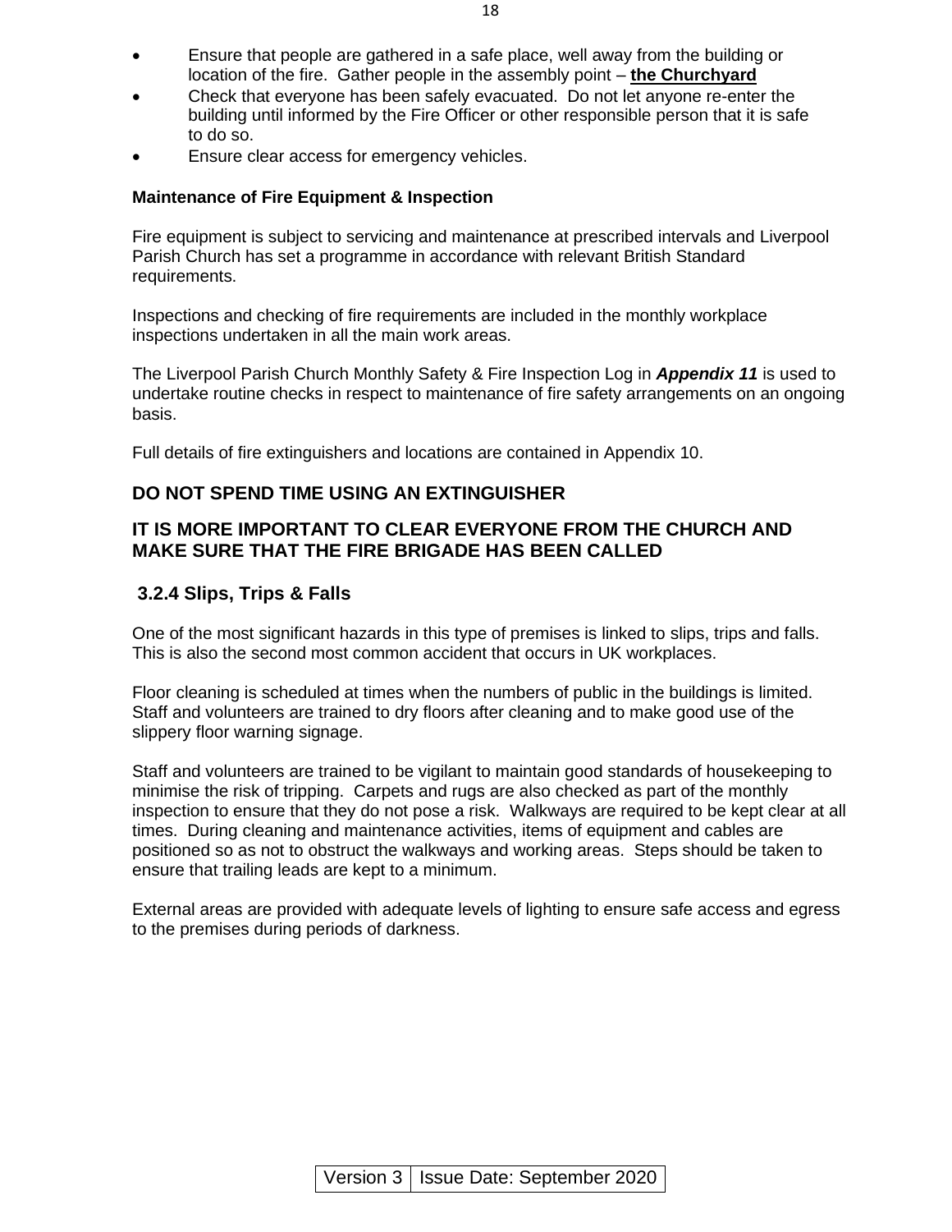- Ensure that people are gathered in a safe place, well away from the building or location of the fire. Gather people in the assembly point – **the Churchyard**
- Check that everyone has been safely evacuated. Do not let anyone re-enter the building until informed by the Fire Officer or other responsible person that it is safe to do so.
- Ensure clear access for emergency vehicles.

**Maintenance of Fire Equipment & Inspection**

Fire equipment is subject to servicing and maintenance at prescribed intervals and Liverpool Parish Church has set a programme in accordance with relevant British Standard requirements.

Inspections and checking of fire requirements are included in the monthly workplace inspections undertaken in all the main work areas.

The Liverpool Parish Church Monthly Safety & Fire Inspection Log in ***Appendix 11*** is used to undertake routine checks in respect to maintenance of fire safety arrangements on an ongoing basis.

Full details of fire extinguishers and locations are contained in Appendix 10.

**DO NOT SPEND TIME USING AN EXTINGUISHER**

**IT IS MORE IMPORTANT TO CLEAR EVERYONE FROM THE CHURCH AND MAKE SURE THAT THE FIRE BRIGADE HAS BEEN CALLED**

### 3.2.4 Slips, Trips & Falls

One of the most significant hazards in this type of premises is linked to slips, trips and falls. This is also the second most common accident that occurs in UK workplaces.

Floor cleaning is scheduled at times when the numbers of public in the buildings is limited. Staff and volunteers are trained to dry floors after cleaning and to make good use of the slippery floor warning signage.

Staff and volunteers are trained to be vigilant to maintain good standards of housekeeping to minimise the risk of tripping. Carpets and rugs are also checked as part of the monthly inspection to ensure that they do not pose a risk. Walkways are required to be kept clear at all times. During cleaning and maintenance activities, items of equipment and cables are positioned so as not to obstruct the walkways and working areas. Steps should be taken to ensure that trailing leads are kept to a minimum.

External areas are provided with adequate levels of lighting to ensure safe access and egress to the premises during periods of darkness.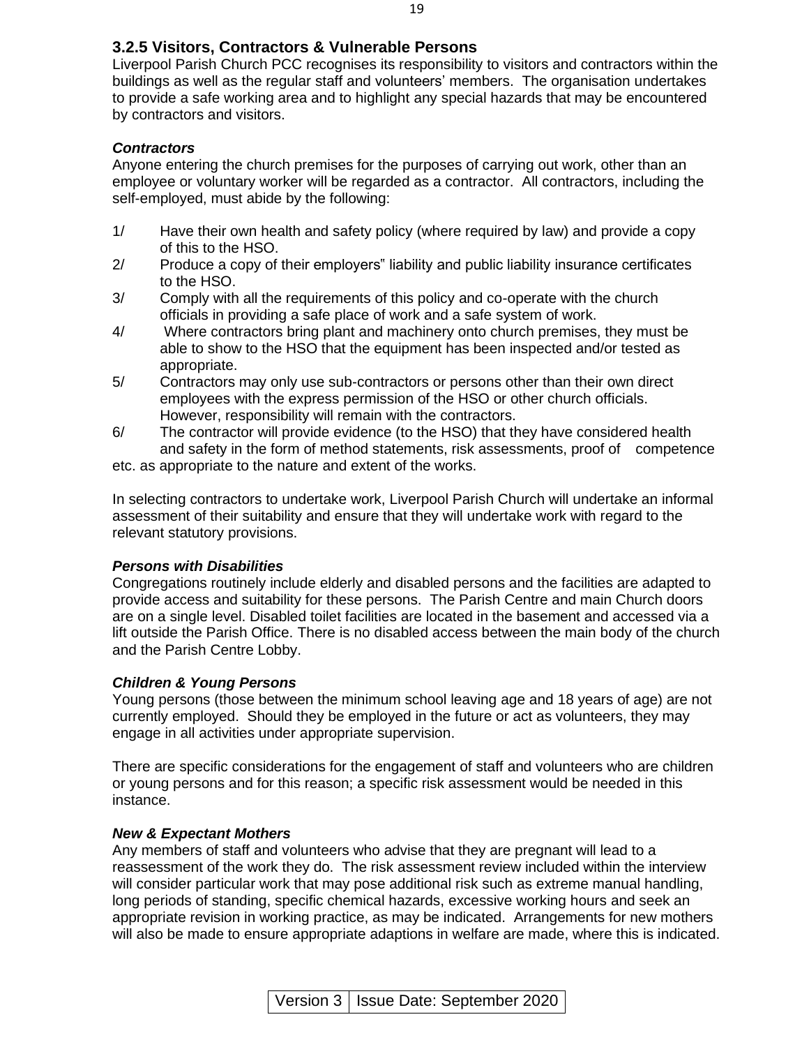### 3.2.5 Visitors, Contractors & Vulnerable Persons

Liverpool Parish Church PCC recognises its responsibility to visitors and contractors within the buildings as well as the regular staff and volunteers' members. The organisation undertakes to provide a safe working area and to highlight any special hazards that may be encountered by contractors and visitors.

***Contractors***

Anyone entering the church premises for the purposes of carrying out work, other than an employee or voluntary worker will be regarded as a contractor. All contractors, including the self-employed, must abide by the following:

1/ Have their own health and safety policy (where required by law) and provide a copy of this to the HSO.

2/ Produce a copy of their employers" liability and public liability insurance certificates to the HSO.

3/ Comply with all the requirements of this policy and co-operate with the church officials in providing a safe place of work and a safe system of work.

4/ Where contractors bring plant and machinery onto church premises, they must be able to show to the HSO that the equipment has been inspected and/or tested as appropriate.

5/ Contractors may only use sub-contractors or persons other than their own direct employees with the express permission of the HSO or other church officials. However, responsibility will remain with the contractors.

6/ The contractor will provide evidence (to the HSO) that they have considered health and safety in the form of method statements, risk assessments, proof of competence etc. as appropriate to the nature and extent of the works.

In selecting contractors to undertake work, Liverpool Parish Church will undertake an informal assessment of their suitability and ensure that they will undertake work with regard to the relevant statutory provisions.

***Persons with Disabilities***

Congregations routinely include elderly and disabled persons and the facilities are adapted to provide access and suitability for these persons. The Parish Centre and main Church doors are on a single level. Disabled toilet facilities are located in the basement and accessed via a lift outside the Parish Office. There is no disabled access between the main body of the church and the Parish Centre Lobby.

***Children & Young Persons***

Young persons (those between the minimum school leaving age and 18 years of age) are not currently employed. Should they be employed in the future or act as volunteers, they may engage in all activities under appropriate supervision.

There are specific considerations for the engagement of staff and volunteers who are children or young persons and for this reason; a specific risk assessment would be needed in this instance.

***New & Expectant Mothers***

Any members of staff and volunteers who advise that they are pregnant will lead to a reassessment of the work they do. The risk assessment review included within the interview will consider particular work that may pose additional risk such as extreme manual handling, long periods of standing, specific chemical hazards, excessive working hours and seek an appropriate revision in working practice, as may be indicated. Arrangements for new mothers will also be made to ensure appropriate adaptions in welfare are made, where this is indicated.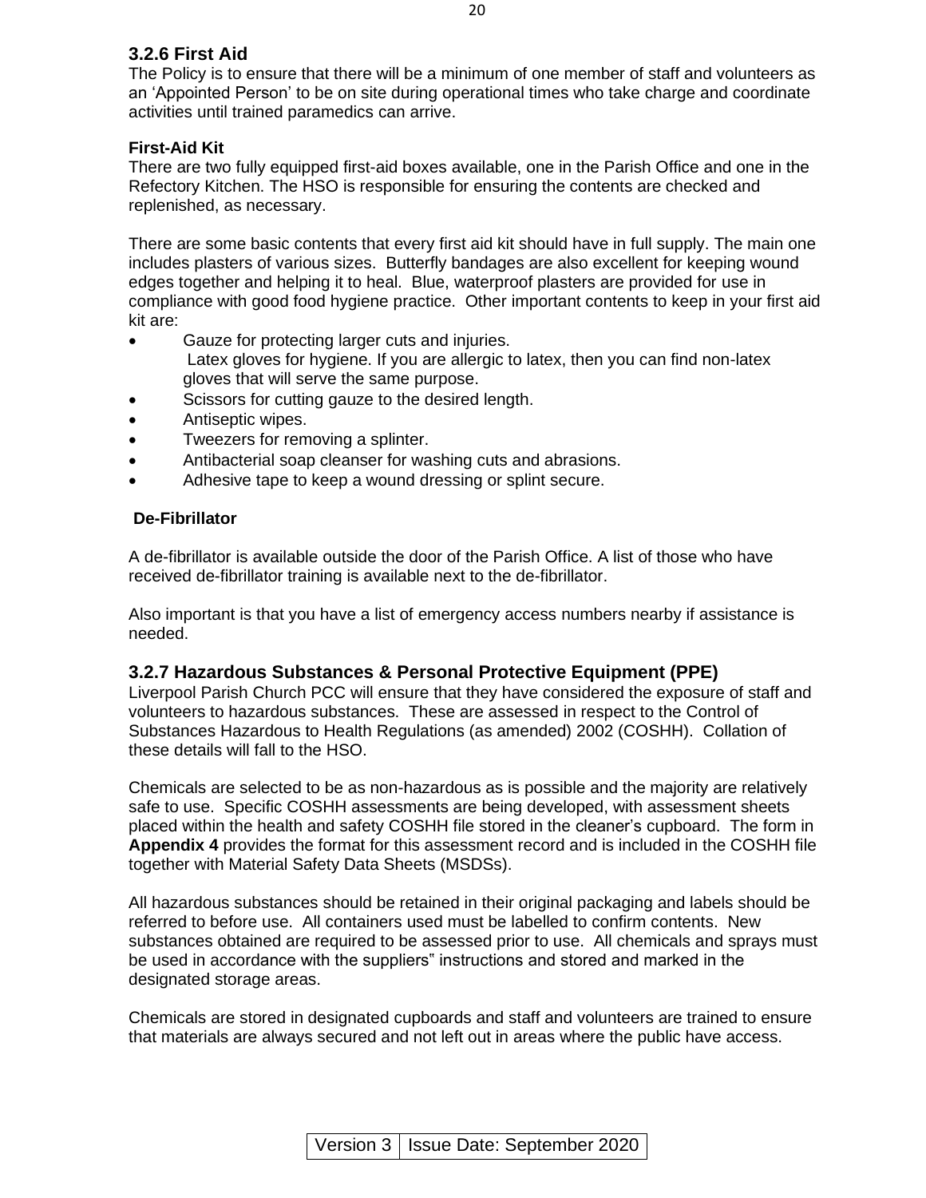### 3.2.6 First Aid

The Policy is to ensure that there will be a minimum of one member of staff and volunteers as an 'Appointed Person' to be on site during operational times who take charge and coordinate activities until trained paramedics can arrive.

**First-Aid Kit**

There are two fully equipped first-aid boxes available, one in the Parish Office and one in the Refectory Kitchen. The HSO is responsible for ensuring the contents are checked and replenished, as necessary.

There are some basic contents that every first aid kit should have in full supply. The main one includes plasters of various sizes. Butterfly bandages are also excellent for keeping wound edges together and helping it to heal. Blue, waterproof plasters are provided for use in compliance with good food hygiene practice. Other important contents to keep in your first aid kit are:

- Gauze for protecting larger cuts and injuries.
  Latex gloves for hygiene. If you are allergic to latex, then you can find non-latex gloves that will serve the same purpose.
- Scissors for cutting gauze to the desired length.
- Antiseptic wipes.
- Tweezers for removing a splinter.
- Antibacterial soap cleanser for washing cuts and abrasions.
- Adhesive tape to keep a wound dressing or splint secure.

**De-Fibrillator**

A de-fibrillator is available outside the door of the Parish Office. A list of those who have received de-fibrillator training is available next to the de-fibrillator.

Also important is that you have a list of emergency access numbers nearby if assistance is needed.

### 3.2.7 Hazardous Substances & Personal Protective Equipment (PPE)

Liverpool Parish Church PCC will ensure that they have considered the exposure of staff and volunteers to hazardous substances. These are assessed in respect to the Control of Substances Hazardous to Health Regulations (as amended) 2002 (COSHH). Collation of these details will fall to the HSO.

Chemicals are selected to be as non-hazardous as is possible and the majority are relatively safe to use. Specific COSHH assessments are being developed, with assessment sheets placed within the health and safety COSHH file stored in the cleaner's cupboard. The form in **Appendix 4** provides the format for this assessment record and is included in the COSHH file together with Material Safety Data Sheets (MSDSs).

All hazardous substances should be retained in their original packaging and labels should be referred to before use. All containers used must be labelled to confirm contents. New substances obtained are required to be assessed prior to use. All chemicals and sprays must be used in accordance with the suppliers" instructions and stored and marked in the designated storage areas.

Chemicals are stored in designated cupboards and staff and volunteers are trained to ensure that materials are always secured and not left out in areas where the public have access.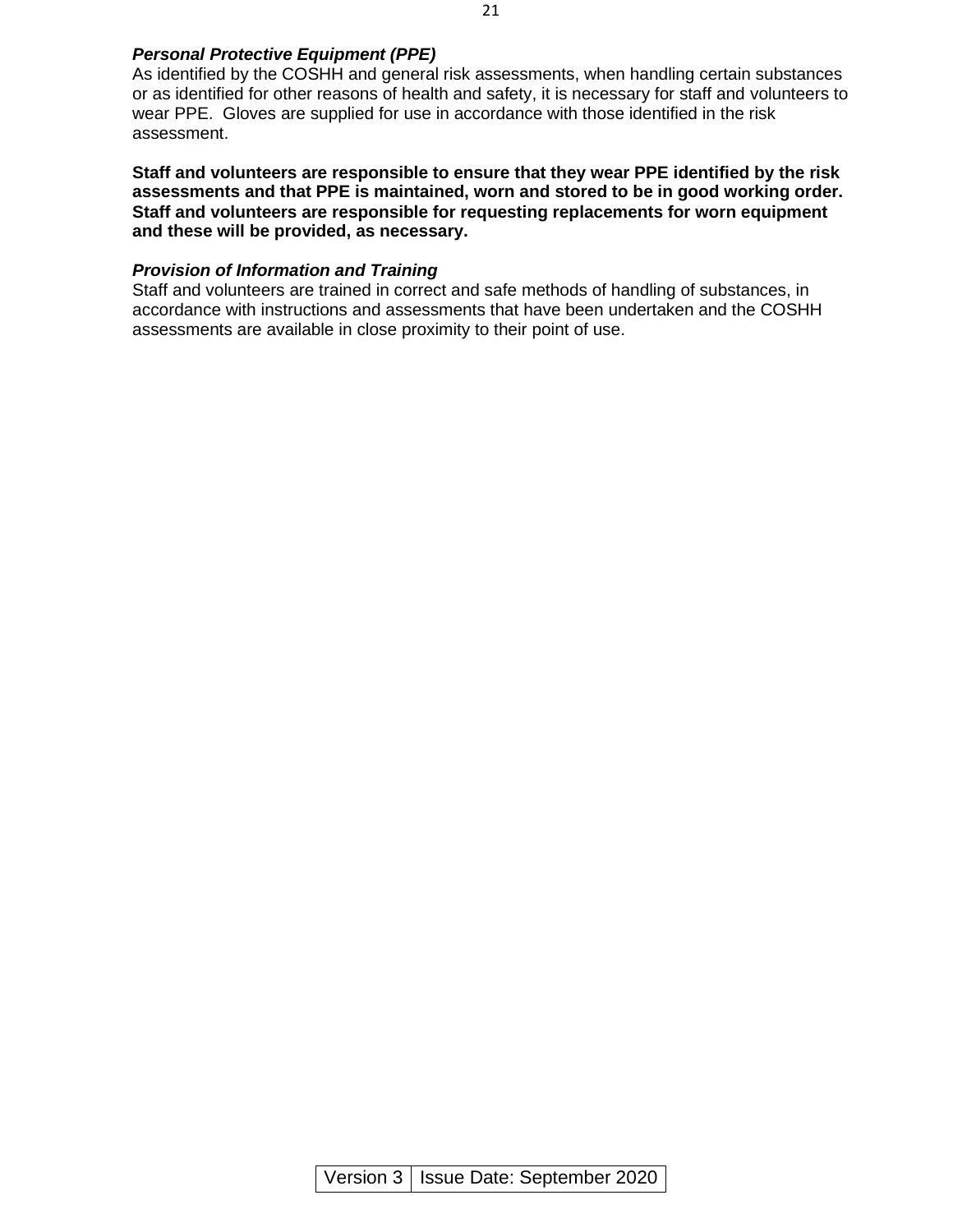***Personal Protective Equipment (PPE)***

As identified by the COSHH and general risk assessments, when handling certain substances or as identified for other reasons of health and safety, it is necessary for staff and volunteers to wear PPE. Gloves are supplied for use in accordance with those identified in the risk assessment.

**Staff and volunteers are responsible to ensure that they wear PPE identified by the risk assessments and that PPE is maintained, worn and stored to be in good working order. Staff and volunteers are responsible for requesting replacements for worn equipment and these will be provided, as necessary.**

***Provision of Information and Training***

Staff and volunteers are trained in correct and safe methods of handling of substances, in accordance with instructions and assessments that have been undertaken and the COSHH assessments are available in close proximity to their point of use.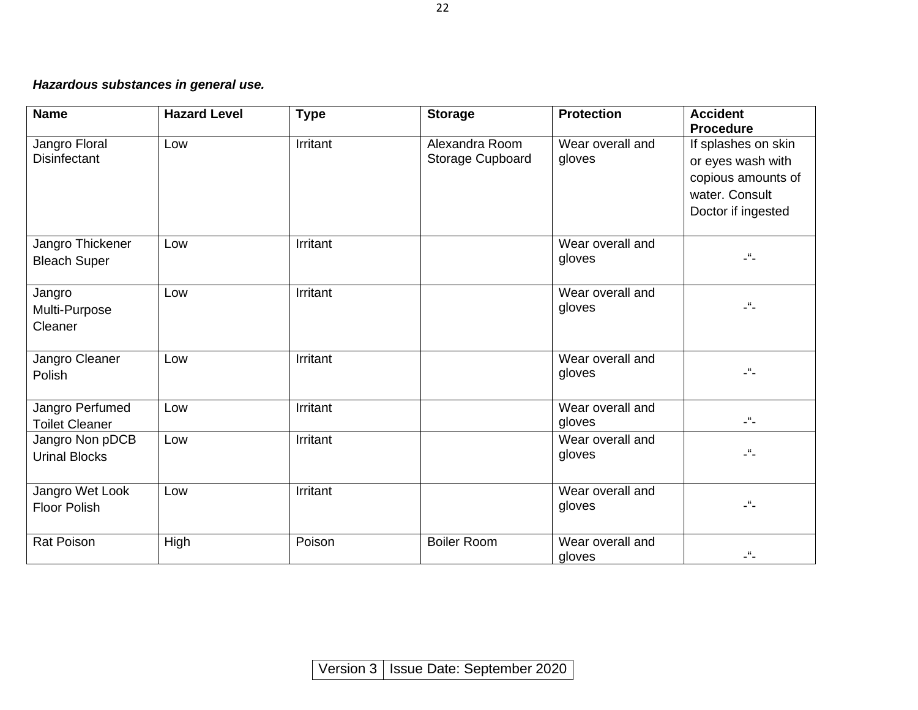***Hazardous substances in general use.***

| Name | Hazard Level | Type | Storage | Protection | Accident Procedure |
|---|---|---|---|---|---|
| Jangro Floral Disinfectant | Low | Irritant | Alexandra Room Storage Cupboard | Wear overall and gloves | If splashes on skin or eyes wash with copious amounts of water. Consult Doctor if ingested |
| Jangro Thickener Bleach Super | Low | Irritant | | Wear overall and gloves | -“- |
| Jangro Multi-Purpose Cleaner | Low | Irritant | | Wear overall and gloves | -“- |
| Jangro Cleaner Polish | Low | Irritant | | Wear overall and gloves | -“- |
| Jangro Perfumed Toilet Cleaner | Low | Irritant | | Wear overall and gloves | -“- |
| Jangro Non pDCB Urinal Blocks | Low | Irritant | | Wear overall and gloves | -“- |
| Jangro Wet Look Floor Polish | Low | Irritant | | Wear overall and gloves | -“- |
| Rat Poison | High | Poison | Boiler Room | Wear overall and gloves | -“- |

| Version 3 | Issue Date: September 2020 |
|---|---|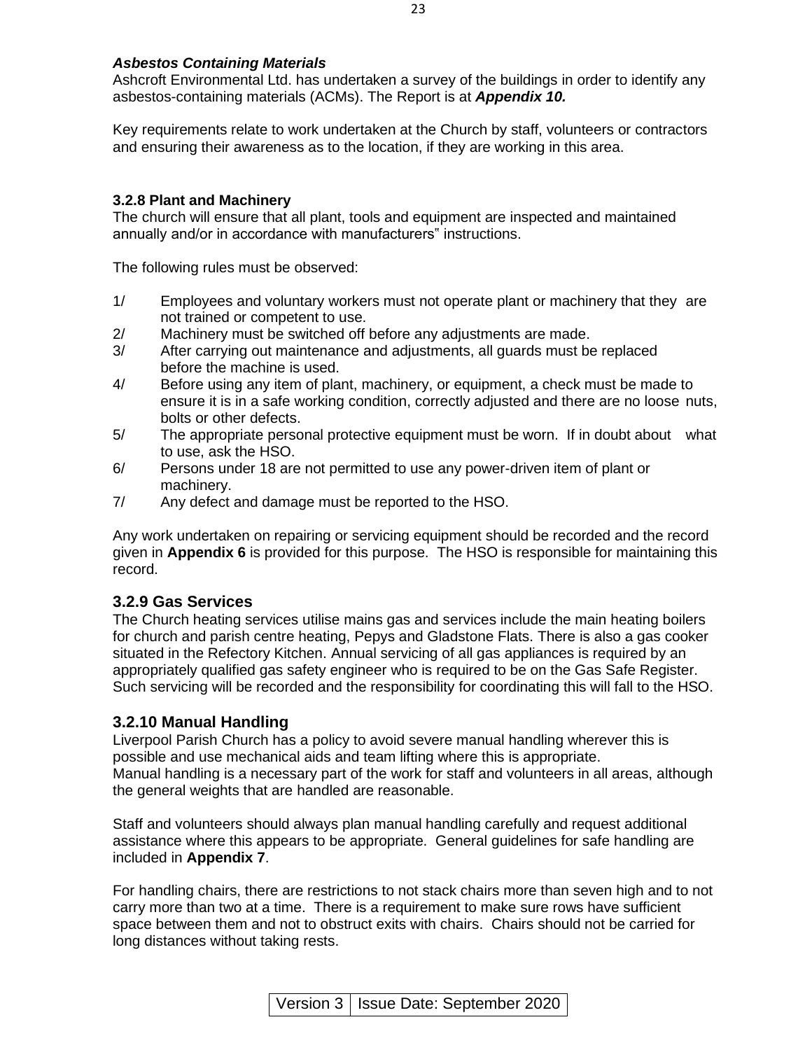***Asbestos Containing Materials***

Ashcroft Environmental Ltd. has undertaken a survey of the buildings in order to identify any asbestos-containing materials (ACMs). The Report is at ***Appendix 10.***

Key requirements relate to work undertaken at the Church by staff, volunteers or contractors and ensuring their awareness as to the location, if they are working in this area.

**3.2.8 Plant and Machinery**

The church will ensure that all plant, tools and equipment are inspected and maintained annually and/or in accordance with manufacturers" instructions.

The following rules must be observed:

1/ Employees and voluntary workers must not operate plant or machinery that they are not trained or competent to use.
2/ Machinery must be switched off before any adjustments are made.
3/ After carrying out maintenance and adjustments, all guards must be replaced before the machine is used.
4/ Before using any item of plant, machinery, or equipment, a check must be made to ensure it is in a safe working condition, correctly adjusted and there are no loose nuts, bolts or other defects.
5/ The appropriate personal protective equipment must be worn. If in doubt about what to use, ask the HSO.
6/ Persons under 18 are not permitted to use any power-driven item of plant or machinery.
7/ Any defect and damage must be reported to the HSO.

Any work undertaken on repairing or servicing equipment should be recorded and the record given in **Appendix 6** is provided for this purpose. The HSO is responsible for maintaining this record.

### 3.2.9 Gas Services

The Church heating services utilise mains gas and services include the main heating boilers for church and parish centre heating, Pepys and Gladstone Flats. There is also a gas cooker situated in the Refectory Kitchen. Annual servicing of all gas appliances is required by an appropriately qualified gas safety engineer who is required to be on the Gas Safe Register. Such servicing will be recorded and the responsibility for coordinating this will fall to the HSO.

### 3.2.10 Manual Handling

Liverpool Parish Church has a policy to avoid severe manual handling wherever this is possible and use mechanical aids and team lifting where this is appropriate.
Manual handling is a necessary part of the work for staff and volunteers in all areas, although the general weights that are handled are reasonable.

Staff and volunteers should always plan manual handling carefully and request additional assistance where this appears to be appropriate. General guidelines for safe handling are included in **Appendix 7**.

For handling chairs, there are restrictions to not stack chairs more than seven high and to not carry more than two at a time. There is a requirement to make sure rows have sufficient space between them and not to obstruct exits with chairs. Chairs should not be carried for long distances without taking rests.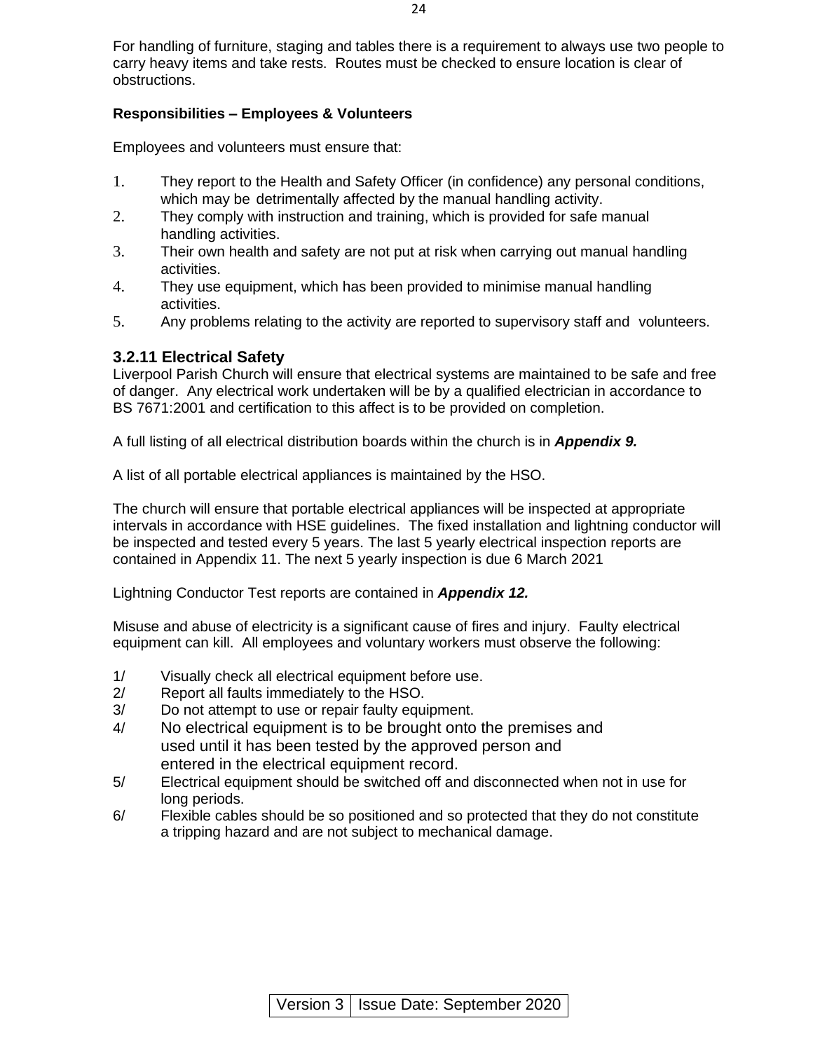For handling of furniture, staging and tables there is a requirement to always use two people to carry heavy items and take rests. Routes must be checked to ensure location is clear of obstructions.

**Responsibilities – Employees & Volunteers**

Employees and volunteers must ensure that:

1. They report to the Health and Safety Officer (in confidence) any personal conditions, which may be detrimentally affected by the manual handling activity.
2. They comply with instruction and training, which is provided for safe manual handling activities.
3. Their own health and safety are not put at risk when carrying out manual handling activities.
4. They use equipment, which has been provided to minimise manual handling activities.
5. Any problems relating to the activity are reported to supervisory staff and volunteers.

### 3.2.11 Electrical Safety

Liverpool Parish Church will ensure that electrical systems are maintained to be safe and free of danger. Any electrical work undertaken will be by a qualified electrician in accordance to BS 7671:2001 and certification to this affect is to be provided on completion.

A full listing of all electrical distribution boards within the church is in ***Appendix 9.***

A list of all portable electrical appliances is maintained by the HSO.

The church will ensure that portable electrical appliances will be inspected at appropriate intervals in accordance with HSE guidelines. The fixed installation and lightning conductor will be inspected and tested every 5 years. The last 5 yearly electrical inspection reports are contained in Appendix 11. The next 5 yearly inspection is due 6 March 2021

Lightning Conductor Test reports are contained in ***Appendix 12.***

Misuse and abuse of electricity is a significant cause of fires and injury. Faulty electrical equipment can kill. All employees and voluntary workers must observe the following:

1/ Visually check all electrical equipment before use.
2/ Report all faults immediately to the HSO.
3/ Do not attempt to use or repair faulty equipment.
4/ No electrical equipment is to be brought onto the premises and used until it has been tested by the approved person and entered in the electrical equipment record.
5/ Electrical equipment should be switched off and disconnected when not in use for long periods.
6/ Flexible cables should be so positioned and so protected that they do not constitute a tripping hazard and are not subject to mechanical damage.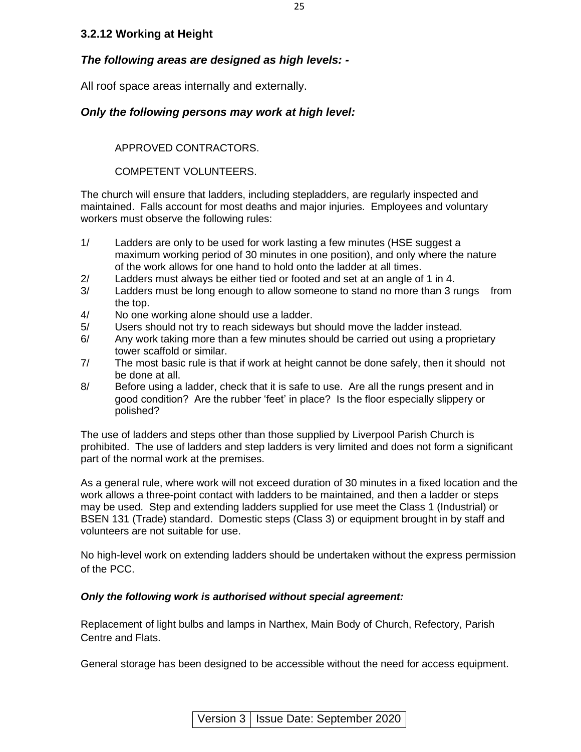### 3.2.12 Working at Height

***The following areas are designed as high levels: -***

All roof space areas internally and externally.

***Only the following persons may work at high level:***

APPROVED CONTRACTORS.

COMPETENT VOLUNTEERS.

The church will ensure that ladders, including stepladders, are regularly inspected and maintained. Falls account for most deaths and major injuries. Employees and voluntary workers must observe the following rules:

1/ Ladders are only to be used for work lasting a few minutes (HSE suggest a maximum working period of 30 minutes in one position), and only where the nature of the work allows for one hand to hold onto the ladder at all times.
2/ Ladders must always be either tied or footed and set at an angle of 1 in 4.
3/ Ladders must be long enough to allow someone to stand no more than 3 rungs from the top.
4/ No one working alone should use a ladder.
5/ Users should not try to reach sideways but should move the ladder instead.
6/ Any work taking more than a few minutes should be carried out using a proprietary tower scaffold or similar.
7/ The most basic rule is that if work at height cannot be done safely, then it should not be done at all.
8/ Before using a ladder, check that it is safe to use. Are all the rungs present and in good condition? Are the rubber 'feet' in place? Is the floor especially slippery or polished?

The use of ladders and steps other than those supplied by Liverpool Parish Church is prohibited. The use of ladders and step ladders is very limited and does not form a significant part of the normal work at the premises.

As a general rule, where work will not exceed duration of 30 minutes in a fixed location and the work allows a three-point contact with ladders to be maintained, and then a ladder or steps may be used. Step and extending ladders supplied for use meet the Class 1 (Industrial) or BSEN 131 (Trade) standard. Domestic steps (Class 3) or equipment brought in by staff and volunteers are not suitable for use.

No high-level work on extending ladders should be undertaken without the express permission of the PCC.

***Only the following work is authorised without special agreement:***

Replacement of light bulbs and lamps in Narthex, Main Body of Church, Refectory, Parish Centre and Flats.

General storage has been designed to be accessible without the need for access equipment.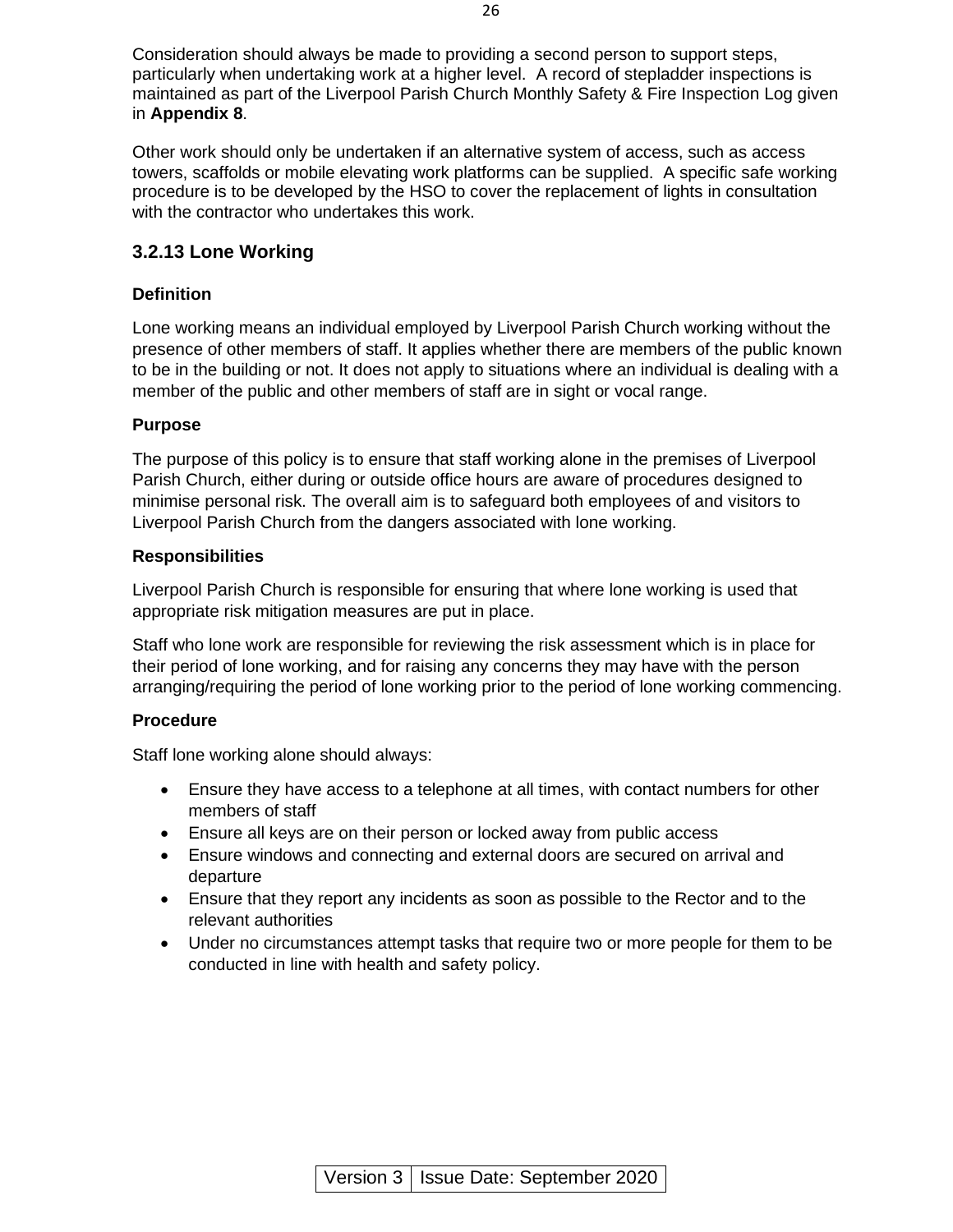Consideration should always be made to providing a second person to support steps, particularly when undertaking work at a higher level. A record of stepladder inspections is maintained as part of the Liverpool Parish Church Monthly Safety & Fire Inspection Log given in **Appendix 8**.

Other work should only be undertaken if an alternative system of access, such as access towers, scaffolds or mobile elevating work platforms can be supplied. A specific safe working procedure is to be developed by the HSO to cover the replacement of lights in consultation with the contractor who undertakes this work.

### 3.2.13 Lone Working

**Definition**

Lone working means an individual employed by Liverpool Parish Church working without the presence of other members of staff. It applies whether there are members of the public known to be in the building or not. It does not apply to situations where an individual is dealing with a member of the public and other members of staff are in sight or vocal range.

**Purpose**

The purpose of this policy is to ensure that staff working alone in the premises of Liverpool Parish Church, either during or outside office hours are aware of procedures designed to minimise personal risk. The overall aim is to safeguard both employees of and visitors to Liverpool Parish Church from the dangers associated with lone working.

**Responsibilities**

Liverpool Parish Church is responsible for ensuring that where lone working is used that appropriate risk mitigation measures are put in place.

Staff who lone work are responsible for reviewing the risk assessment which is in place for their period of lone working, and for raising any concerns they may have with the person arranging/requiring the period of lone working prior to the period of lone working commencing.

**Procedure**

Staff lone working alone should always:

- Ensure they have access to a telephone at all times, with contact numbers for other members of staff
- Ensure all keys are on their person or locked away from public access
- Ensure windows and connecting and external doors are secured on arrival and departure
- Ensure that they report any incidents as soon as possible to the Rector and to the relevant authorities
- Under no circumstances attempt tasks that require two or more people for them to be conducted in line with health and safety policy.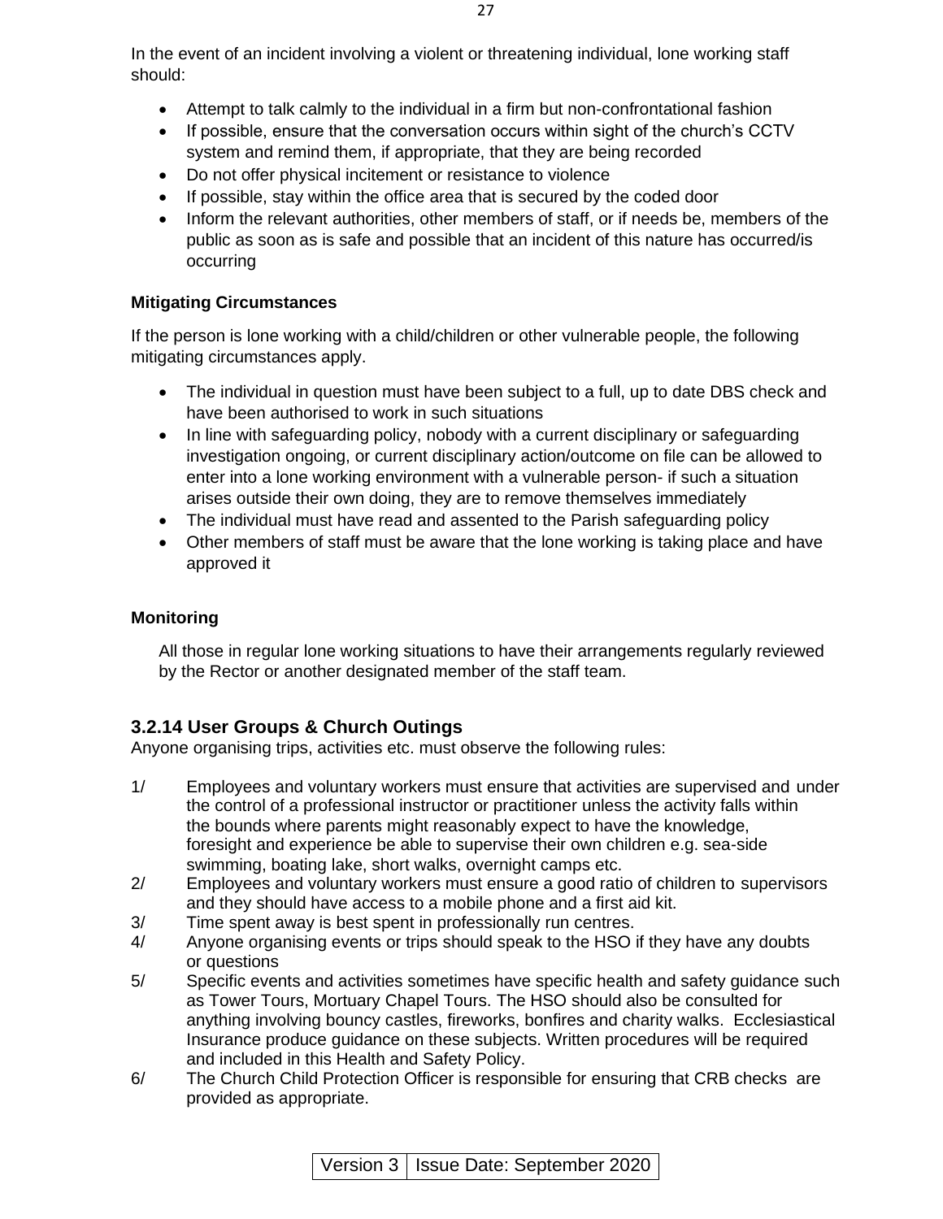In the event of an incident involving a violent or threatening individual, lone working staff should:

- Attempt to talk calmly to the individual in a firm but non-confrontational fashion
- If possible, ensure that the conversation occurs within sight of the church's CCTV system and remind them, if appropriate, that they are being recorded
- Do not offer physical incitement or resistance to violence
- If possible, stay within the office area that is secured by the coded door
- Inform the relevant authorities, other members of staff, or if needs be, members of the public as soon as is safe and possible that an incident of this nature has occurred/is occurring

**Mitigating Circumstances**

If the person is lone working with a child/children or other vulnerable people, the following mitigating circumstances apply.

- The individual in question must have been subject to a full, up to date DBS check and have been authorised to work in such situations
- In line with safeguarding policy, nobody with a current disciplinary or safeguarding investigation ongoing, or current disciplinary action/outcome on file can be allowed to enter into a lone working environment with a vulnerable person- if such a situation arises outside their own doing, they are to remove themselves immediately
- The individual must have read and assented to the Parish safeguarding policy
- Other members of staff must be aware that the lone working is taking place and have approved it

**Monitoring**

All those in regular lone working situations to have their arrangements regularly reviewed by the Rector or another designated member of the staff team.

### 3.2.14 User Groups & Church Outings

Anyone organising trips, activities etc. must observe the following rules:

1/ Employees and voluntary workers must ensure that activities are supervised and under the control of a professional instructor or practitioner unless the activity falls within the bounds where parents might reasonably expect to have the knowledge, foresight and experience be able to supervise their own children e.g. sea-side swimming, boating lake, short walks, overnight camps etc.

2/ Employees and voluntary workers must ensure a good ratio of children to supervisors and they should have access to a mobile phone and a first aid kit.

3/ Time spent away is best spent in professionally run centres.

4/ Anyone organising events or trips should speak to the HSO if they have any doubts or questions

5/ Specific events and activities sometimes have specific health and safety guidance such as Tower Tours, Mortuary Chapel Tours. The HSO should also be consulted for anything involving bouncy castles, fireworks, bonfires and charity walks. Ecclesiastical Insurance produce guidance on these subjects. Written procedures will be required and included in this Health and Safety Policy.

6/ The Church Child Protection Officer is responsible for ensuring that CRB checks are provided as appropriate.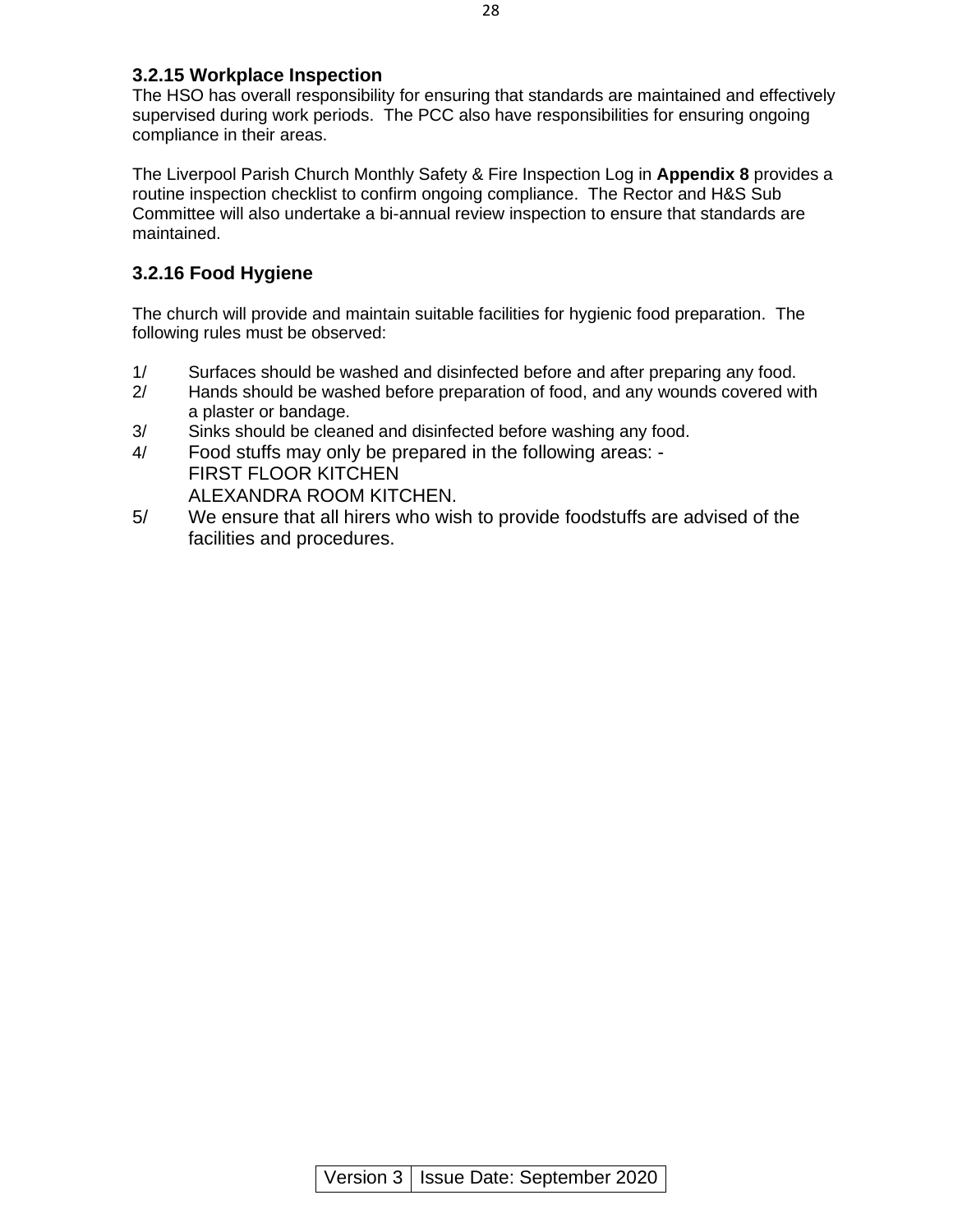### 3.2.15 Workplace Inspection

The HSO has overall responsibility for ensuring that standards are maintained and effectively supervised during work periods. The PCC also have responsibilities for ensuring ongoing compliance in their areas.

The Liverpool Parish Church Monthly Safety & Fire Inspection Log in **Appendix 8** provides a routine inspection checklist to confirm ongoing compliance. The Rector and H&S Sub Committee will also undertake a bi-annual review inspection to ensure that standards are maintained.

### 3.2.16 Food Hygiene

The church will provide and maintain suitable facilities for hygienic food preparation. The following rules must be observed:

1/ Surfaces should be washed and disinfected before and after preparing any food.
2/ Hands should be washed before preparation of food, and any wounds covered with a plaster or bandage.
3/ Sinks should be cleaned and disinfected before washing any food.
4/ Food stuffs may only be prepared in the following areas: -
FIRST FLOOR KITCHEN
ALEXANDRA ROOM KITCHEN.
5/ We ensure that all hirers who wish to provide foodstuffs are advised of the facilities and procedures.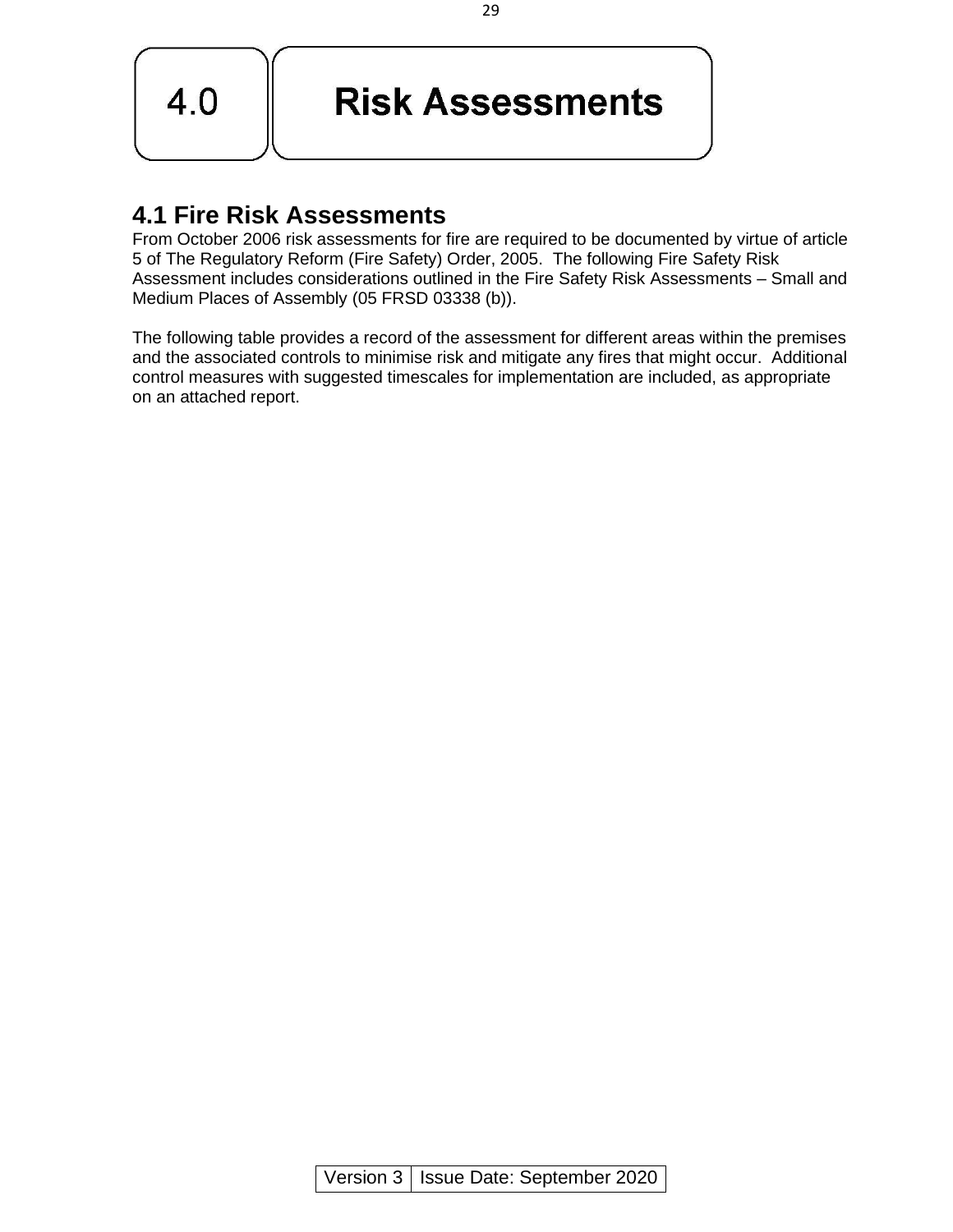# 4.0 Risk Assessments

## 4.1 Fire Risk Assessments

From October 2006 risk assessments for fire are required to be documented by virtue of article 5 of The Regulatory Reform (Fire Safety) Order, 2005. The following Fire Safety Risk Assessment includes considerations outlined in the Fire Safety Risk Assessments – Small and Medium Places of Assembly (05 FRSD 03338 (b)).

The following table provides a record of the assessment for different areas within the premises and the associated controls to minimise risk and mitigate any fires that might occur. Additional control measures with suggested timescales for implementation are included, as appropriate on an attached report.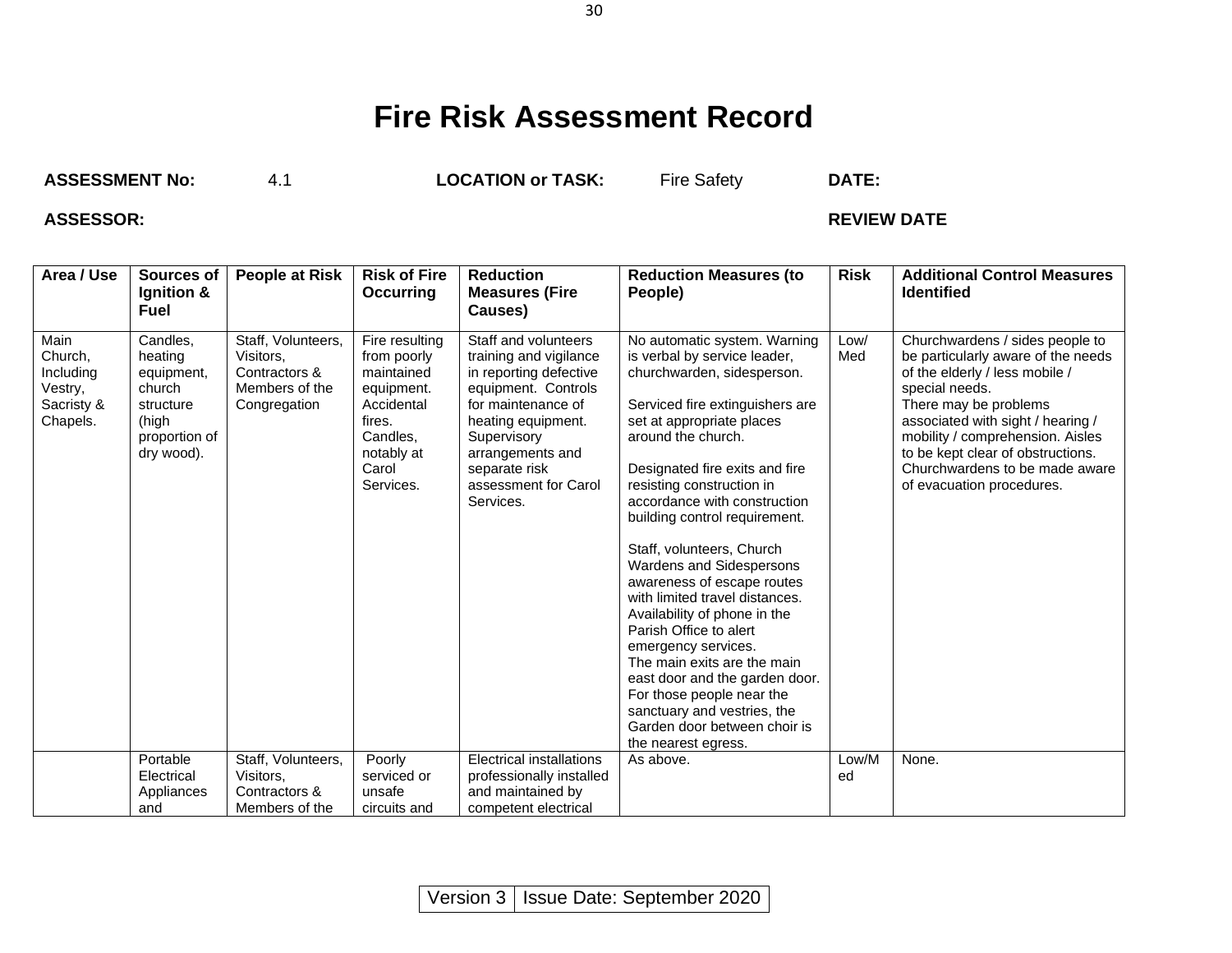# Fire Risk Assessment Record

**ASSESSMENT No:** 4.1 **LOCATION or TASK:** Fire Safety **DATE:**

**ASSESSOR:** **REVIEW DATE**

| Area / Use | Sources of Ignition & Fuel | People at Risk | Risk of Fire Occurring | Reduction Measures (Fire Causes) | Reduction Measures (to People) | Risk | Additional Control Measures Identified |
|---|---|---|---|---|---|---|---|
| Main Church, Including Vestry, Sacristy & Chapels. | Candles, heating equipment, church structure (high proportion of dry wood). | Staff, Volunteers, Visitors, Contractors & Members of the Congregation | Fire resulting from poorly maintained equipment. Accidental fires. Candles, notably at Carol Services. | Staff and volunteers training and vigilance in reporting defective equipment. Controls for maintenance of heating equipment. Supervisory arrangements and separate risk assessment for Carol Services. | No automatic system. Warning is verbal by service leader, churchwarden, sidesperson.<br><br>Serviced fire extinguishers are set at appropriate places around the church.<br><br>Designated fire exits and fire resisting construction in accordance with construction building control requirement.<br><br>Staff, volunteers, Church Wardens and Sidespersons awareness of escape routes with limited travel distances. Availability of phone in the Parish Office to alert emergency services. The main exits are the main east door and the garden door. For those people near the sanctuary and vestries, the Garden door between choir is the nearest egress. | Low/ Med | Churchwardens / sides people to be particularly aware of the needs of the elderly / less mobile / special needs. There may be problems associated with sight / hearing / mobility / comprehension. Aisles to be kept clear of obstructions. Churchwardens to be made aware of evacuation procedures. |
| | Portable Electrical Appliances and | Staff, Volunteers, Visitors, Contractors & Members of the | Poorly serviced or unsafe circuits and | Electrical installations professionally installed and maintained by competent electrical | As above. | Low/Med | None. |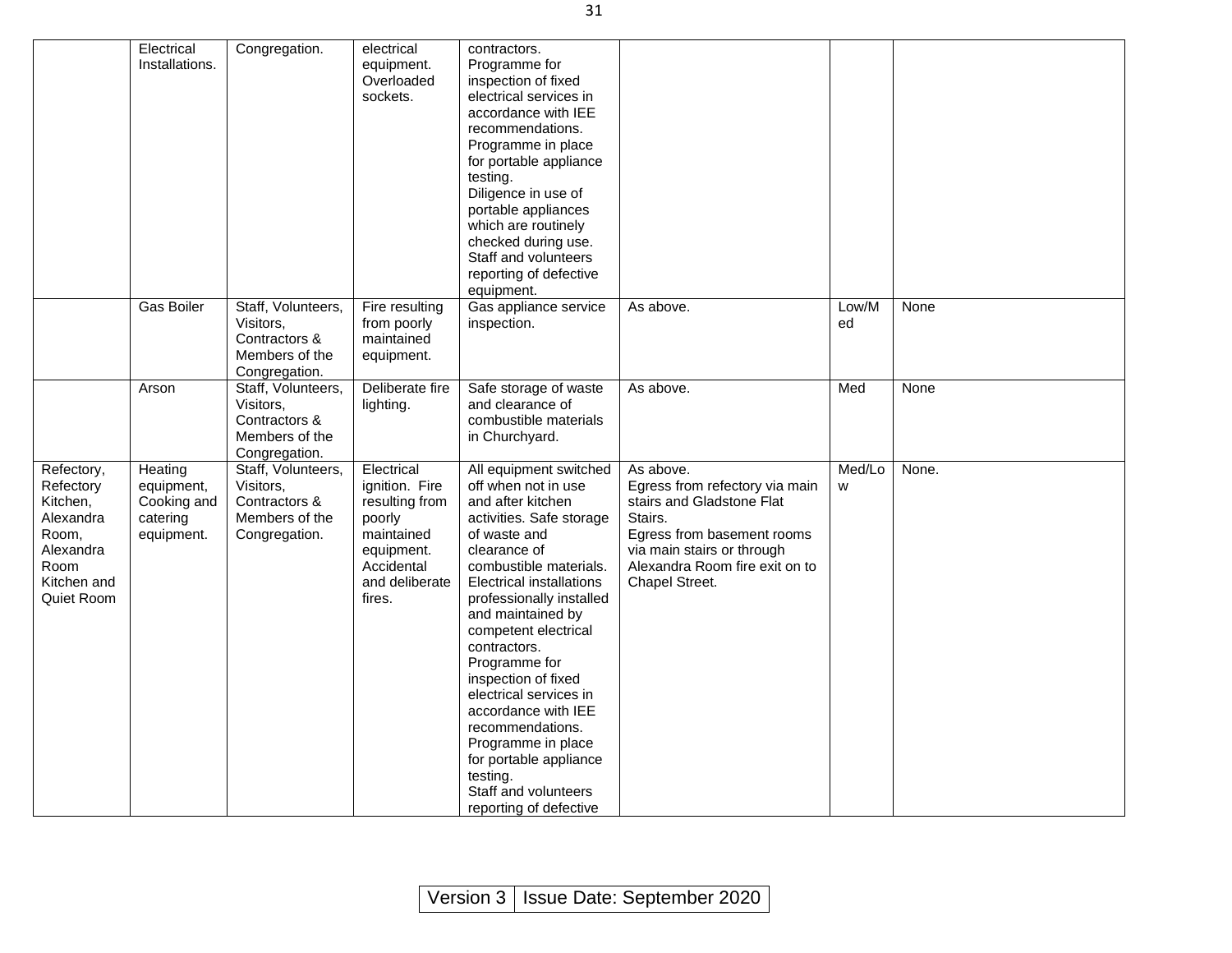|  |  |  |  |  |  |  |  |
|---|---|---|---|---|---|---|---|
|  | Electrical Installations. | Congregation. | electrical equipment. Overloaded sockets. | contractors. Programme for inspection of fixed electrical services in accordance with IEE recommendations. Programme in place for portable appliance testing. Diligence in use of portable appliances which are routinely checked during use. Staff and volunteers reporting of defective equipment. |  |  |  |
|  | Gas Boiler | Staff, Volunteers, Visitors, Contractors & Members of the Congregation. | Fire resulting from poorly maintained equipment. | Gas appliance service inspection. | As above. | Low/Med | None |
|  | Arson | Staff, Volunteers, Visitors, Contractors & Members of the Congregation. | Deliberate fire lighting. | Safe storage of waste and clearance of combustible materials in Churchyard. | As above. | Med | None |
| Refectory, Refectory Kitchen, Alexandra Room, Alexandra Room Kitchen and Quiet Room | Heating equipment, Cooking and catering equipment. | Staff, Volunteers, Visitors, Contractors & Members of the Congregation. | Electrical ignition. Fire resulting from poorly maintained equipment. Accidental and deliberate fires. | All equipment switched off when not in use and after kitchen activities. Safe storage of waste and clearance of combustible materials. Electrical installations professionally installed and maintained by competent electrical contractors. Programme for inspection of fixed electrical services in accordance with IEE recommendations. Programme in place for portable appliance testing. Staff and volunteers reporting of defective | As above. Egress from refectory via main stairs and Gladstone Flat Stairs. Egress from basement rooms via main stairs or through Alexandra Room fire exit on to Chapel Street. | Med/Low | None. |

Version 3 | Issue Date: September 2020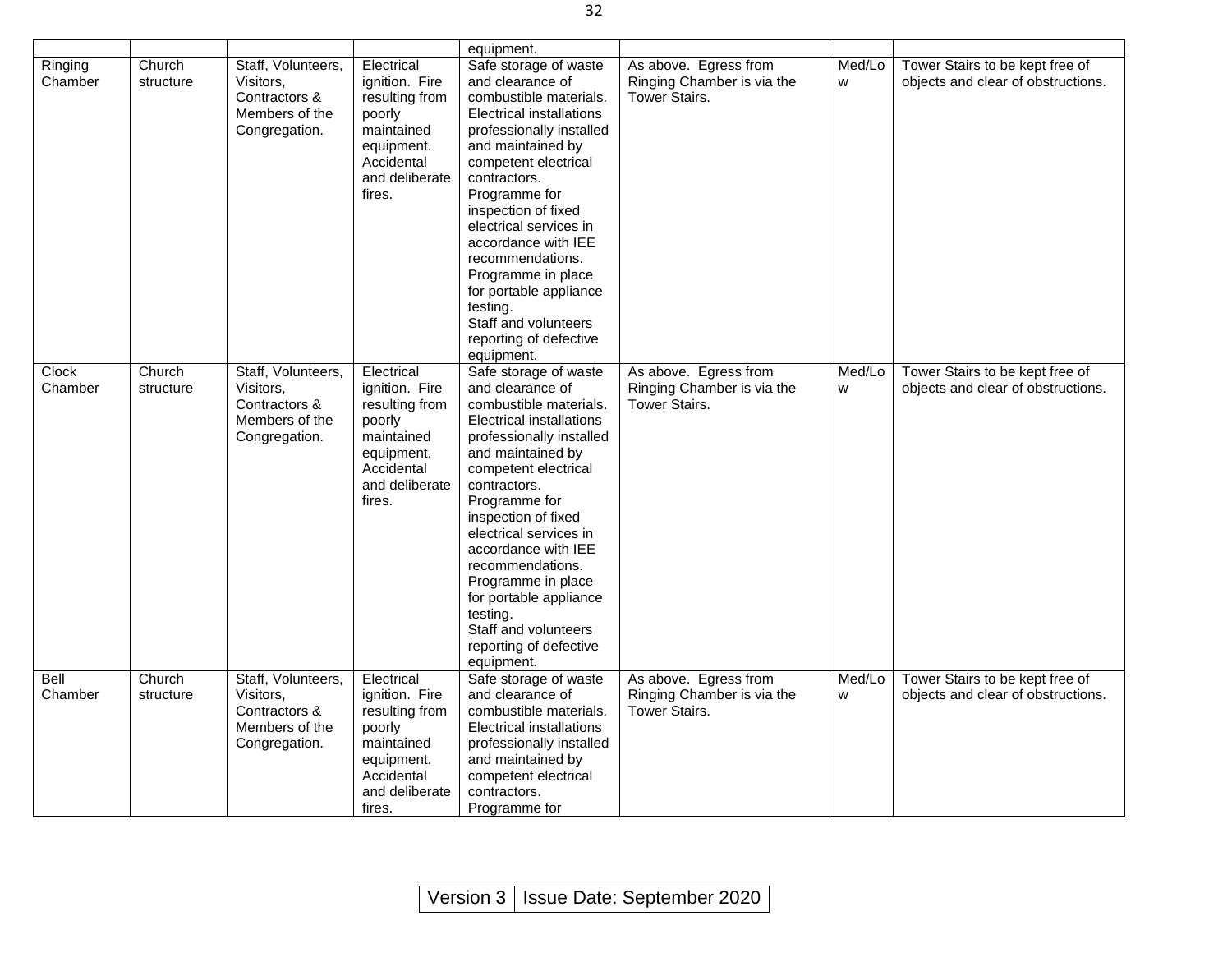| | | | | | | | |
|---|---|---|---|---|---|---|---|
| | | | | equipment. | | | |
| Ringing Chamber | Church structure | Staff, Volunteers, Visitors, Contractors & Members of the Congregation. | Electrical ignition. Fire resulting from poorly maintained equipment. Accidental and deliberate fires. | Safe storage of waste and clearance of combustible materials. Electrical installations professionally installed and maintained by competent electrical contractors. Programme for inspection of fixed electrical services in accordance with IEE recommendations. Programme in place for portable appliance testing. Staff and volunteers reporting of defective equipment. | As above. Egress from Ringing Chamber is via the Tower Stairs. | Med/Low | Tower Stairs to be kept free of objects and clear of obstructions. |
| Clock Chamber | Church structure | Staff, Volunteers, Visitors, Contractors & Members of the Congregation. | Electrical ignition. Fire resulting from poorly maintained equipment. Accidental and deliberate fires. | Safe storage of waste and clearance of combustible materials. Electrical installations professionally installed and maintained by competent electrical contractors. Programme for inspection of fixed electrical services in accordance with IEE recommendations. Programme in place for portable appliance testing. Staff and volunteers reporting of defective equipment. | As above. Egress from Ringing Chamber is via the Tower Stairs. | Med/Low | Tower Stairs to be kept free of objects and clear of obstructions. |
| Bell Chamber | Church structure | Staff, Volunteers, Visitors, Contractors & Members of the Congregation. | Electrical ignition. Fire resulting from poorly maintained equipment. Accidental and deliberate fires. | Safe storage of waste and clearance of combustible materials. Electrical installations professionally installed and maintained by competent electrical contractors. Programme for | As above. Egress from Ringing Chamber is via the Tower Stairs. | Med/Low | Tower Stairs to be kept free of objects and clear of obstructions. |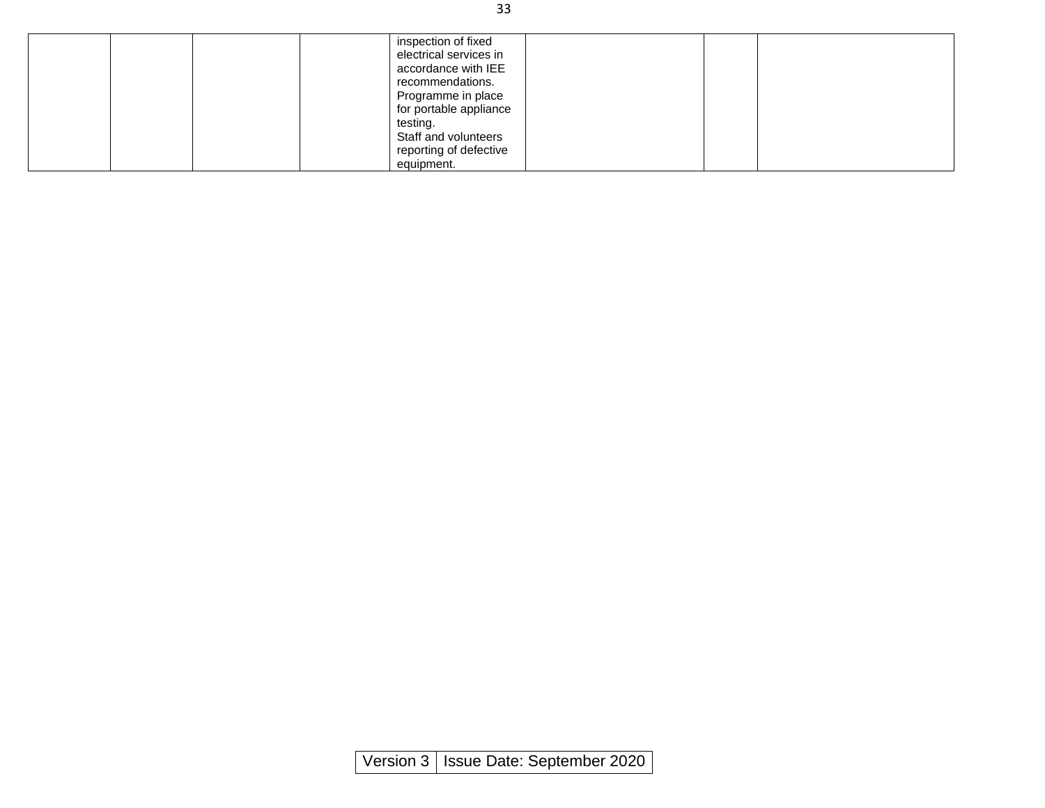| | | | | | | | |
|---|---|---|---|---|---|---|---|
| | | | | inspection of fixed electrical services in accordance with IEE recommendations.<br>Programme in place for portable appliance testing.<br>Staff and volunteers reporting of defective equipment. | | | |

| Version 3 | Issue Date: September 2020 |
|---|---|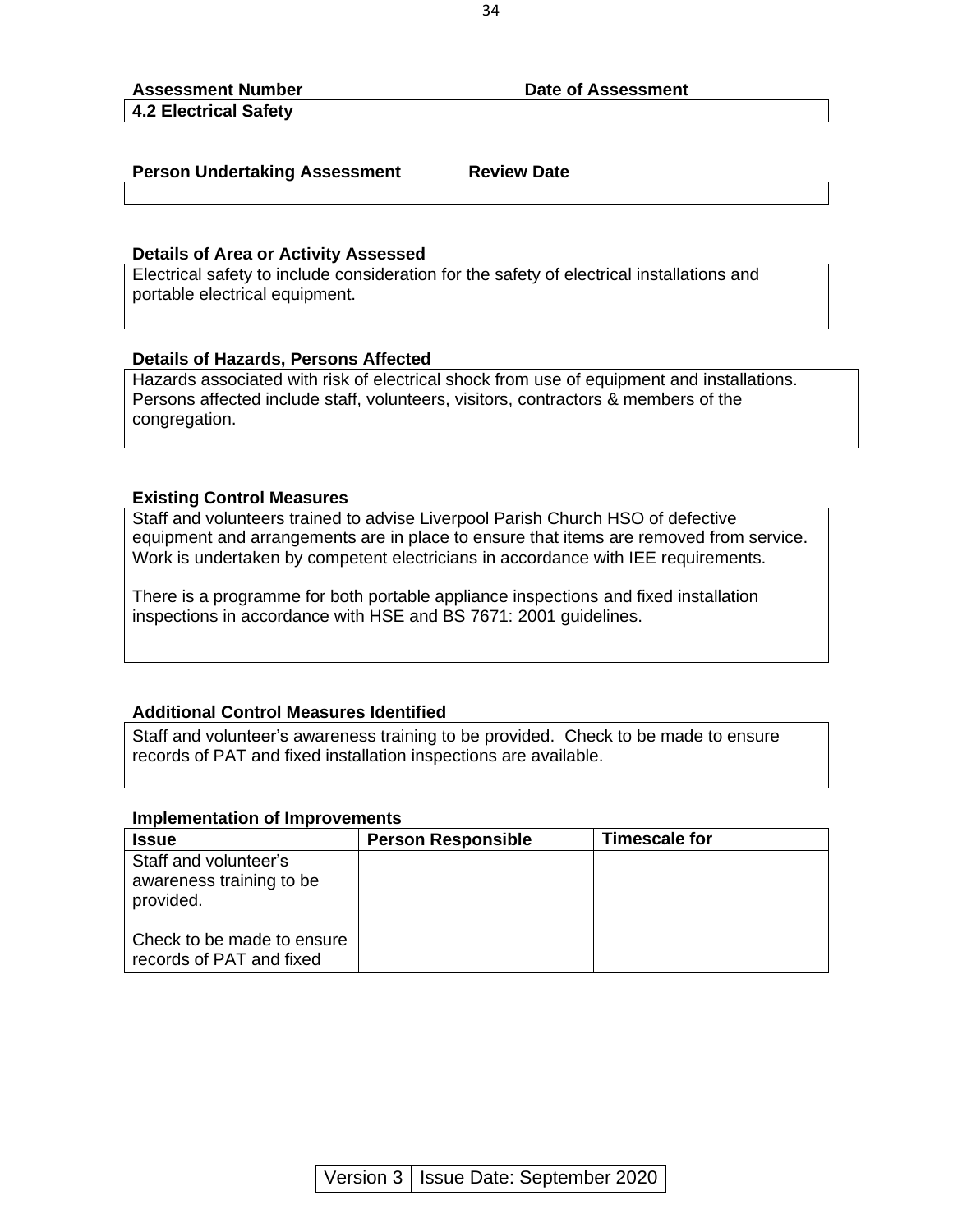| Assessment Number | Date of Assessment |
|---|---|
| **4.2 Electrical Safety** | |

| Person Undertaking Assessment | Review Date |
|---|---|
| | |

**Details of Area or Activity Assessed**

Electrical safety to include consideration for the safety of electrical installations and portable electrical equipment.

**Details of Hazards, Persons Affected**

Hazards associated with risk of electrical shock from use of equipment and installations. Persons affected include staff, volunteers, visitors, contractors & members of the congregation.

**Existing Control Measures**

Staff and volunteers trained to advise Liverpool Parish Church HSO of defective equipment and arrangements are in place to ensure that items are removed from service. Work is undertaken by competent electricians in accordance with IEE requirements.

There is a programme for both portable appliance inspections and fixed installation inspections in accordance with HSE and BS 7671: 2001 guidelines.

**Additional Control Measures Identified**

Staff and volunteer's awareness training to be provided. Check to be made to ensure records of PAT and fixed installation inspections are available.

**Implementation of Improvements**

| Issue | Person Responsible | Timescale for |
|---|---|---|
| Staff and volunteer's awareness training to be provided.<br><br>Check to be made to ensure records of PAT and fixed | | |

Version 3 | Issue Date: September 2020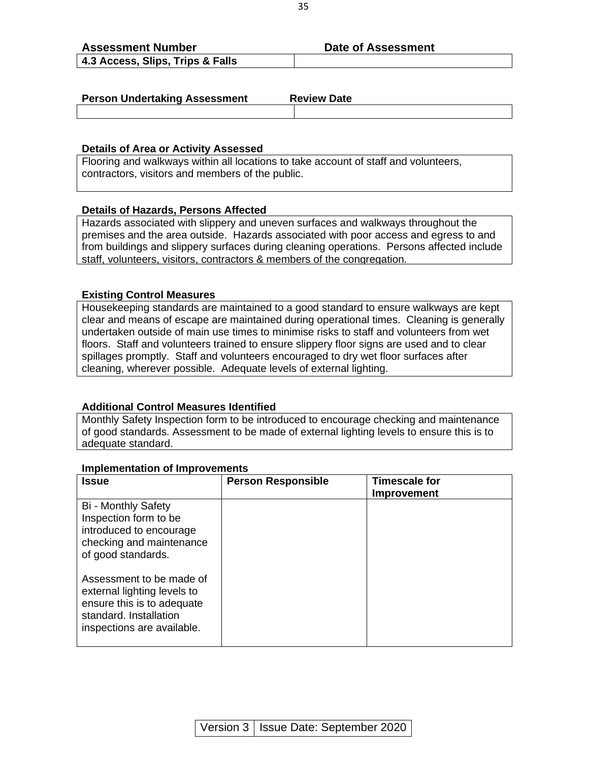| **Assessment Number** | **Date of Assessment** |
|---|---|
| **4.3 Access, Slips, Trips & Falls** | |

| **Person Undertaking Assessment** | **Review Date** |
|---|---|
| | |

**Details of Area or Activity Assessed**

Flooring and walkways within all locations to take account of staff and volunteers, contractors, visitors and members of the public.

**Details of Hazards, Persons Affected**

Hazards associated with slippery and uneven surfaces and walkways throughout the premises and the area outside. Hazards associated with poor access and egress to and from buildings and slippery surfaces during cleaning operations. Persons affected include staff, volunteers, visitors, contractors & members of the congregation.

**Existing Control Measures**

Housekeeping standards are maintained to a good standard to ensure walkways are kept clear and means of escape are maintained during operational times. Cleaning is generally undertaken outside of main use times to minimise risks to staff and volunteers from wet floors. Staff and volunteers trained to ensure slippery floor signs are used and to clear spillages promptly. Staff and volunteers encouraged to dry wet floor surfaces after cleaning, wherever possible. Adequate levels of external lighting.

**Additional Control Measures Identified**

Monthly Safety Inspection form to be introduced to encourage checking and maintenance of good standards. Assessment to be made of external lighting levels to ensure this is to adequate standard.

**Implementation of Improvements**

| **Issue** | **Person Responsible** | **Timescale for Improvement** |
|---|---|---|
| Bi - Monthly Safety Inspection form to be introduced to encourage checking and maintenance of good standards.<br><br>Assessment to be made of external lighting levels to ensure this is to adequate standard. Installation inspections are available. | | |

| Version 3 | Issue Date: September 2020 |
|---|---|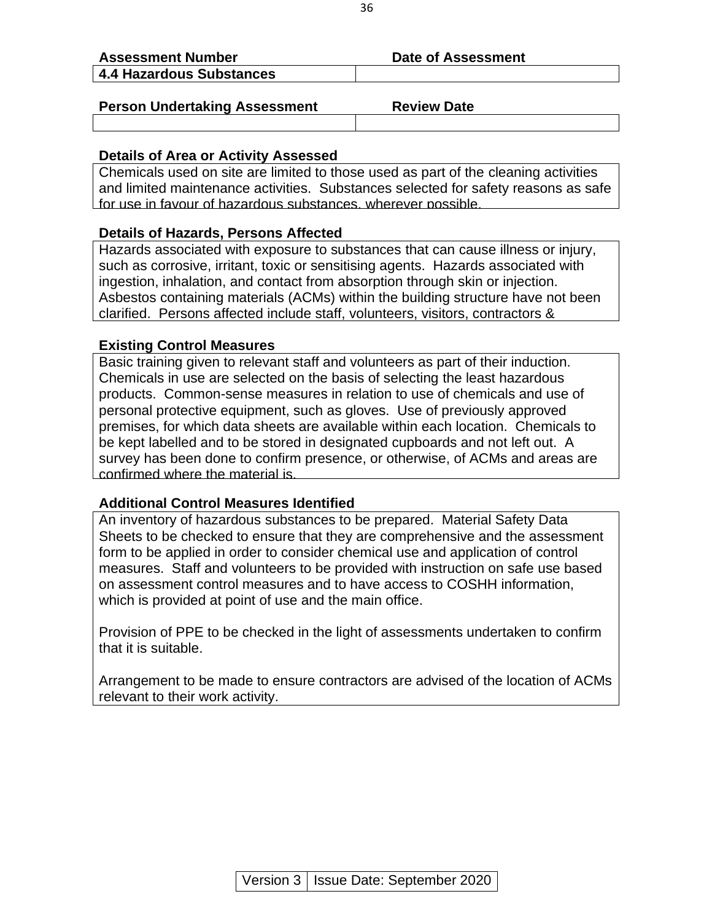| **Assessment Number** | **Date of Assessment** |
| --- | --- |
| **4.4 Hazardous Substances** | |

| **Person Undertaking Assessment** | **Review Date** |
| --- | --- |
| | |

**Details of Area or Activity Assessed**

Chemicals used on site are limited to those used as part of the cleaning activities and limited maintenance activities. Substances selected for safety reasons as safe for use in favour of hazardous substances, wherever possible.

**Details of Hazards, Persons Affected**

Hazards associated with exposure to substances that can cause illness or injury, such as corrosive, irritant, toxic or sensitising agents. Hazards associated with ingestion, inhalation, and contact from absorption through skin or injection. Asbestos containing materials (ACMs) within the building structure have not been clarified. Persons affected include staff, volunteers, visitors, contractors &

**Existing Control Measures**

Basic training given to relevant staff and volunteers as part of their induction. Chemicals in use are selected on the basis of selecting the least hazardous products. Common-sense measures in relation to use of chemicals and use of personal protective equipment, such as gloves. Use of previously approved premises, for which data sheets are available within each location. Chemicals to be kept labelled and to be stored in designated cupboards and not left out. A survey has been done to confirm presence, or otherwise, of ACMs and areas are confirmed where the material is.

**Additional Control Measures Identified**

An inventory of hazardous substances to be prepared. Material Safety Data Sheets to be checked to ensure that they are comprehensive and the assessment form to be applied in order to consider chemical use and application of control measures. Staff and volunteers to be provided with instruction on safe use based on assessment control measures and to have access to COSHH information, which is provided at point of use and the main office.

Provision of PPE to be checked in the light of assessments undertaken to confirm that it is suitable.

Arrangement to be made to ensure contractors are advised of the location of ACMs relevant to their work activity.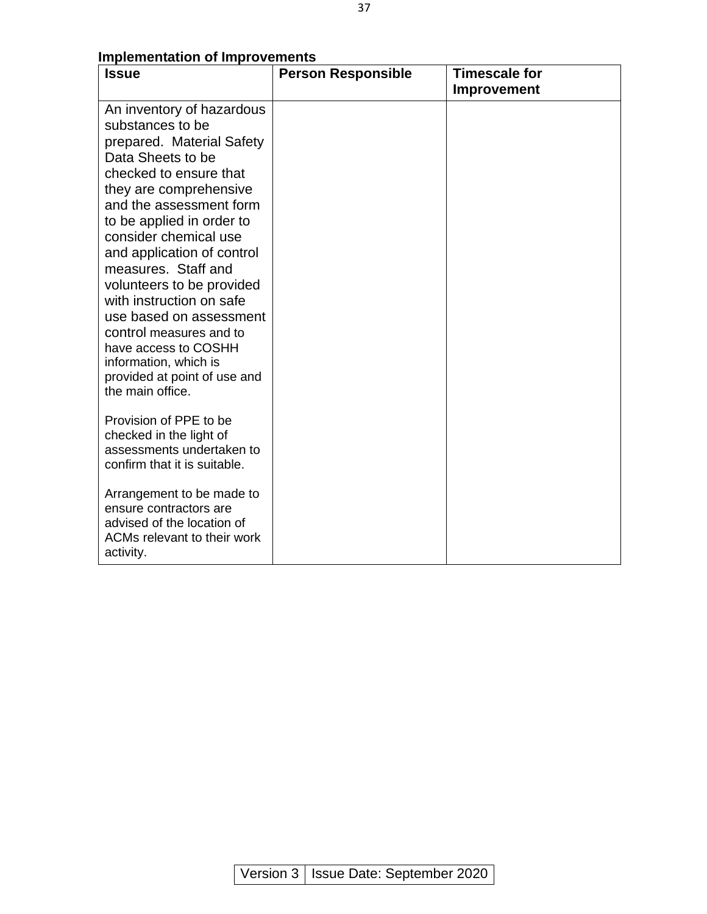**Implementation of Improvements**

| Issue | Person Responsible | Timescale for Improvement |
|---|---|---|
| An inventory of hazardous substances to be prepared. Material Safety Data Sheets to be checked to ensure that they are comprehensive and the assessment form to be applied in order to consider chemical use and application of control measures. Staff and volunteers to be provided with instruction on safe use based on assessment control measures and to have access to COSHH information, which is provided at point of use and the main office.<br><br>Provision of PPE to be checked in the light of assessments undertaken to confirm that it is suitable.<br><br>Arrangement to be made to ensure contractors are advised of the location of ACMs relevant to their work activity. | | |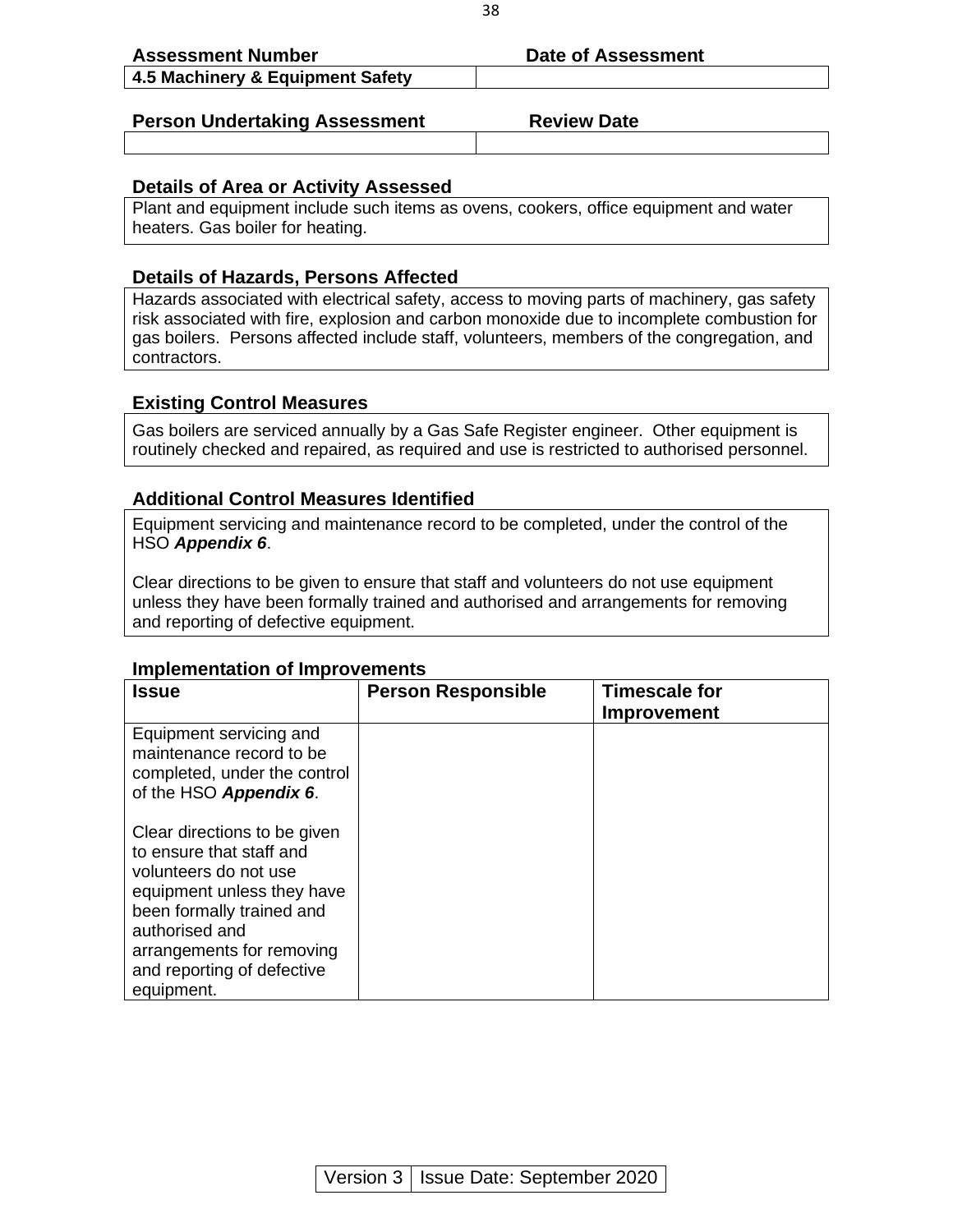| Assessment Number | Date of Assessment |
|---|---|
| **4.5 Machinery & Equipment Safety** | |

| Person Undertaking Assessment | Review Date |
|---|---|
| | |

### Details of Area or Activity Assessed

Plant and equipment include such items as ovens, cookers, office equipment and water heaters. Gas boiler for heating.

### Details of Hazards, Persons Affected

Hazards associated with electrical safety, access to moving parts of machinery, gas safety risk associated with fire, explosion and carbon monoxide due to incomplete combustion for gas boilers. Persons affected include staff, volunteers, members of the congregation, and contractors.

### Existing Control Measures

Gas boilers are serviced annually by a Gas Safe Register engineer. Other equipment is routinely checked and repaired, as required and use is restricted to authorised personnel.

### Additional Control Measures Identified

Equipment servicing and maintenance record to be completed, under the control of the HSO ***Appendix 6***.

Clear directions to be given to ensure that staff and volunteers do not use equipment unless they have been formally trained and authorised and arrangements for removing and reporting of defective equipment.

### Implementation of Improvements

| Issue | Person Responsible | Timescale for Improvement |
|---|---|---|
| Equipment servicing and maintenance record to be completed, under the control of the HSO ***Appendix 6***.<br><br>Clear directions to be given to ensure that staff and volunteers do not use equipment unless they have been formally trained and authorised and arrangements for removing and reporting of defective equipment. | | |

| Version 3 | Issue Date: September 2020 |
|---|---|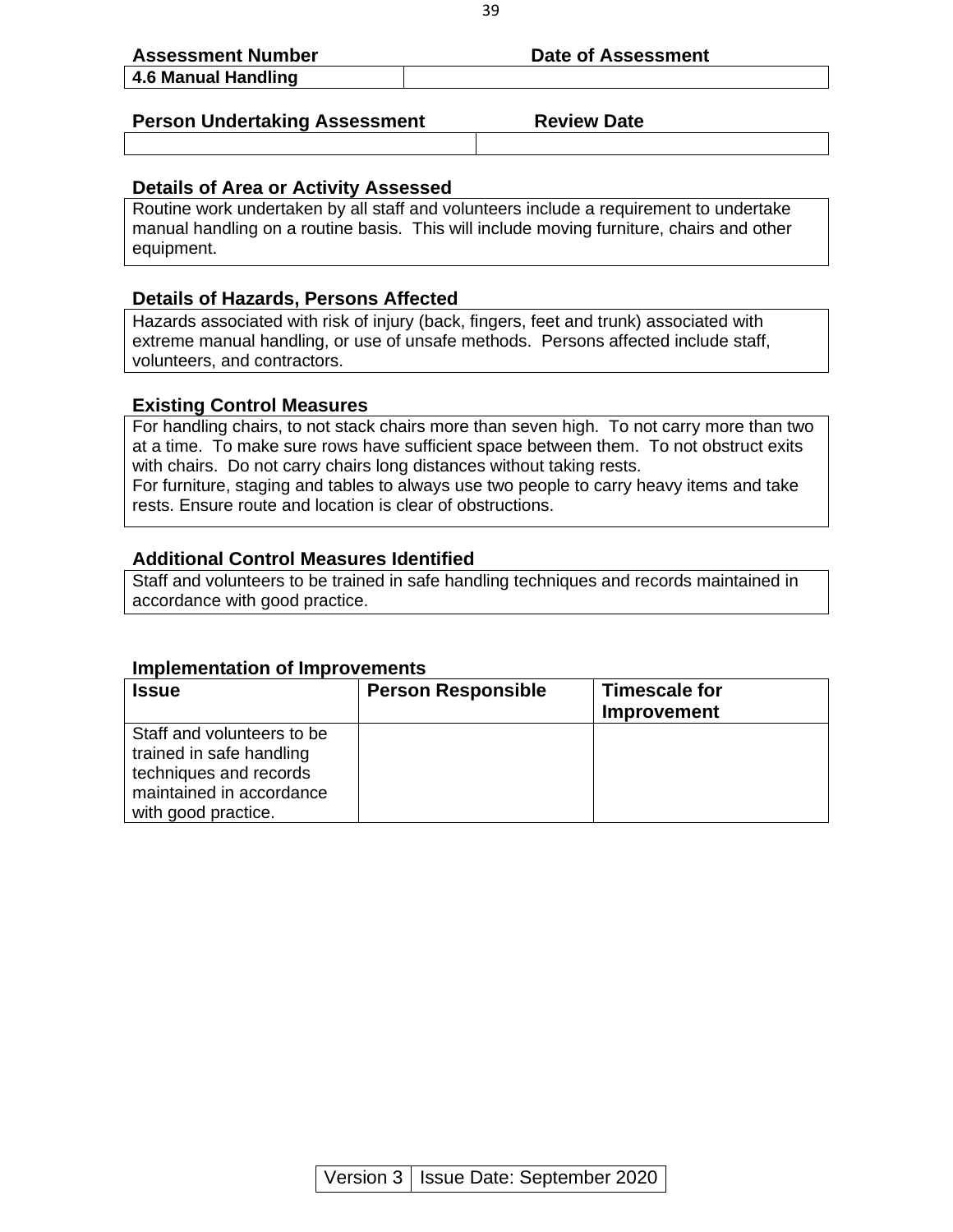| Assessment Number | Date of Assessment |
|---|---|
| 4.6 Manual Handling | |

| Person Undertaking Assessment | Review Date |
|---|---|
| | |

### Details of Area or Activity Assessed

Routine work undertaken by all staff and volunteers include a requirement to undertake manual handling on a routine basis. This will include moving furniture, chairs and other equipment.

### Details of Hazards, Persons Affected

Hazards associated with risk of injury (back, fingers, feet and trunk) associated with extreme manual handling, or use of unsafe methods. Persons affected include staff, volunteers, and contractors.

### Existing Control Measures

For handling chairs, to not stack chairs more than seven high. To not carry more than two at a time. To make sure rows have sufficient space between them. To not obstruct exits with chairs. Do not carry chairs long distances without taking rests.
For furniture, staging and tables to always use two people to carry heavy items and take rests. Ensure route and location is clear of obstructions.

### Additional Control Measures Identified

Staff and volunteers to be trained in safe handling techniques and records maintained in accordance with good practice.

### Implementation of Improvements

| Issue | Person Responsible | Timescale for Improvement |
|---|---|---|
| Staff and volunteers to be trained in safe handling techniques and records maintained in accordance with good practice. | | |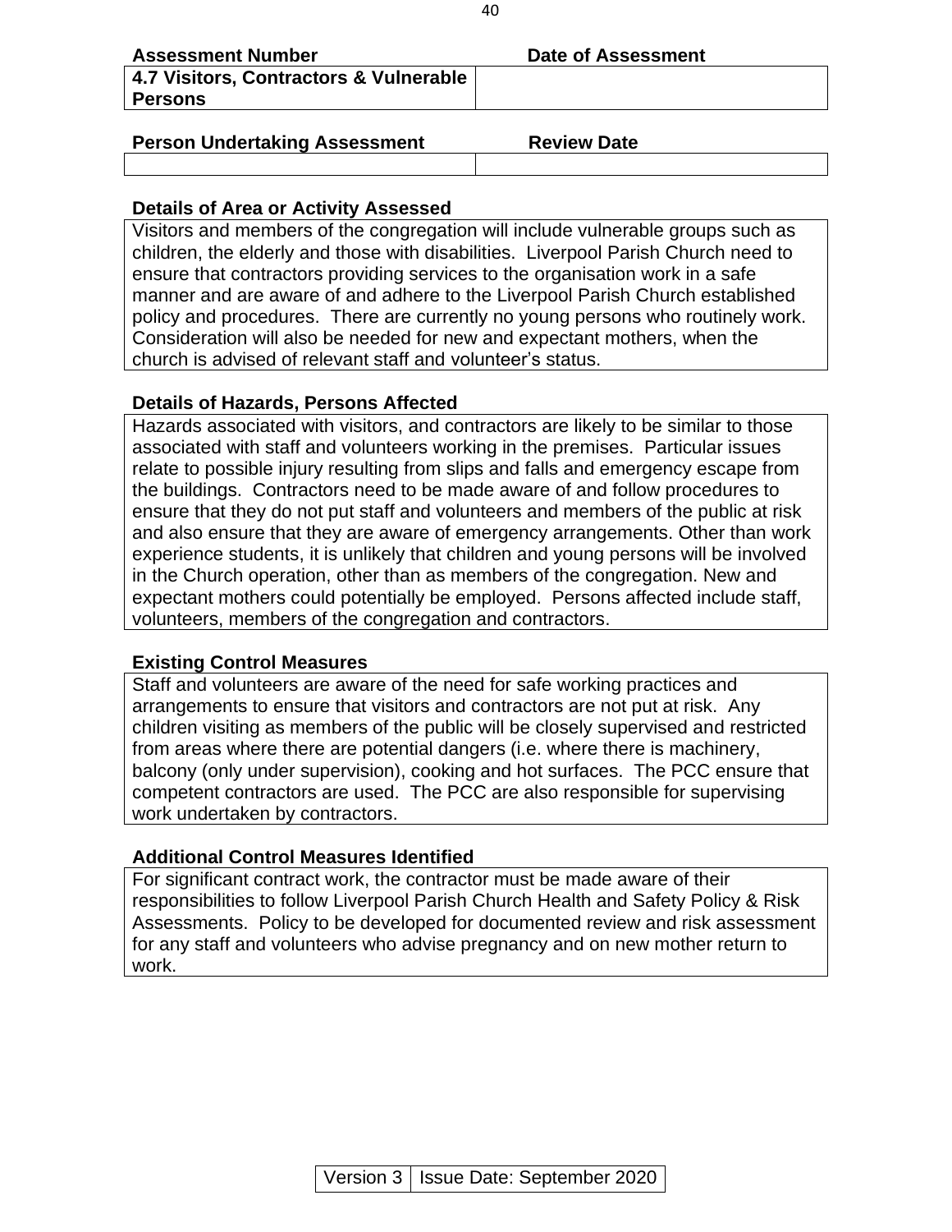| **Assessment Number** | **Date of Assessment** |
|---|---|
| **4.7 Visitors, Contractors & Vulnerable Persons** | |

| **Person Undertaking Assessment** | **Review Date** |
|---|---|
| | |

**Details of Area or Activity Assessed**

Visitors and members of the congregation will include vulnerable groups such as children, the elderly and those with disabilities. Liverpool Parish Church need to ensure that contractors providing services to the organisation work in a safe manner and are aware of and adhere to the Liverpool Parish Church established policy and procedures. There are currently no young persons who routinely work. Consideration will also be needed for new and expectant mothers, when the church is advised of relevant staff and volunteer's status.

**Details of Hazards, Persons Affected**

Hazards associated with visitors, and contractors are likely to be similar to those associated with staff and volunteers working in the premises. Particular issues relate to possible injury resulting from slips and falls and emergency escape from the buildings. Contractors need to be made aware of and follow procedures to ensure that they do not put staff and volunteers and members of the public at risk and also ensure that they are aware of emergency arrangements. Other than work experience students, it is unlikely that children and young persons will be involved in the Church operation, other than as members of the congregation. New and expectant mothers could potentially be employed. Persons affected include staff, volunteers, members of the congregation and contractors.

**Existing Control Measures**

Staff and volunteers are aware of the need for safe working practices and arrangements to ensure that visitors and contractors are not put at risk. Any children visiting as members of the public will be closely supervised and restricted from areas where there are potential dangers (i.e. where there is machinery, balcony (only under supervision), cooking and hot surfaces. The PCC ensure that competent contractors are used. The PCC are also responsible for supervising work undertaken by contractors.

**Additional Control Measures Identified**

For significant contract work, the contractor must be made aware of their responsibilities to follow Liverpool Parish Church Health and Safety Policy & Risk Assessments. Policy to be developed for documented review and risk assessment for any staff and volunteers who advise pregnancy and on new mother return to work.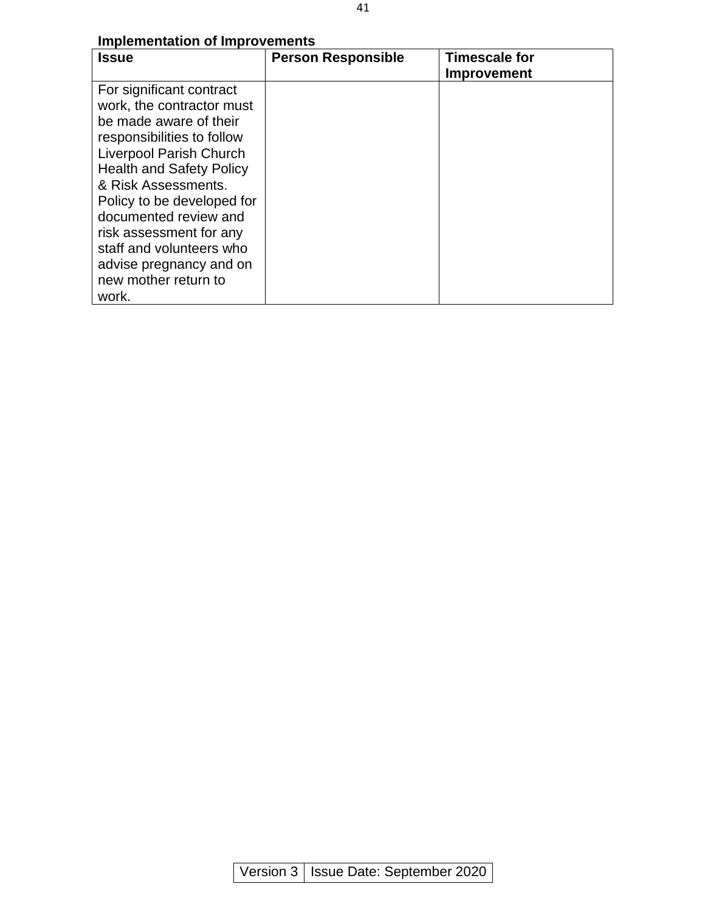**Implementation of Improvements**

| Issue | Person Responsible | Timescale for Improvement |
|---|---|---|
| For significant contract work, the contractor must be made aware of their responsibilities to follow Liverpool Parish Church Health and Safety Policy & Risk Assessments. Policy to be developed for documented review and risk assessment for any staff and volunteers who advise pregnancy and on new mother return to work. | | |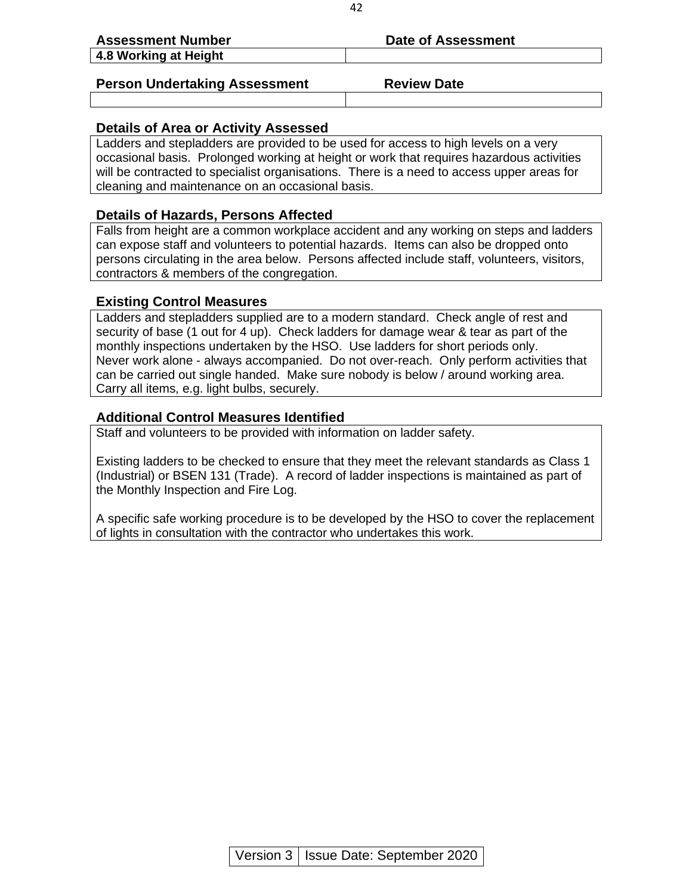| Assessment Number | Date of Assessment |
|---|---|
| **4.8 Working at Height** | |

| Person Undertaking Assessment | Review Date |
|---|---|
| | |

**Details of Area or Activity Assessed**

Ladders and stepladders are provided to be used for access to high levels on a very occasional basis. Prolonged working at height or work that requires hazardous activities will be contracted to specialist organisations. There is a need to access upper areas for cleaning and maintenance on an occasional basis.

**Details of Hazards, Persons Affected**

Falls from height are a common workplace accident and any working on steps and ladders can expose staff and volunteers to potential hazards. Items can also be dropped onto persons circulating in the area below. Persons affected include staff, volunteers, visitors, contractors & members of the congregation.

**Existing Control Measures**

Ladders and stepladders supplied are to a modern standard. Check angle of rest and security of base (1 out for 4 up). Check ladders for damage wear & tear as part of the monthly inspections undertaken by the HSO. Use ladders for short periods only.
Never work alone - always accompanied. Do not over-reach. Only perform activities that can be carried out single handed. Make sure nobody is below / around working area. Carry all items, e.g. light bulbs, securely.

**Additional Control Measures Identified**

Staff and volunteers to be provided with information on ladder safety.

Existing ladders to be checked to ensure that they meet the relevant standards as Class 1 (Industrial) or BSEN 131 (Trade). A record of ladder inspections is maintained as part of the Monthly Inspection and Fire Log.

A specific safe working procedure is to be developed by the HSO to cover the replacement of lights in consultation with the contractor who undertakes this work.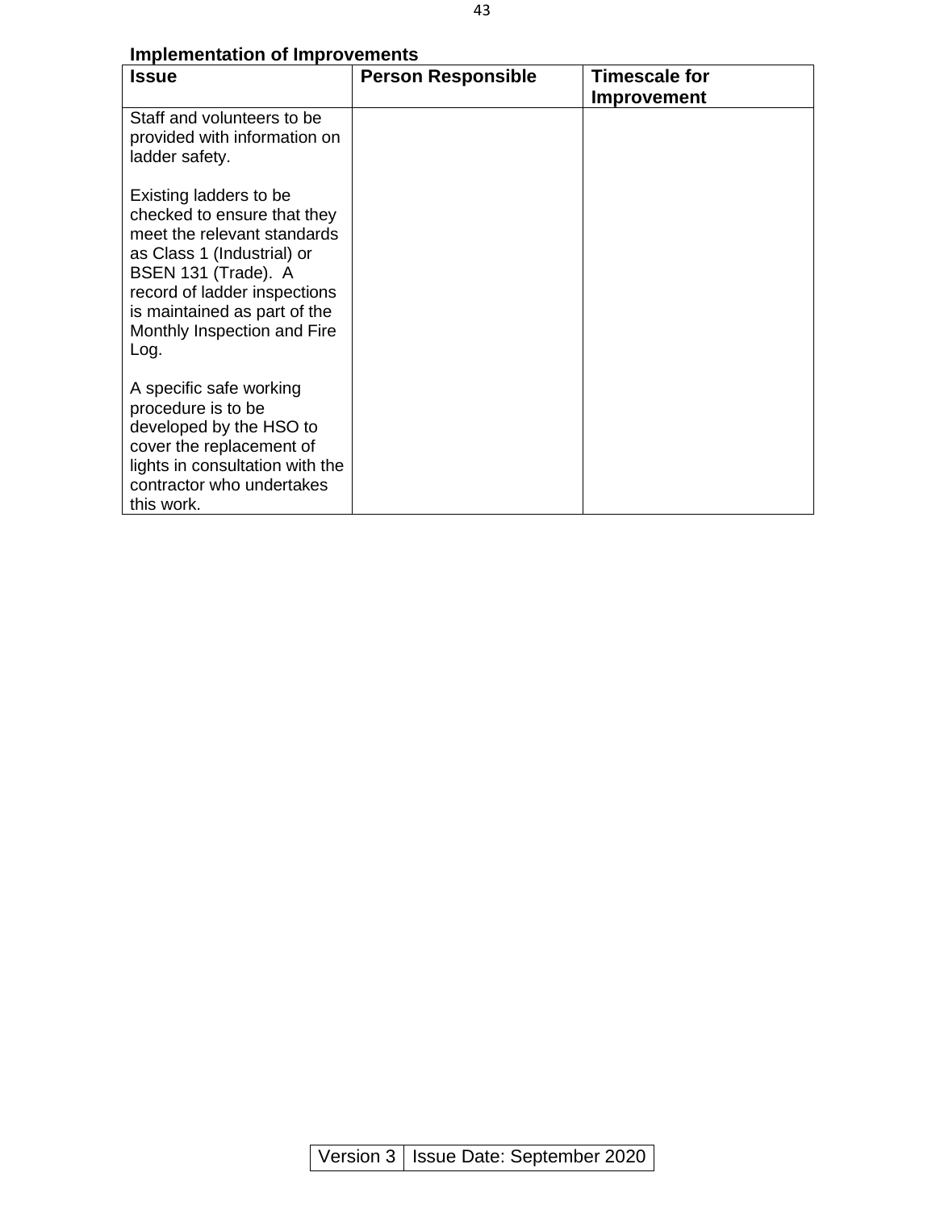**Implementation of Improvements**

| Issue | Person Responsible | Timescale for Improvement |
|---|---|---|
| Staff and volunteers to be provided with information on ladder safety.<br><br>Existing ladders to be checked to ensure that they meet the relevant standards as Class 1 (Industrial) or BSEN 131 (Trade). A record of ladder inspections is maintained as part of the Monthly Inspection and Fire Log.<br><br>A specific safe working procedure is to be developed by the HSO to cover the replacement of lights in consultation with the contractor who undertakes this work. | | |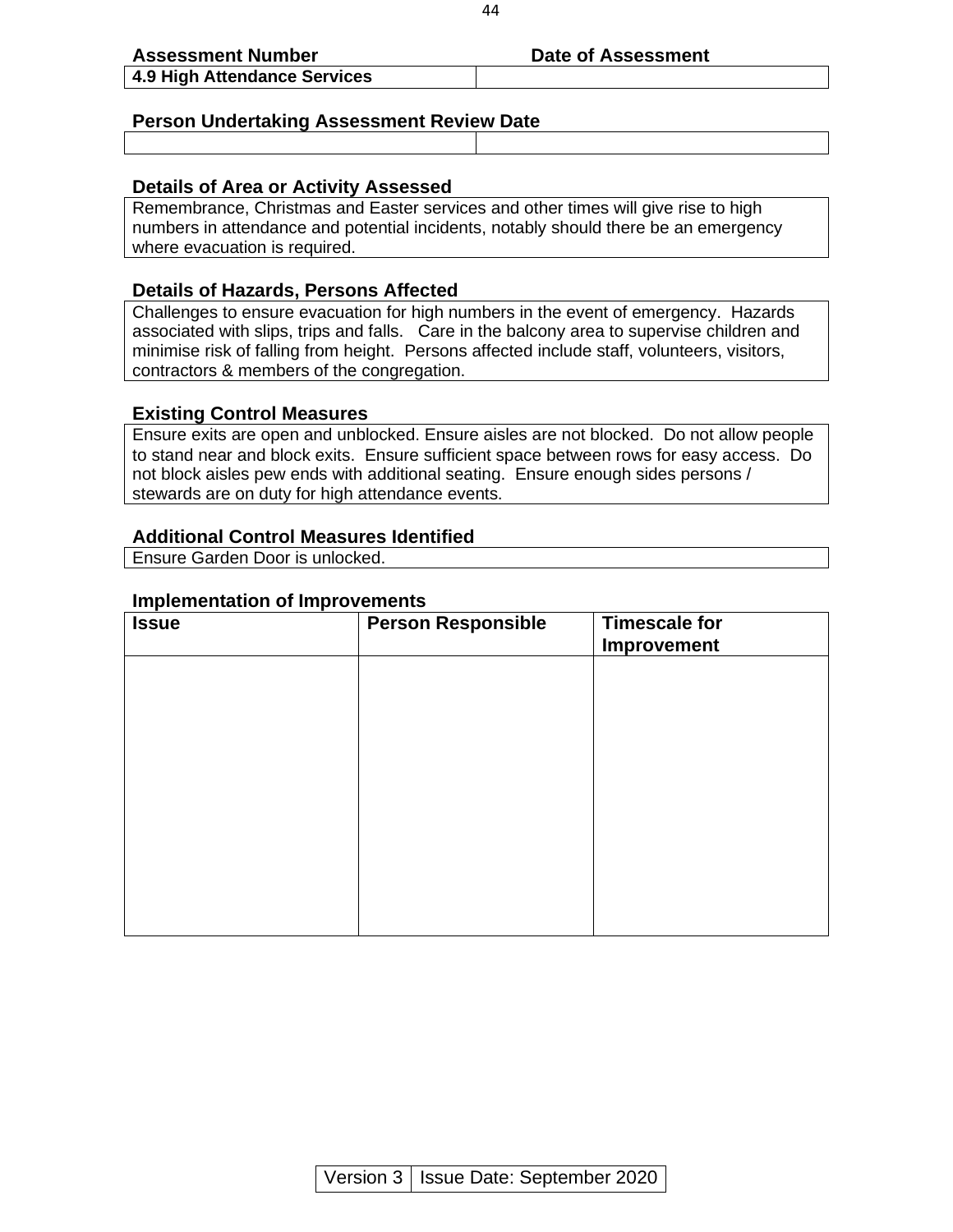| Assessment Number | Date of Assessment |
|---|---|
| **4.9 High Attendance Services** | |

| Person Undertaking Assessment | Review Date |
|---|---|
| | |

**Details of Area or Activity Assessed**

Remembrance, Christmas and Easter services and other times will give rise to high numbers in attendance and potential incidents, notably should there be an emergency where evacuation is required.

**Details of Hazards, Persons Affected**

Challenges to ensure evacuation for high numbers in the event of emergency. Hazards associated with slips, trips and falls. Care in the balcony area to supervise children and minimise risk of falling from height. Persons affected include staff, volunteers, visitors, contractors & members of the congregation.

**Existing Control Measures**

Ensure exits are open and unblocked. Ensure aisles are not blocked. Do not allow people to stand near and block exits. Ensure sufficient space between rows for easy access. Do not block aisles pew ends with additional seating. Ensure enough sides persons / stewards are on duty for high attendance events.

**Additional Control Measures Identified**

Ensure Garden Door is unlocked.

**Implementation of Improvements**

| Issue | Person Responsible | Timescale for Improvement |
|---|---|---|
| | | |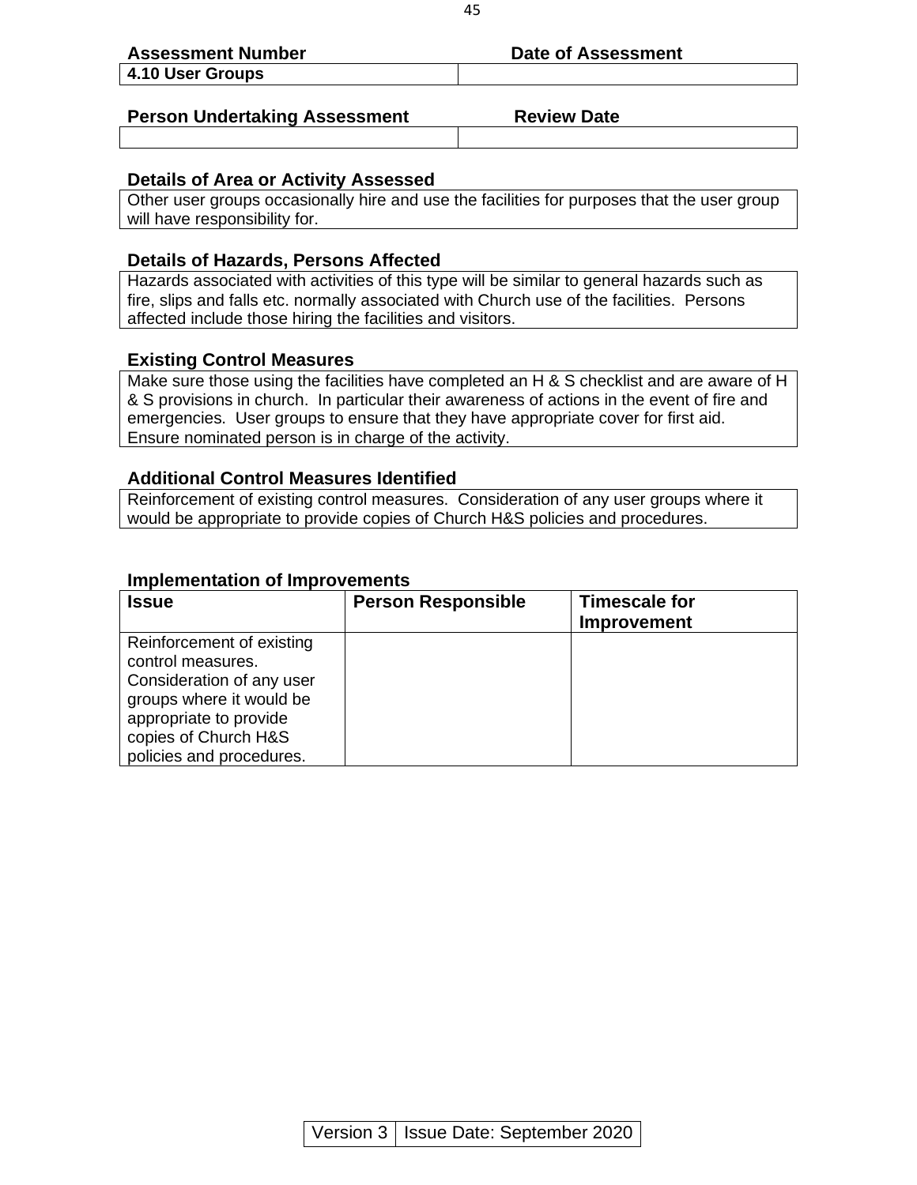| Assessment Number | Date of Assessment |
|---|---|
| **4.10 User Groups** | |

| Person Undertaking Assessment | Review Date |
|---|---|
| | |

**Details of Area or Activity Assessed**

Other user groups occasionally hire and use the facilities for purposes that the user group will have responsibility for.

**Details of Hazards, Persons Affected**

Hazards associated with activities of this type will be similar to general hazards such as fire, slips and falls etc. normally associated with Church use of the facilities. Persons affected include those hiring the facilities and visitors.

**Existing Control Measures**

Make sure those using the facilities have completed an H & S checklist and are aware of H & S provisions in church. In particular their awareness of actions in the event of fire and emergencies. User groups to ensure that they have appropriate cover for first aid. Ensure nominated person is in charge of the activity.

**Additional Control Measures Identified**

Reinforcement of existing control measures. Consideration of any user groups where it would be appropriate to provide copies of Church H&S policies and procedures.

**Implementation of Improvements**

| Issue | Person Responsible | Timescale for Improvement |
|---|---|---|
| Reinforcement of existing control measures. Consideration of any user groups where it would be appropriate to provide copies of Church H&S policies and procedures. | | |

| Version 3 | Issue Date: September 2020 |
|---|---|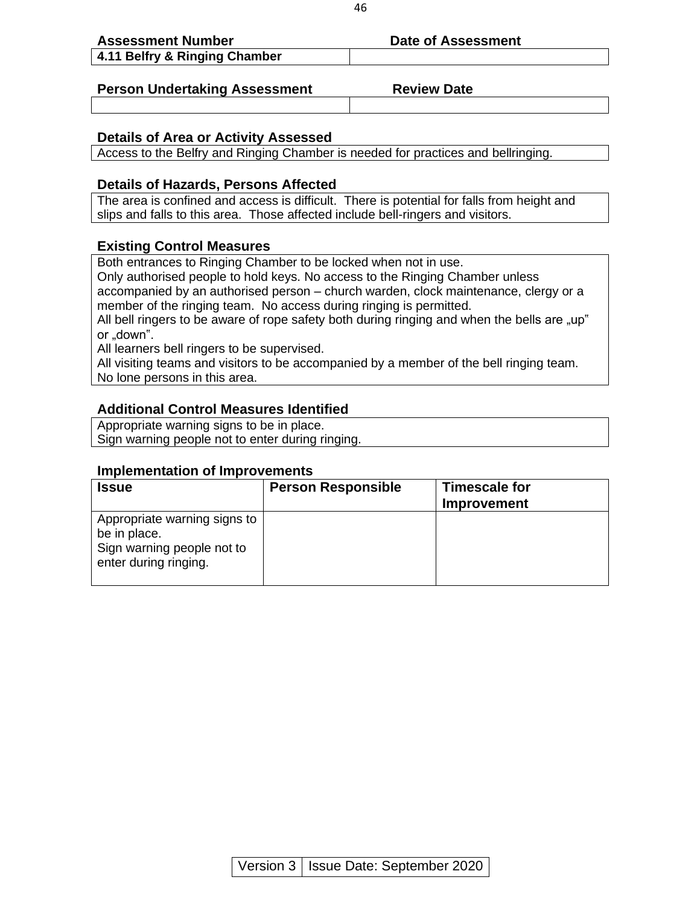| **Assessment Number** | **Date of Assessment** |
|---|---|
| **4.11 Belfry & Ringing Chamber** | |

| **Person Undertaking Assessment** | **Review Date** |
|---|---|
| | |

### Details of Area or Activity Assessed

Access to the Belfry and Ringing Chamber is needed for practices and bellringing.

### Details of Hazards, Persons Affected

The area is confined and access is difficult. There is potential for falls from height and slips and falls to this area. Those affected include bell-ringers and visitors.

### Existing Control Measures

Both entrances to Ringing Chamber to be locked when not in use.
Only authorised people to hold keys. No access to the Ringing Chamber unless accompanied by an authorised person – church warden, clock maintenance, clergy or a member of the ringing team. No access during ringing is permitted.
All bell ringers to be aware of rope safety both during ringing and when the bells are „up" or „down".
All learners bell ringers to be supervised.
All visiting teams and visitors to be accompanied by a member of the bell ringing team.
No lone persons in this area.

### Additional Control Measures Identified

Appropriate warning signs to be in place.
Sign warning people not to enter during ringing.

### Implementation of Improvements

| Issue | Person Responsible | Timescale for Improvement |
|---|---|---|
| Appropriate warning signs to be in place.<br>Sign warning people not to enter during ringing. | | |

| Version 3 | Issue Date: September 2020 |
|---|---|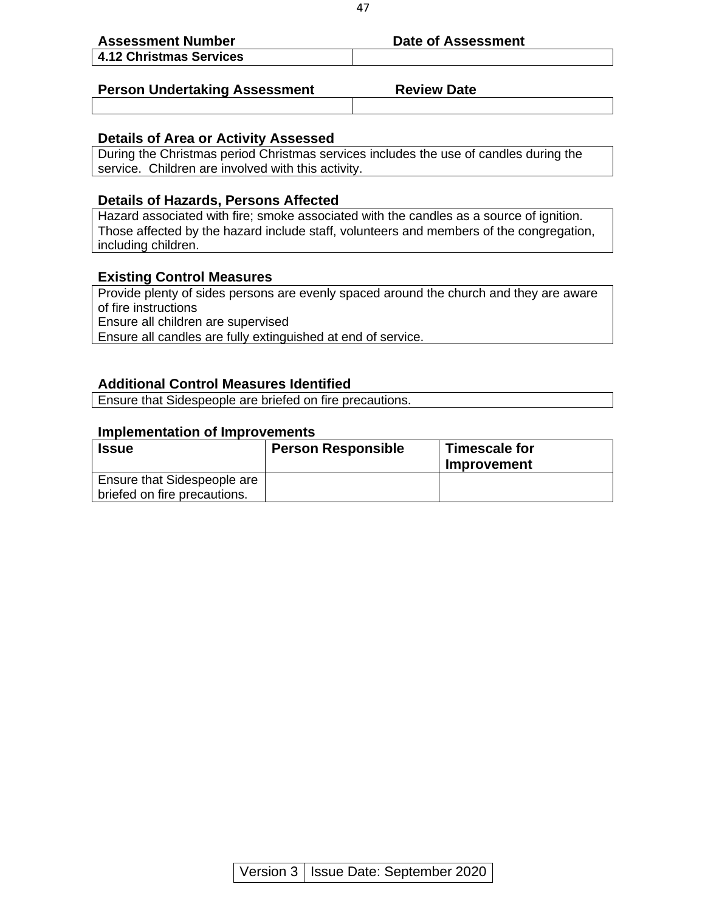| Assessment Number | Date of Assessment |
|---|---|
| **4.12 Christmas Services** | |

| Person Undertaking Assessment | Review Date |
|---|---|
| | |

**Details of Area or Activity Assessed**

During the Christmas period Christmas services includes the use of candles during the service. Children are involved with this activity.

**Details of Hazards, Persons Affected**

Hazard associated with fire; smoke associated with the candles as a source of ignition. Those affected by the hazard include staff, volunteers and members of the congregation, including children.

**Existing Control Measures**

Provide plenty of sides persons are evenly spaced around the church and they are aware of fire instructions
Ensure all children are supervised
Ensure all candles are fully extinguished at end of service.

**Additional Control Measures Identified**

Ensure that Sidespeople are briefed on fire precautions.

**Implementation of Improvements**

| Issue | Person Responsible | Timescale for Improvement |
|---|---|---|
| Ensure that Sidespeople are briefed on fire precautions. | | |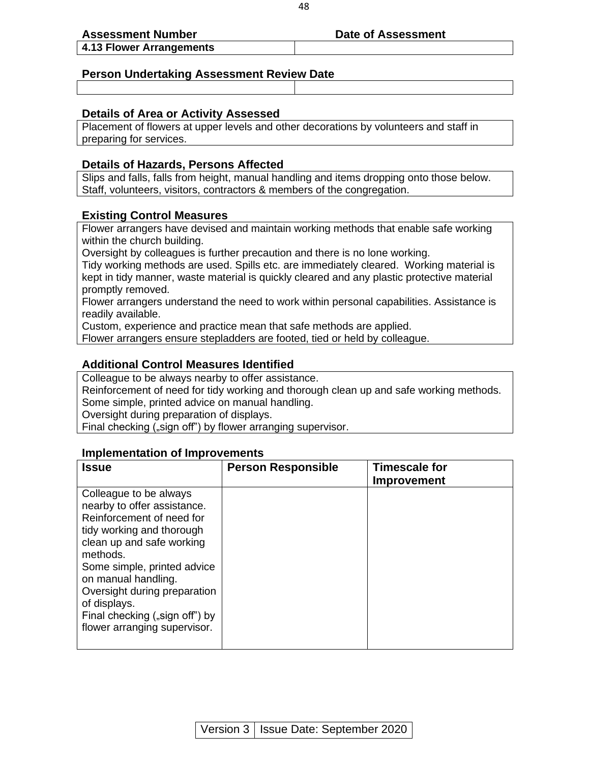| Assessment Number | Date of Assessment |
|---|---|
| 4.13 Flower Arrangements | |

| Person Undertaking Assessment | Review Date |
|---|---|
| | |

**Details of Area or Activity Assessed**

Placement of flowers at upper levels and other decorations by volunteers and staff in preparing for services.

**Details of Hazards, Persons Affected**

Slips and falls, falls from height, manual handling and items dropping onto those below. Staff, volunteers, visitors, contractors & members of the congregation.

**Existing Control Measures**

Flower arrangers have devised and maintain working methods that enable safe working within the church building.
Oversight by colleagues is further precaution and there is no lone working.
Tidy working methods are used. Spills etc. are immediately cleared. Working material is kept in tidy manner, waste material is quickly cleared and any plastic protective material promptly removed.
Flower arrangers understand the need to work within personal capabilities. Assistance is readily available.
Custom, experience and practice mean that safe methods are applied.
Flower arrangers ensure stepladders are footed, tied or held by colleague.

**Additional Control Measures Identified**

Colleague to be always nearby to offer assistance.
Reinforcement of need for tidy working and thorough clean up and safe working methods.
Some simple, printed advice on manual handling.
Oversight during preparation of displays.
Final checking („sign off") by flower arranging supervisor.

**Implementation of Improvements**

| Issue | Person Responsible | Timescale for Improvement |
|---|---|---|
| Colleague to be always nearby to offer assistance.<br>Reinforcement of need for tidy working and thorough clean up and safe working methods.<br>Some simple, printed advice on manual handling.<br>Oversight during preparation of displays.<br>Final checking („sign off") by flower arranging supervisor. | | |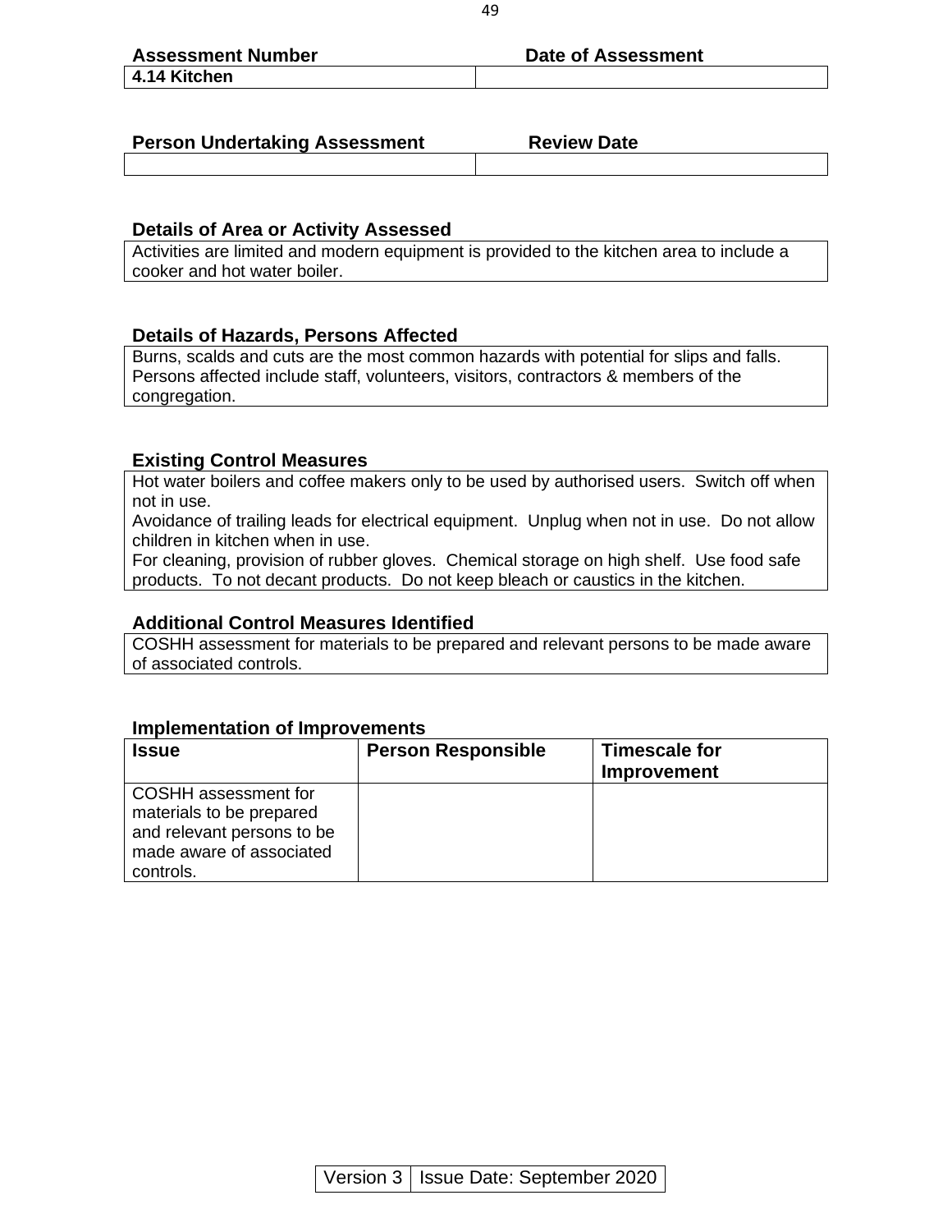| Assessment Number | Date of Assessment |
| --- | --- |
| **4.14 Kitchen** | |

| Person Undertaking Assessment | Review Date |
| --- | --- |
| | |

### Details of Area or Activity Assessed

Activities are limited and modern equipment is provided to the kitchen area to include a cooker and hot water boiler.

### Details of Hazards, Persons Affected

Burns, scalds and cuts are the most common hazards with potential for slips and falls. Persons affected include staff, volunteers, visitors, contractors & members of the congregation.

### Existing Control Measures

Hot water boilers and coffee makers only to be used by authorised users. Switch off when not in use.
Avoidance of trailing leads for electrical equipment. Unplug when not in use. Do not allow children in kitchen when in use.
For cleaning, provision of rubber gloves. Chemical storage on high shelf. Use food safe products. To not decant products. Do not keep bleach or caustics in the kitchen.

### Additional Control Measures Identified

COSHH assessment for materials to be prepared and relevant persons to be made aware of associated controls.

### Implementation of Improvements

| Issue | Person Responsible | Timescale for Improvement |
| --- | --- | --- |
| COSHH assessment for materials to be prepared and relevant persons to be made aware of associated controls. | | |

| Version 3 | Issue Date: September 2020 |
| --- | --- |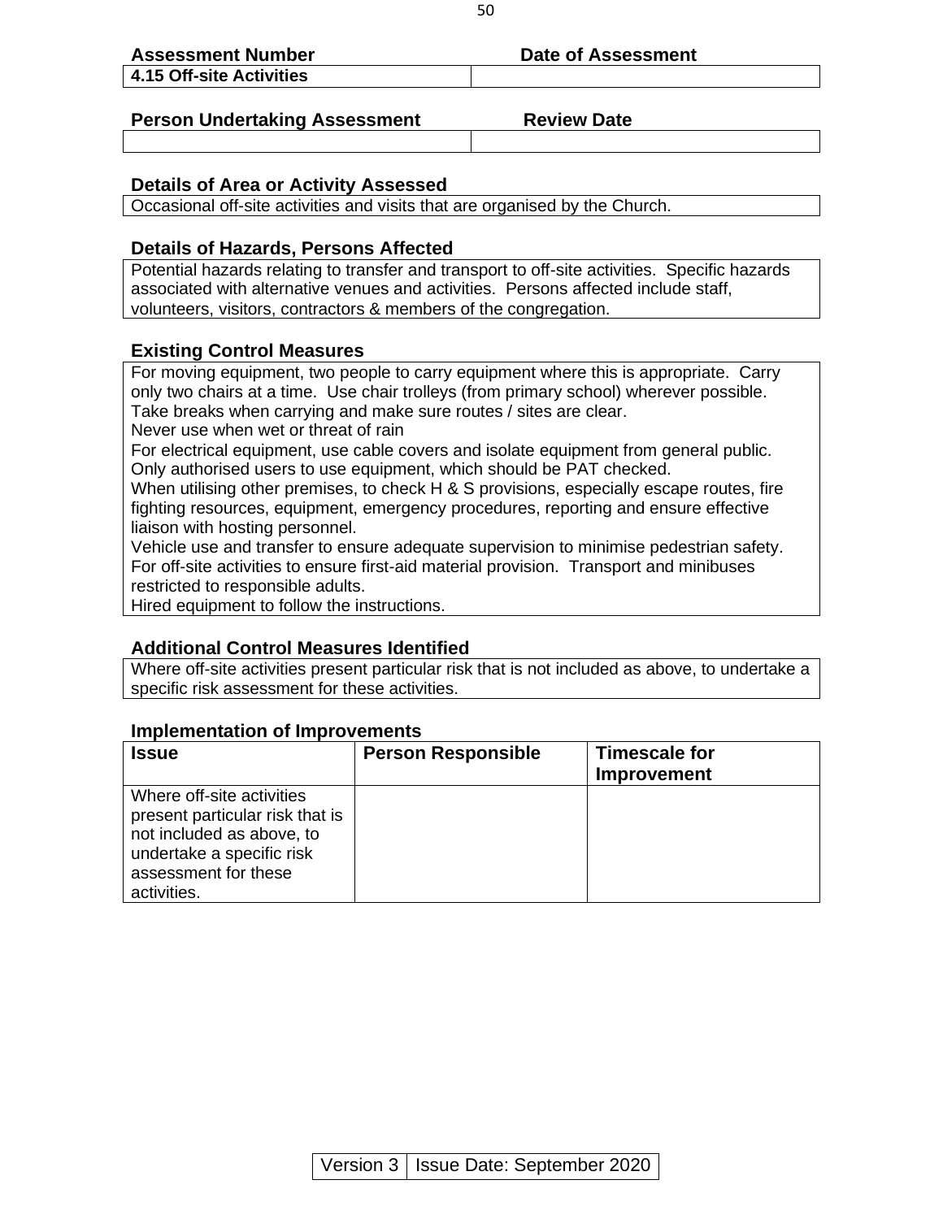| **Assessment Number** | **Date of Assessment** |
|---|---|
| **4.15 Off-site Activities** | |

| **Person Undertaking Assessment** | **Review Date** |
|---|---|
| | |

**Details of Area or Activity Assessed**

Occasional off-site activities and visits that are organised by the Church.

**Details of Hazards, Persons Affected**

Potential hazards relating to transfer and transport to off-site activities. Specific hazards associated with alternative venues and activities. Persons affected include staff, volunteers, visitors, contractors & members of the congregation.

**Existing Control Measures**

For moving equipment, two people to carry equipment where this is appropriate. Carry only two chairs at a time. Use chair trolleys (from primary school) wherever possible. Take breaks when carrying and make sure routes / sites are clear.
Never use when wet or threat of rain
For electrical equipment, use cable covers and isolate equipment from general public. Only authorised users to use equipment, which should be PAT checked.
When utilising other premises, to check H & S provisions, especially escape routes, fire fighting resources, equipment, emergency procedures, reporting and ensure effective liaison with hosting personnel.
Vehicle use and transfer to ensure adequate supervision to minimise pedestrian safety.
For off-site activities to ensure first-aid material provision. Transport and minibuses restricted to responsible adults.
Hired equipment to follow the instructions.

**Additional Control Measures Identified**

Where off-site activities present particular risk that is not included as above, to undertake a specific risk assessment for these activities.

**Implementation of Improvements**

| **Issue** | **Person Responsible** | **Timescale for Improvement** |
|---|---|---|
| Where off-site activities present particular risk that is not included as above, to undertake a specific risk assessment for these activities. | | |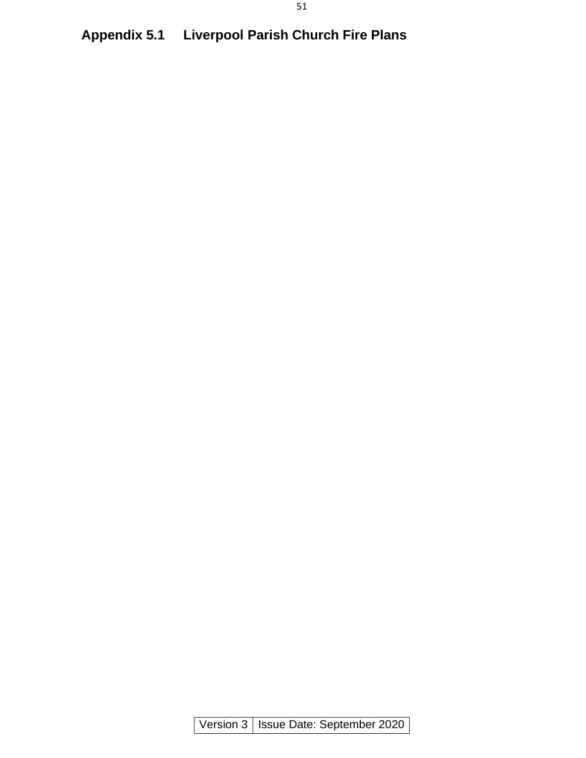## Appendix 5.1 Liverpool Parish Church Fire Plans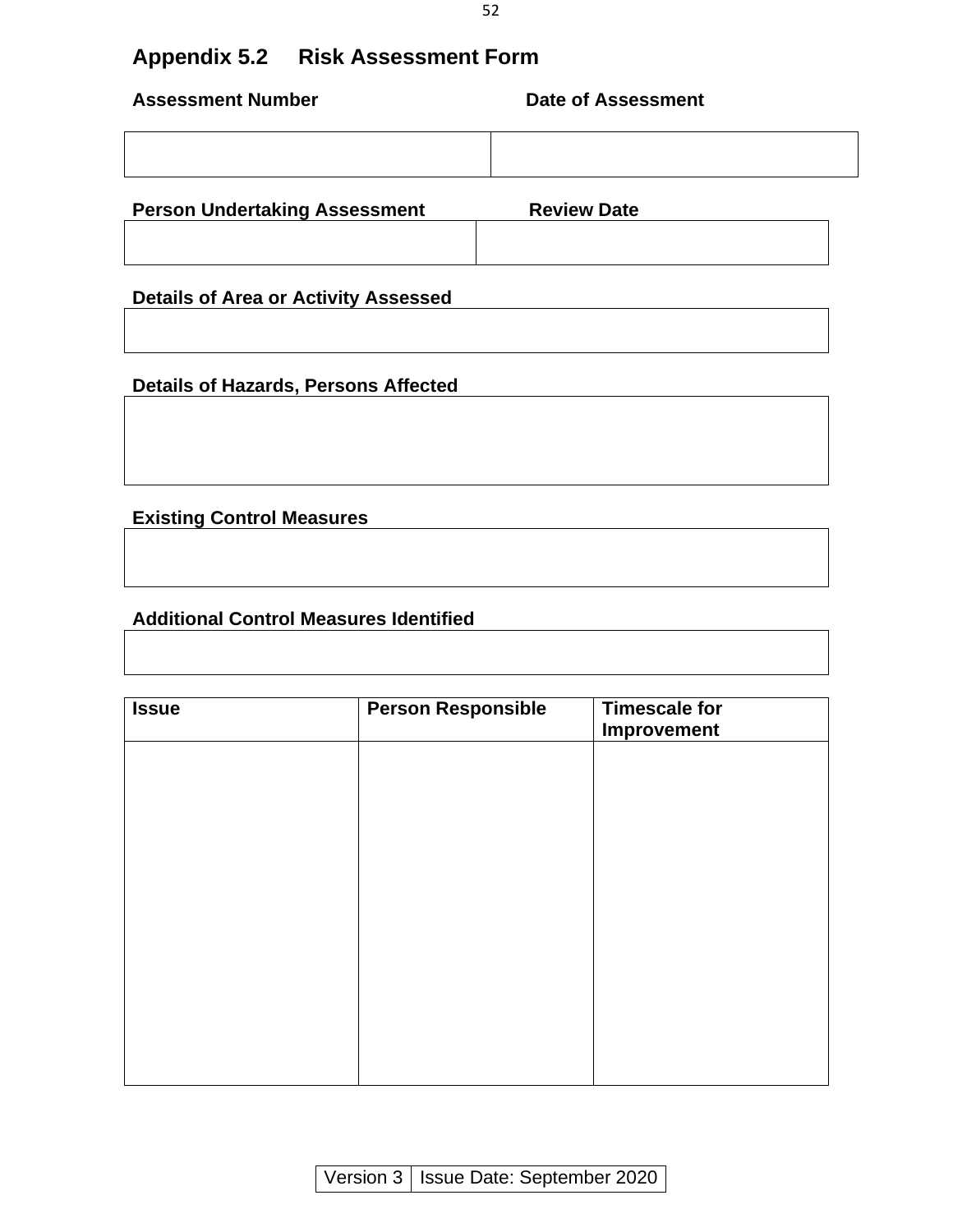## Appendix 5.2 Risk Assessment Form

| Assessment Number | Date of Assessment |
|---|---|
| | |

| Person Undertaking Assessment | Review Date |
|---|---|
| | |

**Details of Area or Activity Assessed**

| |
|---|
| |

**Details of Hazards, Persons Affected**

| |
|---|
| |

**Existing Control Measures**

| |
|---|
| |

**Additional Control Measures Identified**

| |
|---|
| |

| Issue | Person Responsible | Timescale for Improvement |
|---|---|---|
| | | |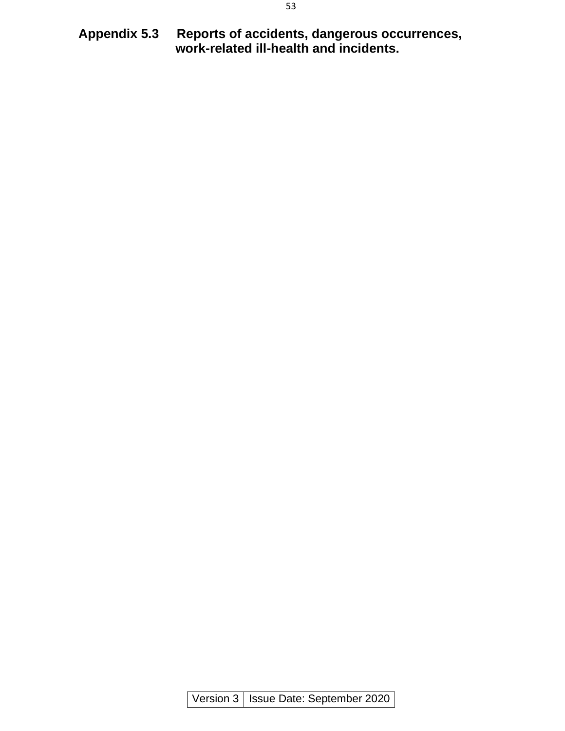## Appendix 5.3 Reports of accidents, dangerous occurrences, work-related ill-health and incidents.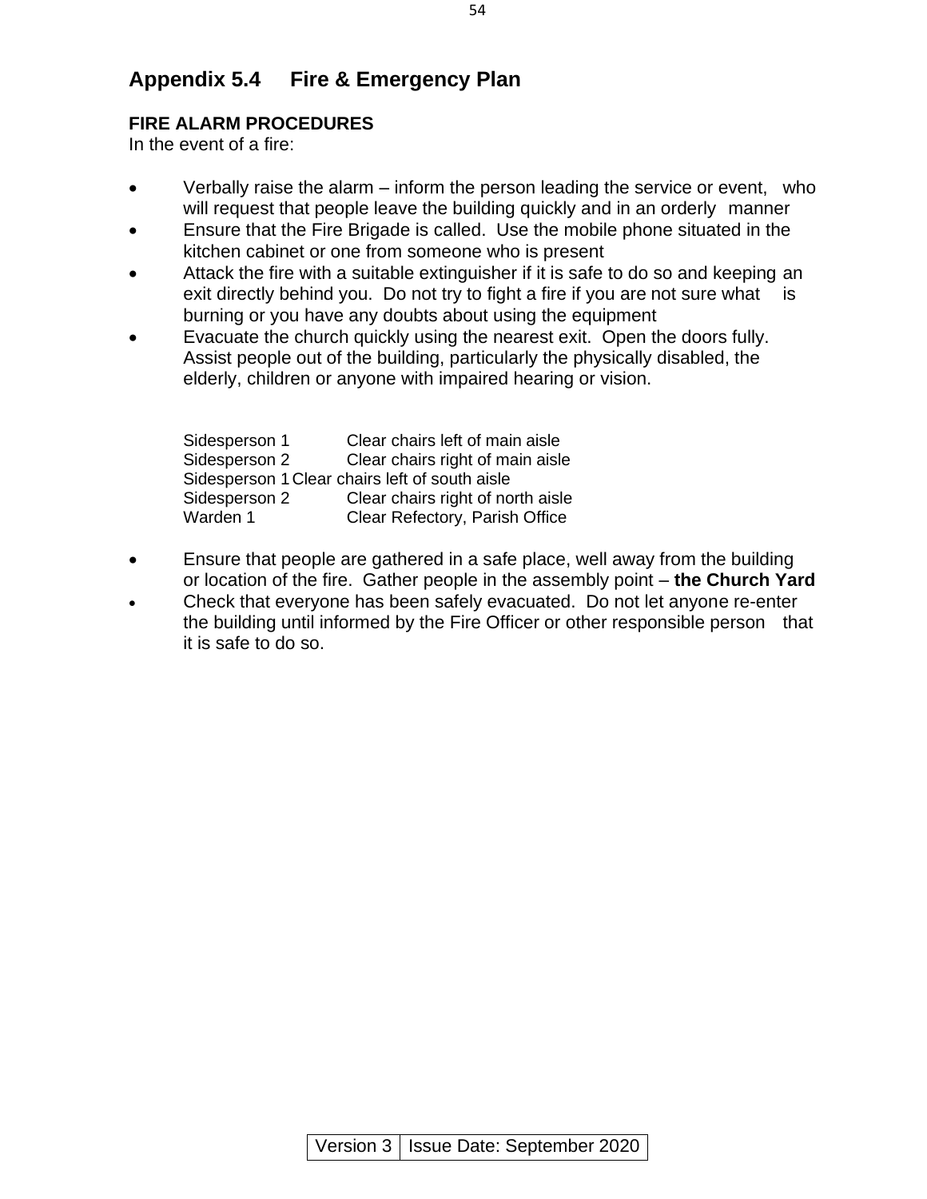## Appendix 5.4 Fire & Emergency Plan

**FIRE ALARM PROCEDURES**

In the event of a fire:

- Verbally raise the alarm – inform the person leading the service or event, who will request that people leave the building quickly and in an orderly manner
- Ensure that the Fire Brigade is called. Use the mobile phone situated in the kitchen cabinet or one from someone who is present
- Attack the fire with a suitable extinguisher if it is safe to do so and keeping an exit directly behind you. Do not try to fight a fire if you are not sure what is burning or you have any doubts about using the equipment
- Evacuate the church quickly using the nearest exit. Open the doors fully. Assist people out of the building, particularly the physically disabled, the elderly, children or anyone with impaired hearing or vision.

| | |
|---|---|
| Sidesperson 1 | Clear chairs left of main aisle |
| Sidesperson 2 | Clear chairs right of main aisle |
| Sidesperson 1 | Clear chairs left of south aisle |
| Sidesperson 2 | Clear chairs right of north aisle |
| Warden 1 | Clear Refectory, Parish Office |

- Ensure that people are gathered in a safe place, well away from the building or location of the fire. Gather people in the assembly point – **the Church Yard**
- Check that everyone has been safely evacuated. Do not let anyone re-enter the building until informed by the Fire Officer or other responsible person that it is safe to do so.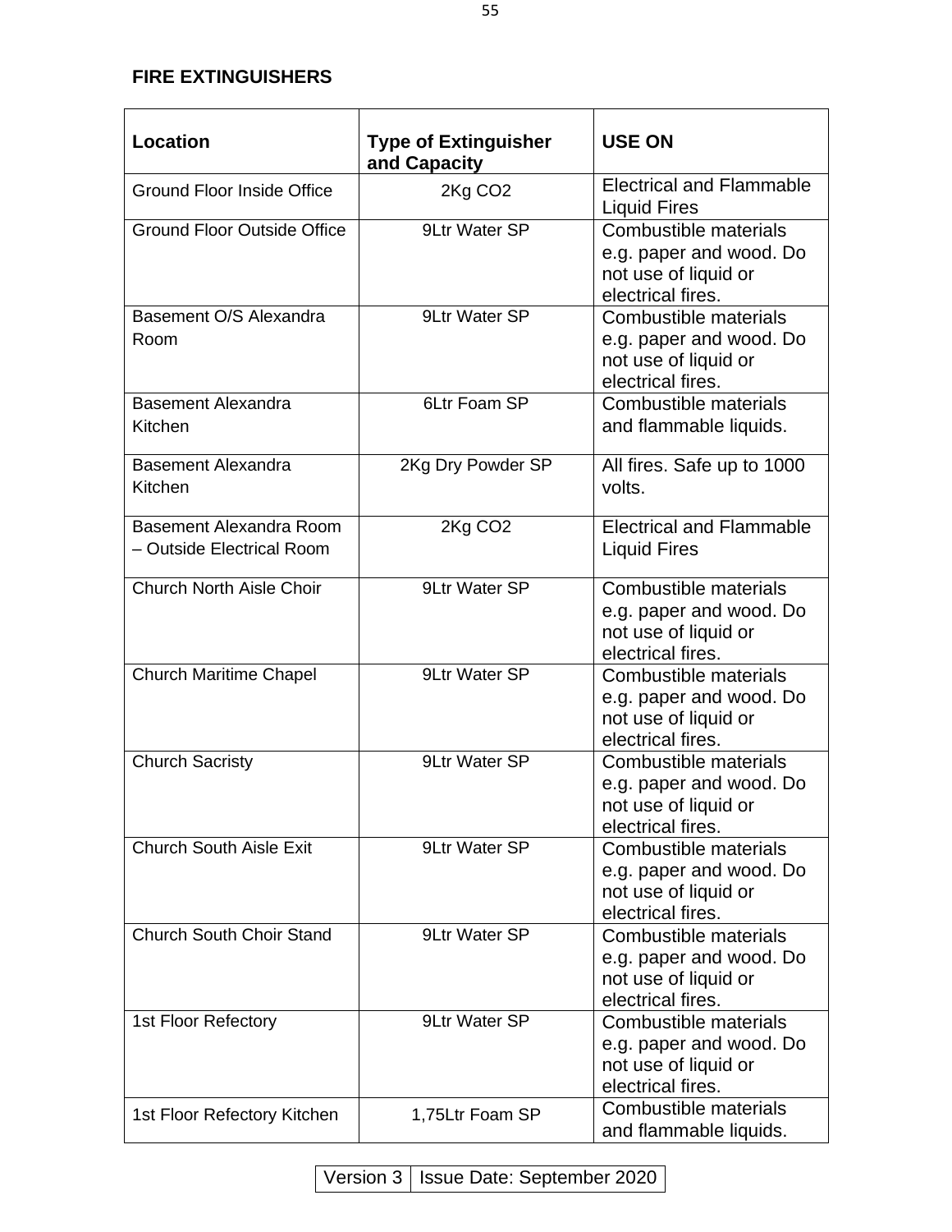**FIRE EXTINGUISHERS**

| Location | Type of Extinguisher and Capacity | USE ON |
|---|---|---|
| Ground Floor Inside Office | 2Kg $CO_2$ | Electrical and Flammable Liquid Fires |
| Ground Floor Outside Office | 9Ltr Water SP | Combustible materials e.g. paper and wood. Do not use of liquid or electrical fires. |
| Basement O/S Alexandra Room | 9Ltr Water SP | Combustible materials e.g. paper and wood. Do not use of liquid or electrical fires. |
| Basement Alexandra Kitchen | 6Ltr Foam SP | Combustible materials and flammable liquids. |
| Basement Alexandra Kitchen | 2Kg Dry Powder SP | All fires. Safe up to 1000 volts. |
| Basement Alexandra Room – Outside Electrical Room | 2Kg $CO_2$ | Electrical and Flammable Liquid Fires |
| Church North Aisle Choir | 9Ltr Water SP | Combustible materials e.g. paper and wood. Do not use of liquid or electrical fires. |
| Church Maritime Chapel | 9Ltr Water SP | Combustible materials e.g. paper and wood. Do not use of liquid or electrical fires. |
| Church Sacristy | 9Ltr Water SP | Combustible materials e.g. paper and wood. Do not use of liquid or electrical fires. |
| Church South Aisle Exit | 9Ltr Water SP | Combustible materials e.g. paper and wood. Do not use of liquid or electrical fires. |
| Church South Choir Stand | 9Ltr Water SP | Combustible materials e.g. paper and wood. Do not use of liquid or electrical fires. |
| 1st Floor Refectory | 9Ltr Water SP | Combustible materials e.g. paper and wood. Do not use of liquid or electrical fires. |
| 1st Floor Refectory Kitchen | 1,75Ltr Foam SP | Combustible materials and flammable liquids. |

| Version 3 | Issue Date: September 2020 |
|---|---|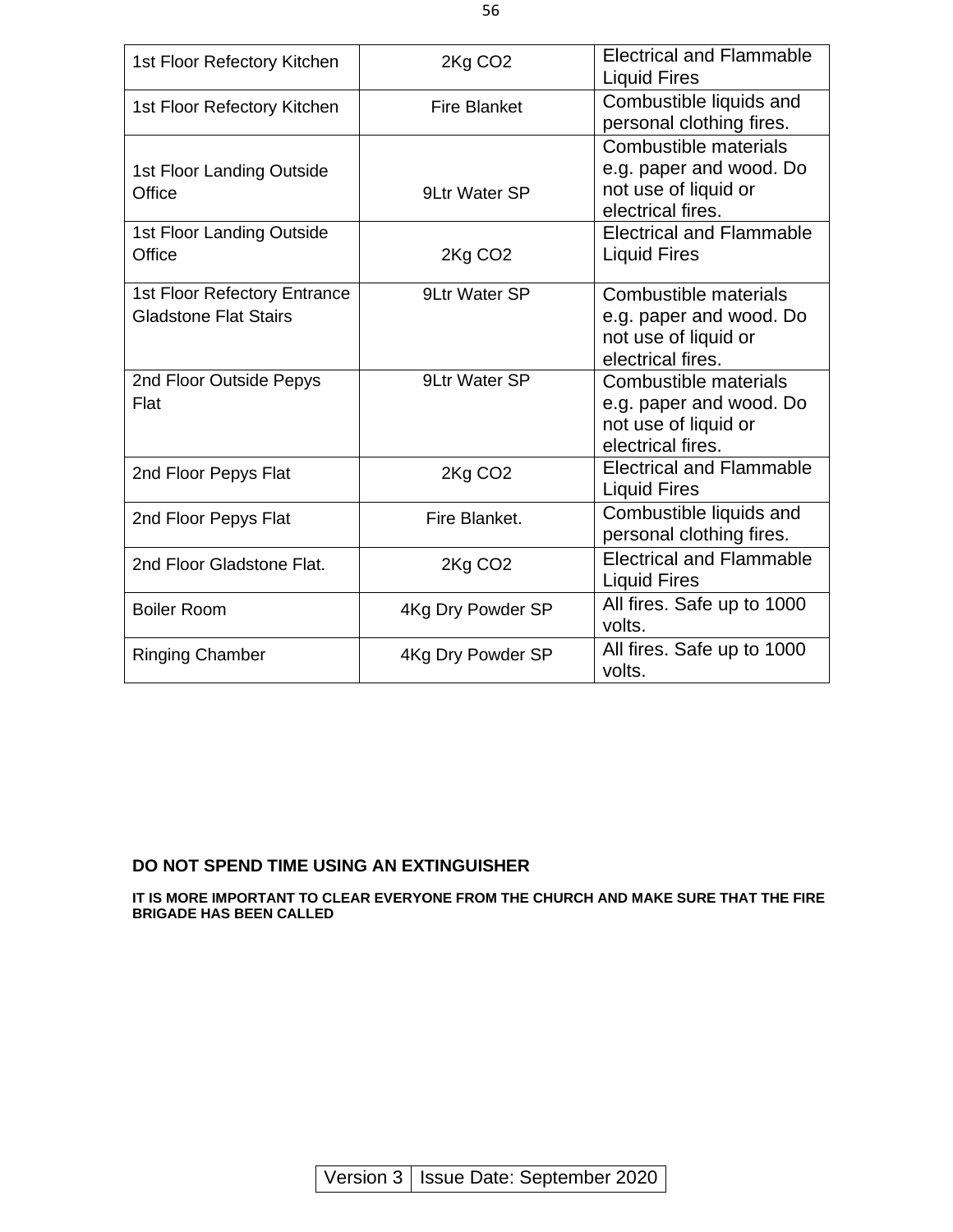| | | |
|---|---|---|
| 1st Floor Refectory Kitchen | 2Kg $CO_2$ | Electrical and Flammable Liquid Fires |
| 1st Floor Refectory Kitchen | Fire Blanket | Combustible liquids and personal clothing fires. |
| 1st Floor Landing Outside Office | 9Ltr Water SP | Combustible materials e.g. paper and wood. Do not use of liquid or electrical fires. |
| 1st Floor Landing Outside Office | 2Kg $CO_2$ | Electrical and Flammable Liquid Fires |
| 1st Floor Refectory Entrance Gladstone Flat Stairs | 9Ltr Water SP | Combustible materials e.g. paper and wood. Do not use of liquid or electrical fires. |
| 2nd Floor Outside Pepys Flat | 9Ltr Water SP | Combustible materials e.g. paper and wood. Do not use of liquid or electrical fires. |
| 2nd Floor Pepys Flat | 2Kg $CO_2$ | Electrical and Flammable Liquid Fires |
| 2nd Floor Pepys Flat | Fire Blanket. | Combustible liquids and personal clothing fires. |
| 2nd Floor Gladstone Flat. | 2Kg $CO_2$ | Electrical and Flammable Liquid Fires |
| Boiler Room | 4Kg Dry Powder SP | All fires. Safe up to 1000 volts. |
| Ringing Chamber | 4Kg Dry Powder SP | All fires. Safe up to 1000 volts. |

**DO NOT SPEND TIME USING AN EXTINGUISHER**

**IT IS MORE IMPORTANT TO CLEAR EVERYONE FROM THE CHURCH AND MAKE SURE THAT THE FIRE BRIGADE HAS BEEN CALLED**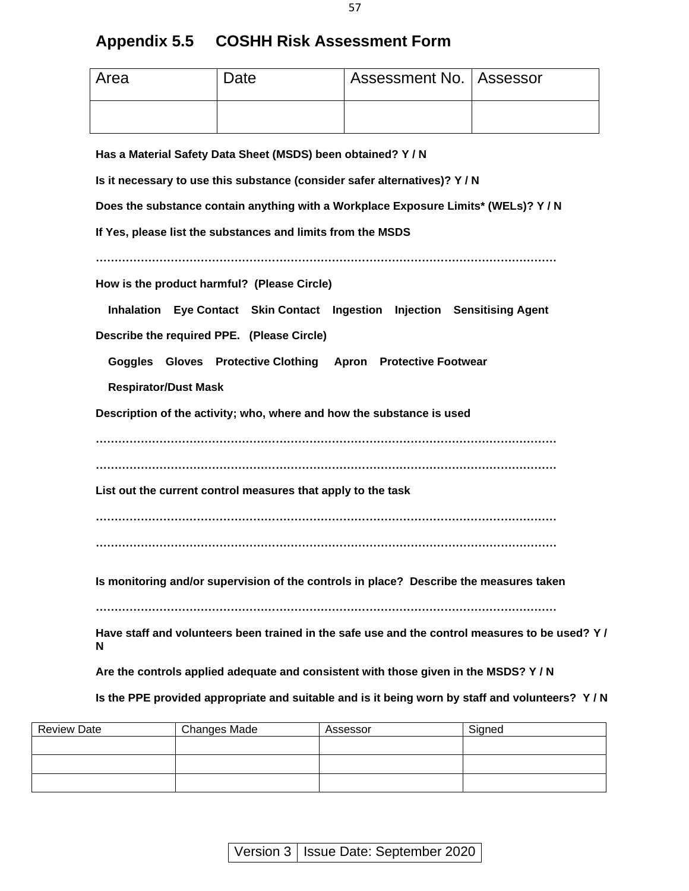## Appendix 5.5 COSHH Risk Assessment Form

| Area | Date | Assessment No. | Assessor |
|---|---|---|---|
| | | | |

**Has a Material Safety Data Sheet (MSDS) been obtained? Y / N**

**Is it necessary to use this substance (consider safer alternatives)? Y / N**

**Does the substance contain anything with a Workplace Exposure Limits* (WELs)? Y / N**

**If Yes, please list the substances and limits from the MSDS**

**……………………………………………………………………………………………………**

**How is the product harmful? (Please Circle)**

**Inhalation Eye Contact Skin Contact Ingestion Injection Sensitising Agent**

**Describe the required PPE. (Please Circle)**

**Goggles Gloves Protective Clothing Apron Protective Footwear**

**Respirator/Dust Mask**

**Description of the activity; who, where and how the substance is used**

**……………………………………………………………………………………………………**

**……………………………………………………………………………………………………**

**List out the current control measures that apply to the task**

**……………………………………………………………………………………………………**

**……………………………………………………………………………………………………**

**Is monitoring and/or supervision of the controls in place? Describe the measures taken**

**……………………………………………………………………………………………………**

**Have staff and volunteers been trained in the safe use and the control measures to be used? Y / N**

**Are the controls applied adequate and consistent with those given in the MSDS? Y / N**

**Is the PPE provided appropriate and suitable and is it being worn by staff and volunteers? Y / N**

| Review Date | Changes Made | Assessor | Signed |
|---|---|---|---|
| | | | |
| | | | |
| | | | |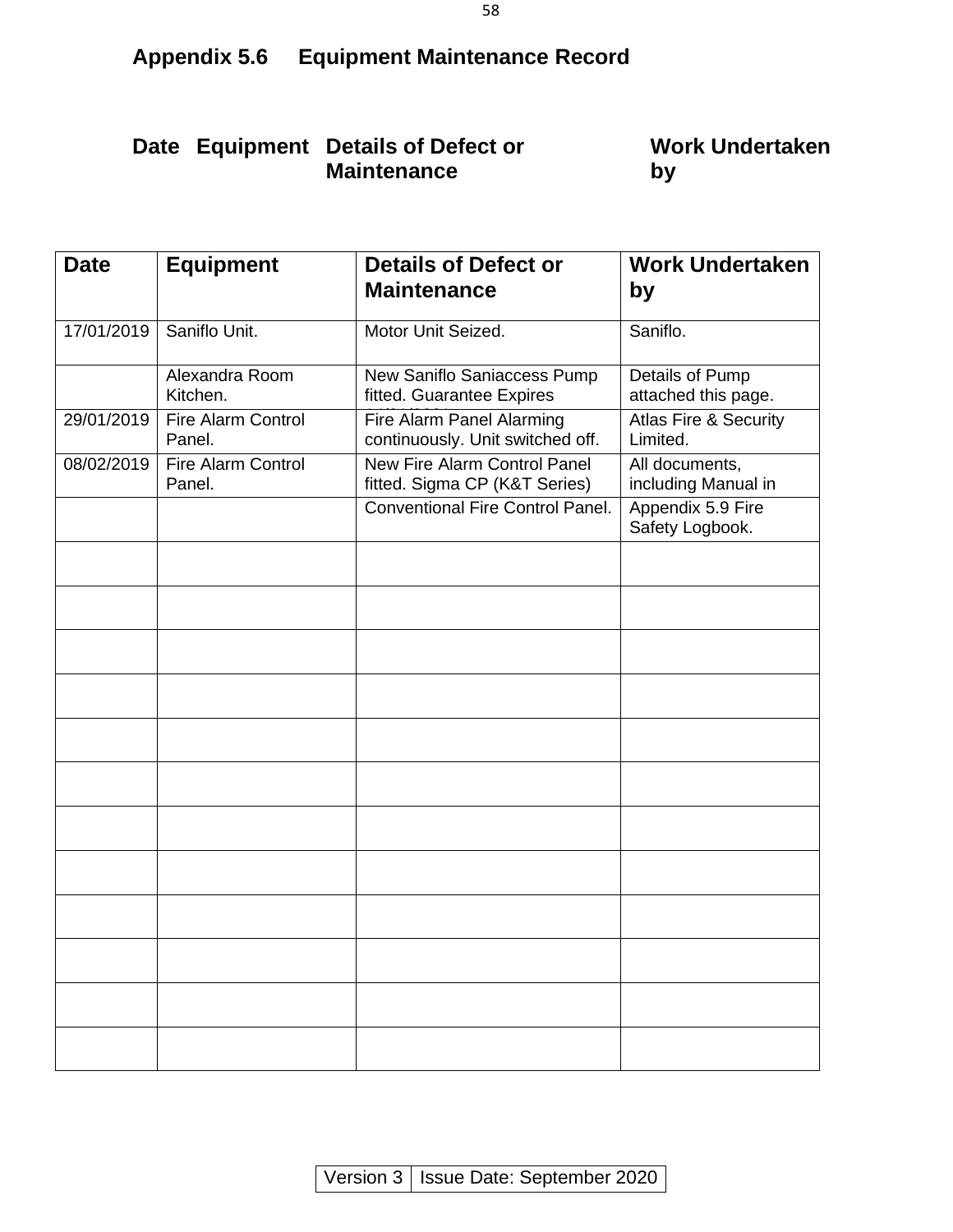## Appendix 5.6 Equipment Maintenance Record

**Date** **Equipment** **Details of Defect or Maintenance** **Work Undertaken by**

| Date | Equipment | Details of Defect or Maintenance | Work Undertaken by |
|---|---|---|---|
| 17/01/2019 | Saniflo Unit. | Motor Unit Seized. | Saniflo. |
| | Alexandra Room Kitchen. | New Saniflo Saniaccess Pump fitted. Guarantee Expires | Details of Pump attached this page. |
| 29/01/2019 | Fire Alarm Control Panel. | Fire Alarm Panel Alarming continuously. Unit switched off. | Atlas Fire & Security Limited. |
| 08/02/2019 | Fire Alarm Control Panel. | New Fire Alarm Control Panel fitted. Sigma CP (K&T Series) | All documents, including Manual in |
| | | Conventional Fire Control Panel. | Appendix 5.9 Fire Safety Logbook. |
| | | | |
| | | | |
| | | | |
| | | | |
| | | | |
| | | | |
| | | | |
| | | | |
| | | | |
| | | | |
| | | | |
| | | | |

| Version 3 | Issue Date: September 2020 |
|---|---|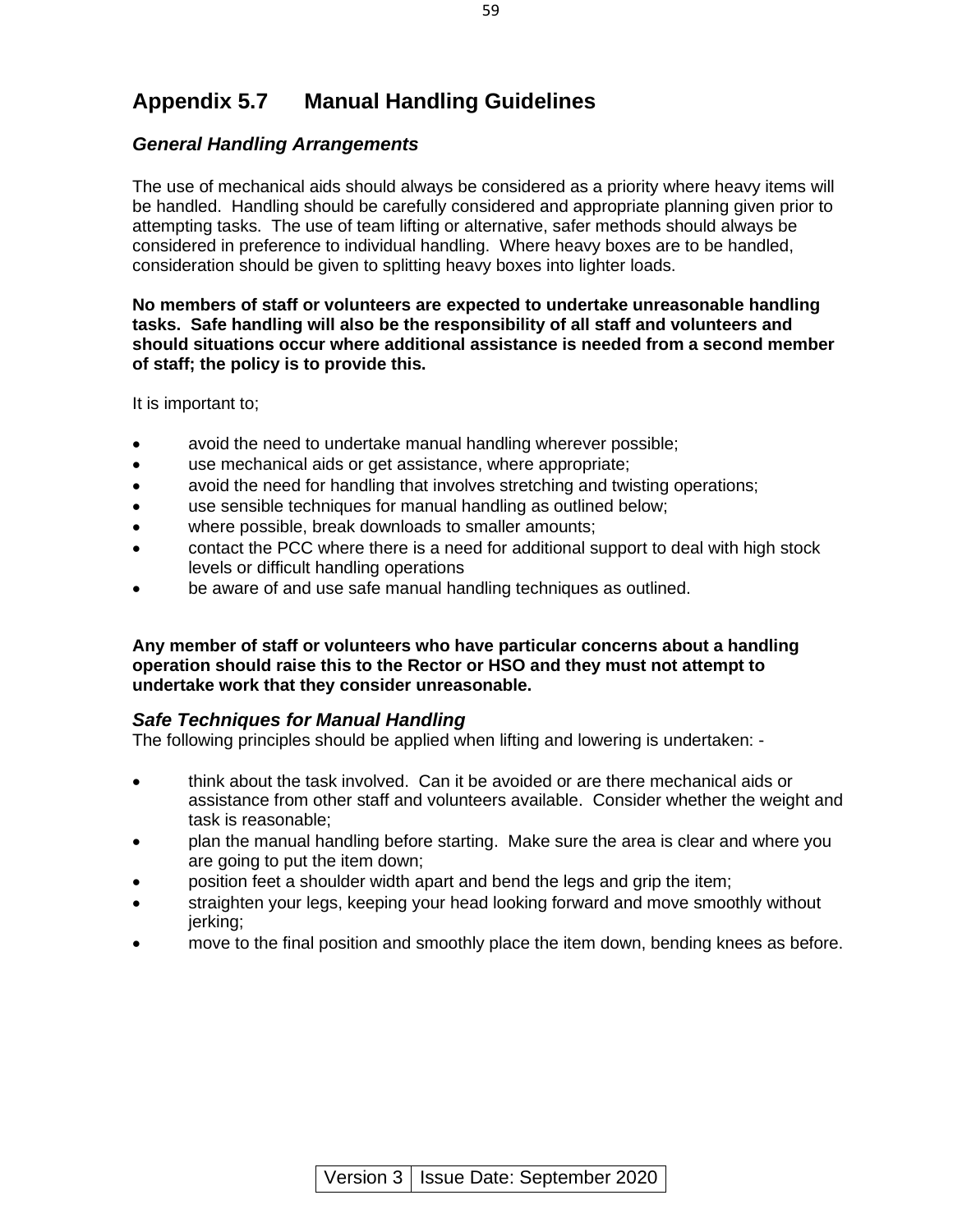## Appendix 5.7 Manual Handling Guidelines

### *General Handling Arrangements*

The use of mechanical aids should always be considered as a priority where heavy items will be handled. Handling should be carefully considered and appropriate planning given prior to attempting tasks. The use of team lifting or alternative, safer methods should always be considered in preference to individual handling. Where heavy boxes are to be handled, consideration should be given to splitting heavy boxes into lighter loads.

**No members of staff or volunteers are expected to undertake unreasonable handling tasks. Safe handling will also be the responsibility of all staff and volunteers and should situations occur where additional assistance is needed from a second member of staff; the policy is to provide this.**

It is important to;

- avoid the need to undertake manual handling wherever possible;
- use mechanical aids or get assistance, where appropriate;
- avoid the need for handling that involves stretching and twisting operations;
- use sensible techniques for manual handling as outlined below;
- where possible, break downloads to smaller amounts;
- contact the PCC where there is a need for additional support to deal with high stock levels or difficult handling operations
- be aware of and use safe manual handling techniques as outlined.

**Any member of staff or volunteers who have particular concerns about a handling operation should raise this to the Rector or HSO and they must not attempt to undertake work that they consider unreasonable.**

### *Safe Techniques for Manual Handling*

The following principles should be applied when lifting and lowering is undertaken: -

- think about the task involved. Can it be avoided or are there mechanical aids or assistance from other staff and volunteers available. Consider whether the weight and task is reasonable;
- plan the manual handling before starting. Make sure the area is clear and where you are going to put the item down;
- position feet a shoulder width apart and bend the legs and grip the item;
- straighten your legs, keeping your head looking forward and move smoothly without jerking;
- move to the final position and smoothly place the item down, bending knees as before.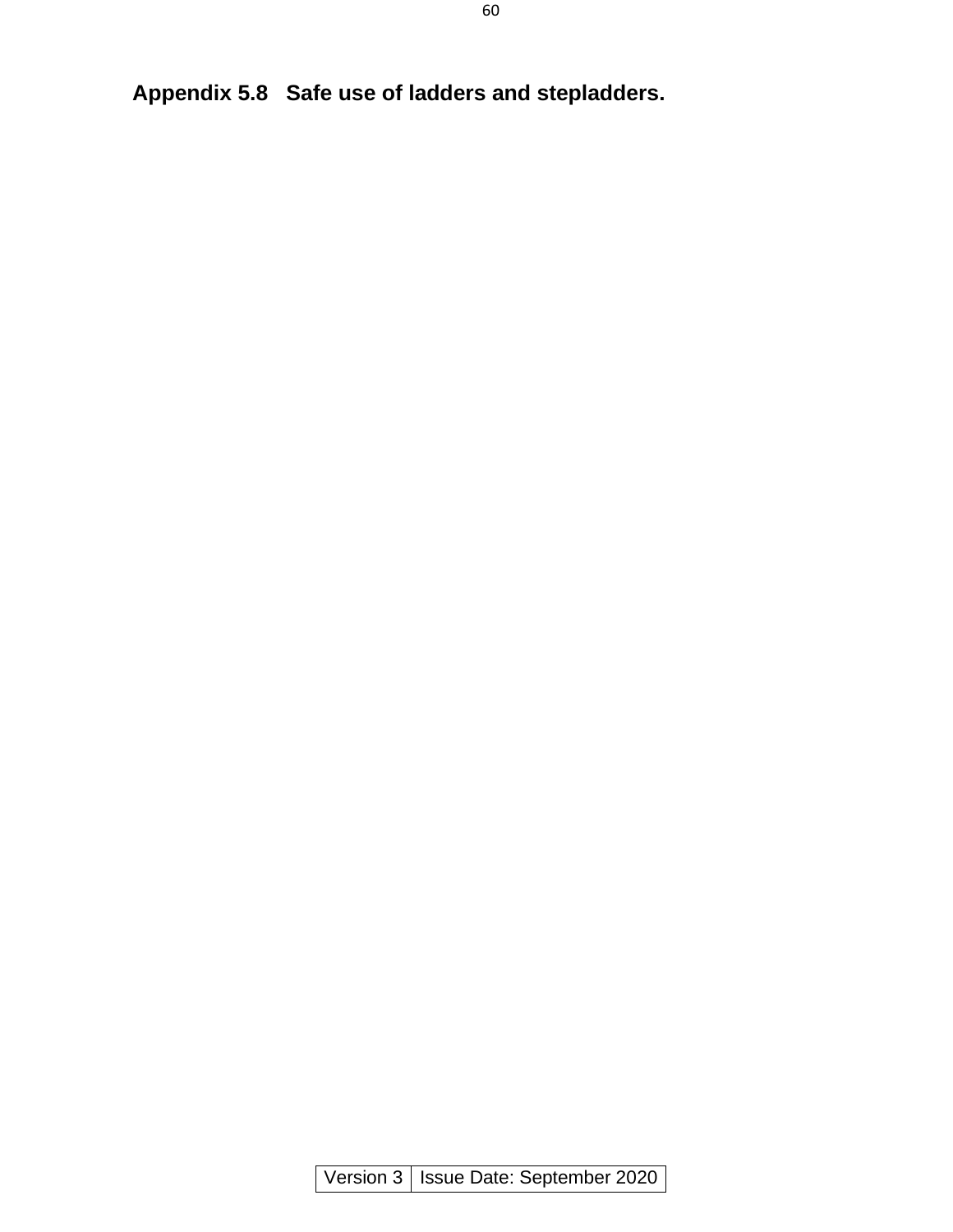## Appendix 5.8 Safe use of ladders and stepladders.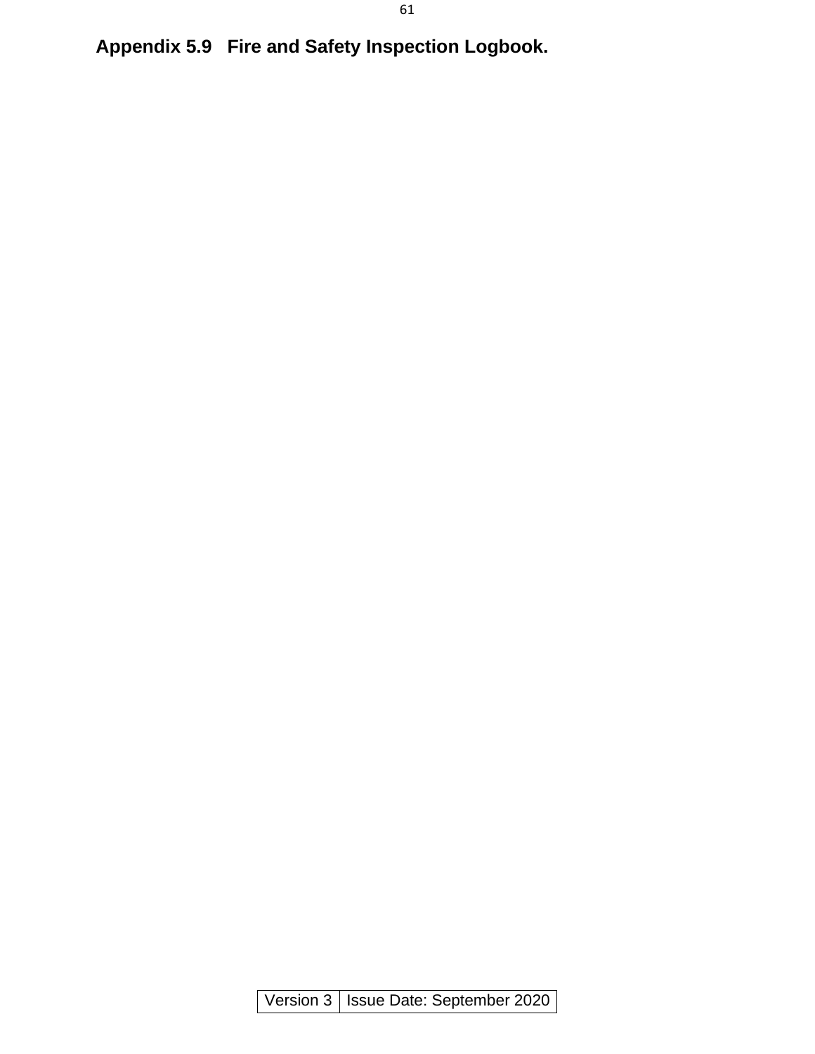## Appendix 5.9 Fire and Safety Inspection Logbook.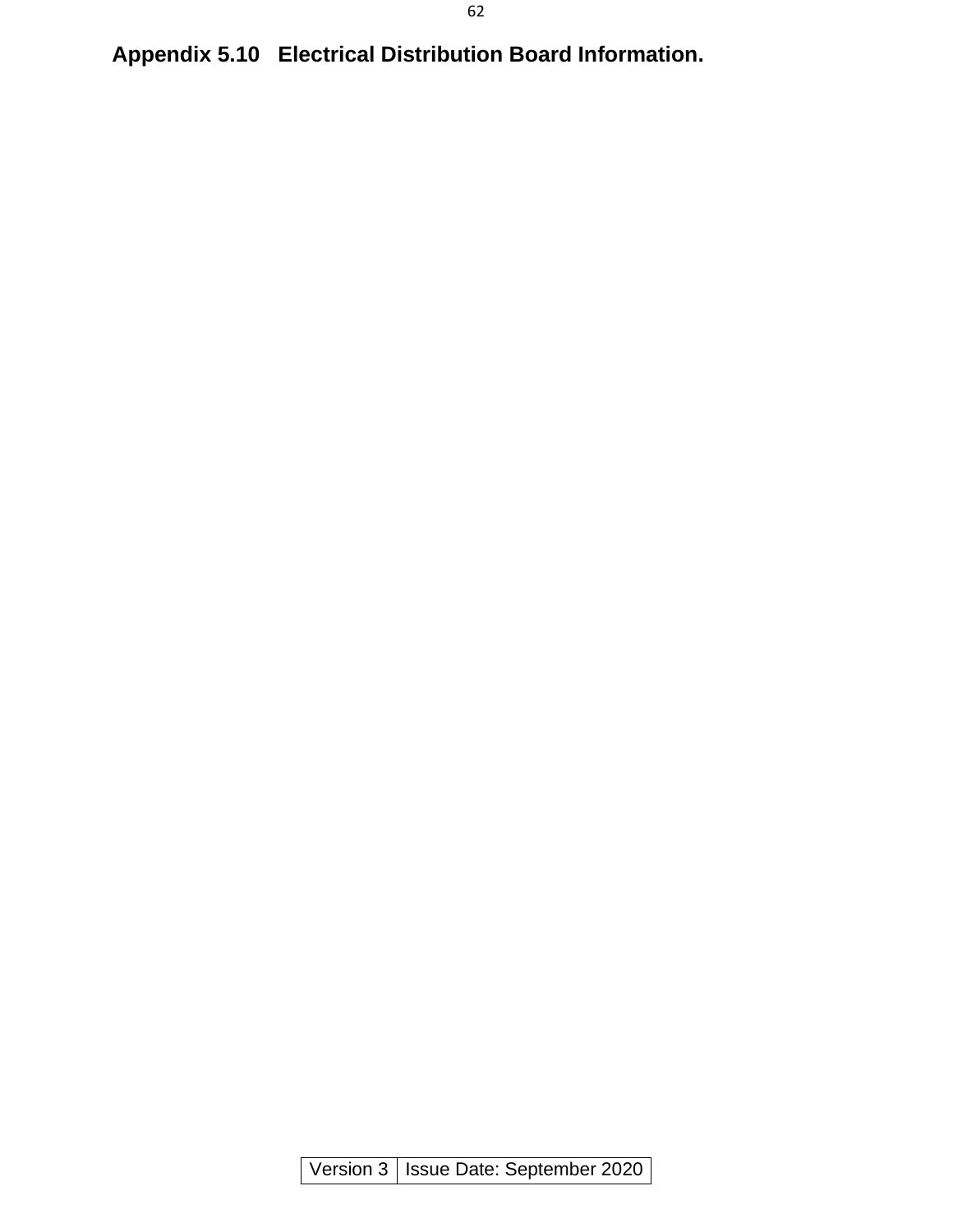## Appendix 5.10 Electrical Distribution Board Information.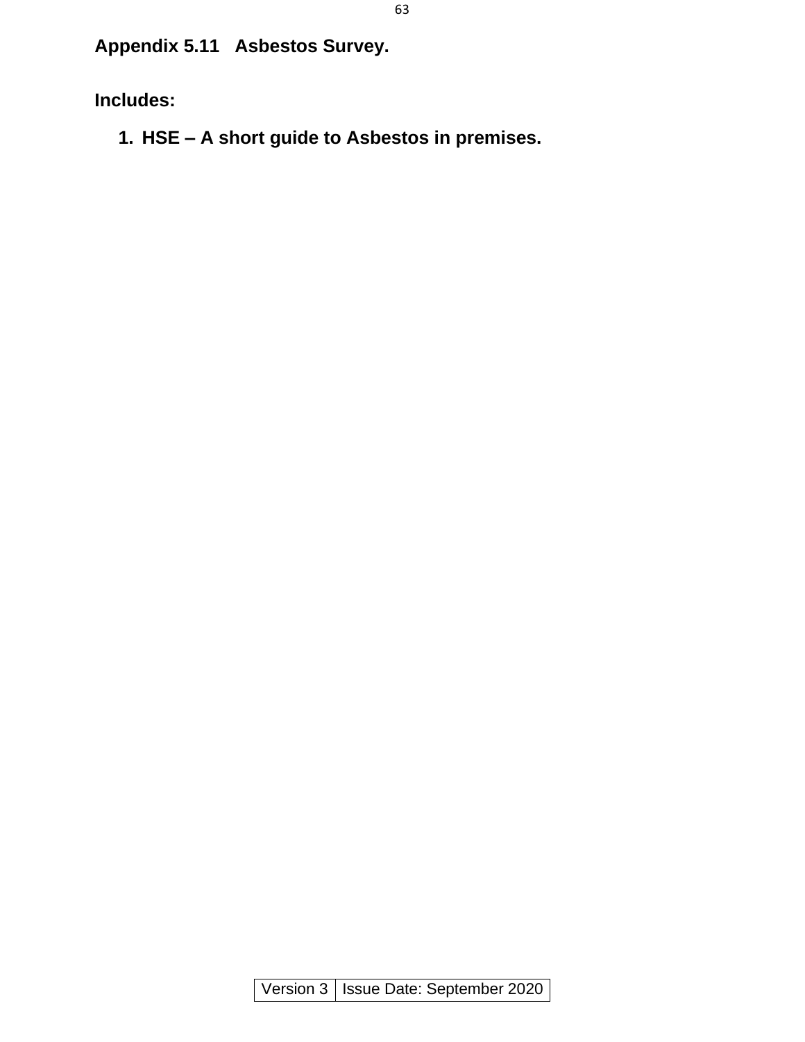## Appendix 5.11 Asbestos Survey.

**Includes:**

1. **HSE – A short guide to Asbestos in premises.**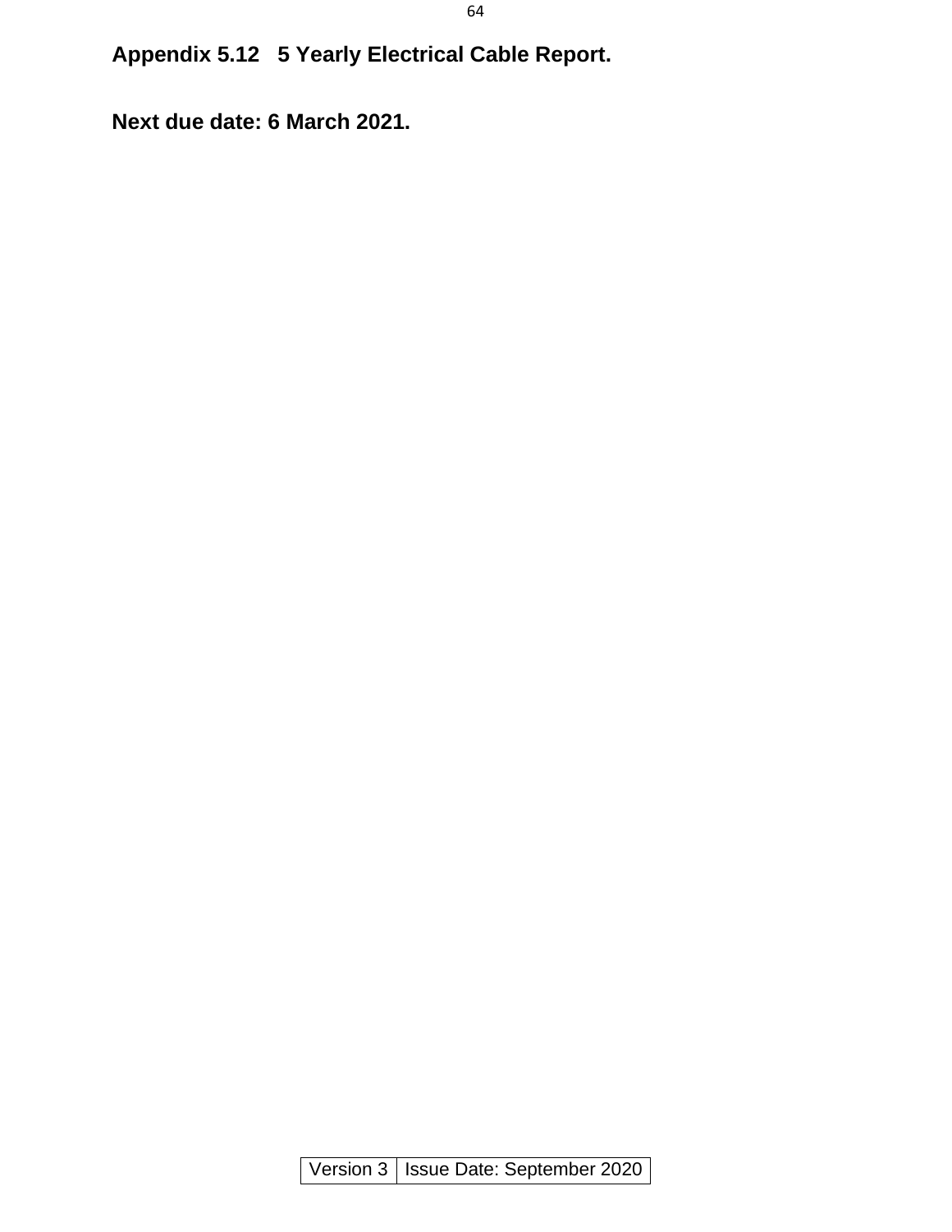## Appendix 5.12 5 Yearly Electrical Cable Report.

**Next due date: 6 March 2021.**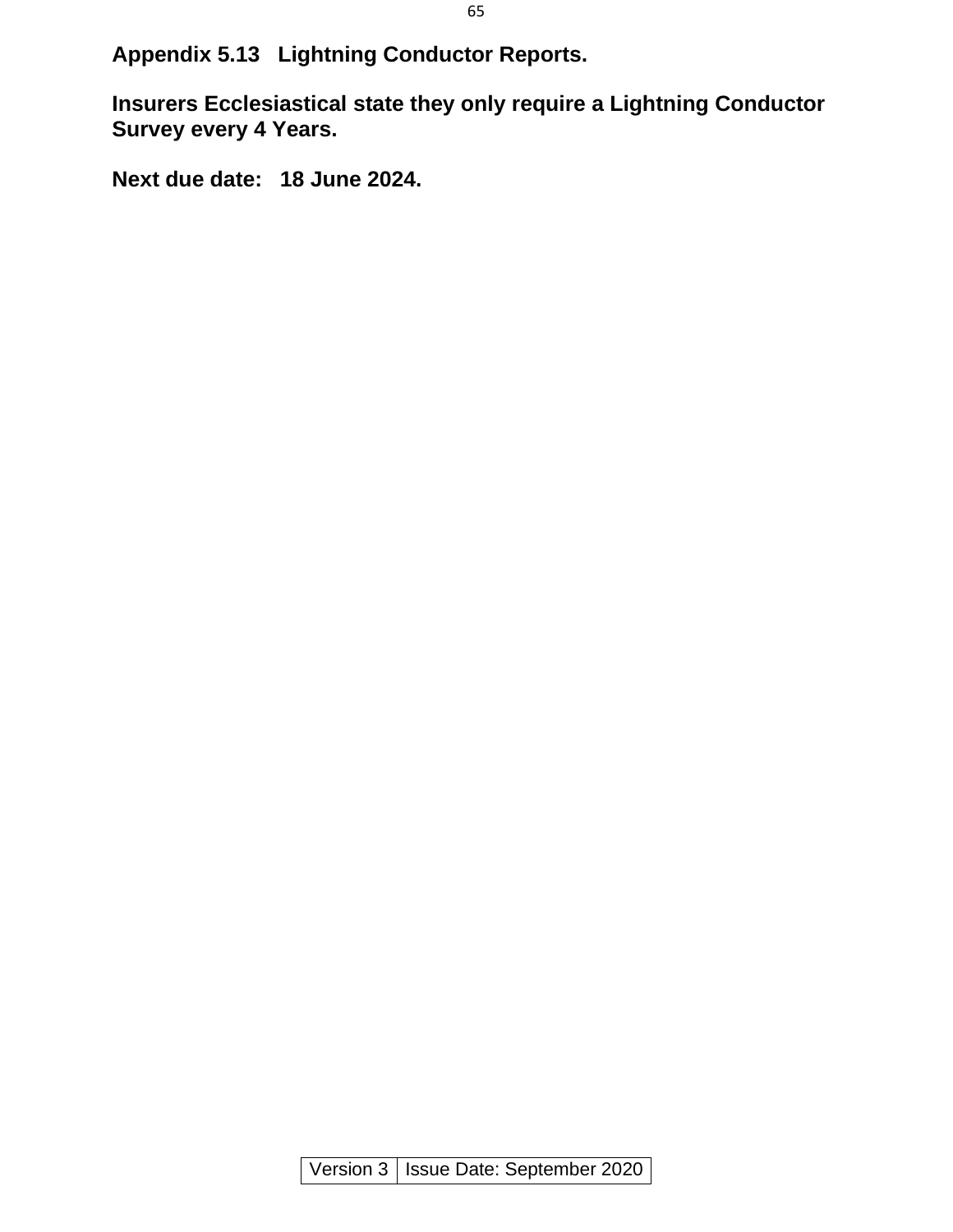## Appendix 5.13 Lightning Conductor Reports.

**Insurers Ecclesiastical state they only require a Lightning Conductor Survey every 4 Years.**

**Next due date: 18 June 2024.**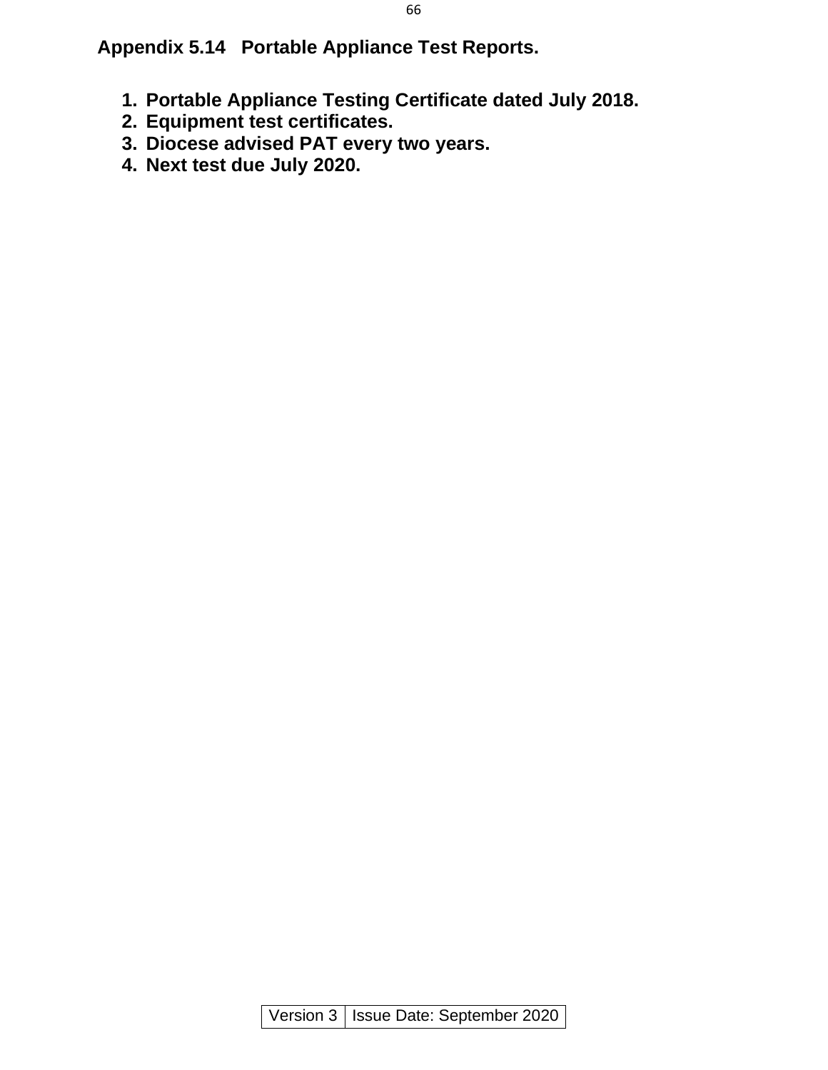## Appendix 5.14 Portable Appliance Test Reports.

1. **Portable Appliance Testing Certificate dated July 2018.**
2. **Equipment test certificates.**
3. **Diocese advised PAT every two years.**
4. **Next test due July 2020.**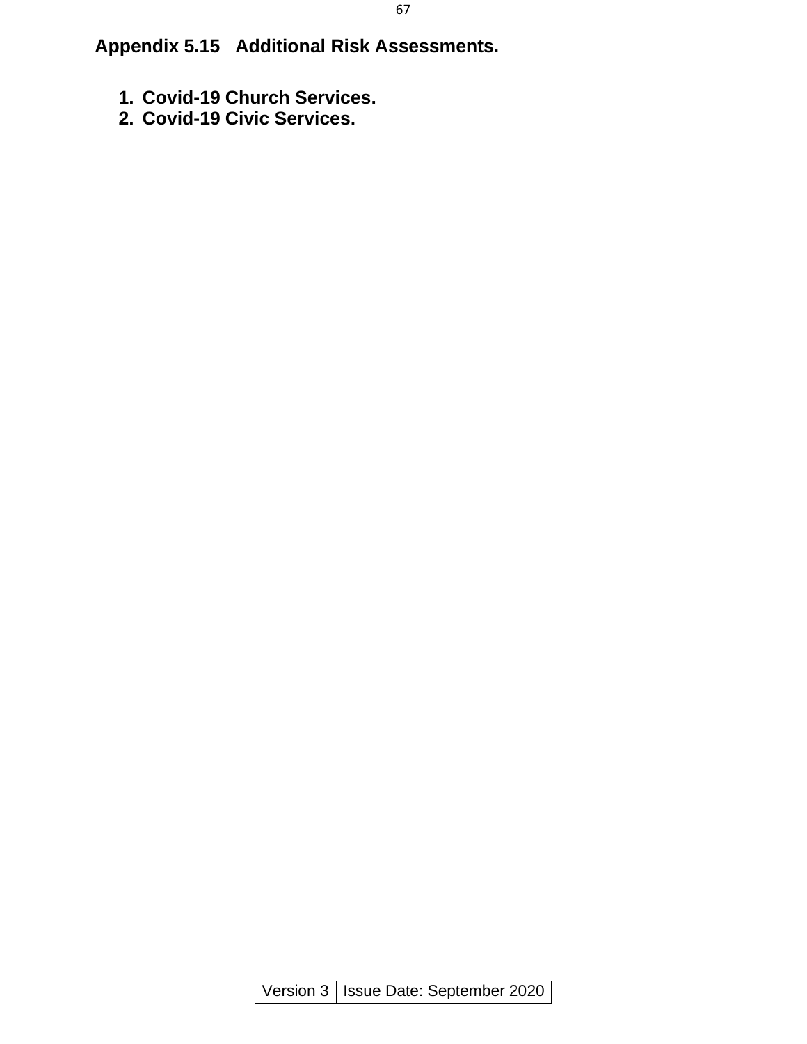## Appendix 5.15 Additional Risk Assessments.

1. **Covid-19 Church Services.**
2. **Covid-19 Civic Services.**